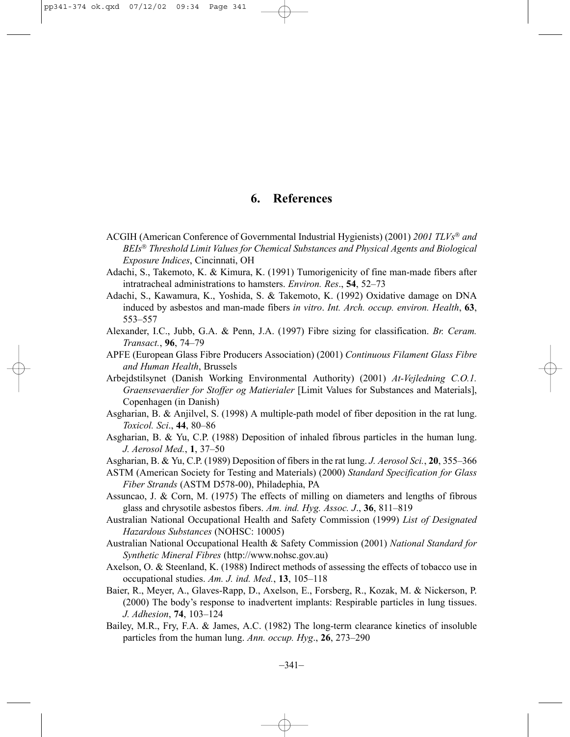# 6. References

ACGIH (American Conference of Governmental Industrial Hygienists) (2001) *2001 TLVs® and BEIs® Threshold Limit Values for Chemical Substances and Physical Agents and Biological Exposure Indices*, Cincinnati, OH

Adachi, S., Takemoto, K. & Kimura, K. (1991) Tumorigenicity of fine man-made fibers after intratracheal administrations to hamsters. *Environ. Res*., **54**, 52–73

Adachi, S., Kawamura, K., Yoshida, S. & Takemoto, K. (1992) Oxidative damage on DNA induced by asbestos and man-made fibers *in vitro*. *Int. Arch. occup. environ. Health*, **63**, 553–557

Alexander, I.C., Jubb, G.A. & Penn, J.A. (1997) Fibre sizing for classification. *Br. Ceram. Transact.*, **96**, 74–79

APFE (European Glass Fibre Producers Association) (2001) *Continuous Filament Glass Fibre and Human Health*, Brussels

Arbejdstilsynet (Danish Working Environmental Authority) (2001) *At-Vejledning C.O.1. Graensevaerdier for Stoffer og Matierialer* [Limit Values for Substances and Materials], Copenhagen (in Danish)

Asgharian, B. & Anjilvel, S. (1998) A multiple-path model of fiber deposition in the rat lung. *Toxicol. Sci*., **44**, 80–86

Asgharian, B. & Yu, C.P. (1988) Deposition of inhaled fibrous particles in the human lung. *J. Aerosol Med.*, **1**, 37–50

Asgharian, B. & Yu, C.P. (1989) Deposition of fibers in the rat lung. *J. Aerosol Sci.*, **20**, 355–366

ASTM (American Society for Testing and Materials) (2000) *Standard Specification for Glass Fiber Strands* (ASTM D578-00), Philadephia, PA

Assuncao, J. & Corn, M. (1975) The effects of milling on diameters and lengths of fibrous glass and chrysotile asbestos fibers. *Am. ind. Hyg. Assoc. J*., **36**, 811–819

Australian National Occupational Health and Safety Commission (1999) *List of Designated Hazardous Substances* (NOHSC: 10005)

Australian National Occupational Health & Safety Commission (2001) *National Standard for Synthetic Mineral Fibres* (http://www.nohsc.gov.au)

Axelson, O. & Steenland, K. (1988) Indirect methods of assessing the effects of tobacco use in occupational studies. *Am. J. ind. Med.*, **13**, 105–118

Baier, R., Meyer, A., Glaves-Rapp, D., Axelson, E., Forsberg, R., Kozak, M. & Nickerson, P. (2000) The body's response to inadvertent implants: Respirable particles in lung tissues. *J. Adhesion*, **74**, 103–124

Bailey, M.R., Fry, F.A. & James, A.C. (1982) The long-term clearance kinetics of insoluble particles from the human lung. *Ann. occup. Hyg*., **26**, 273–290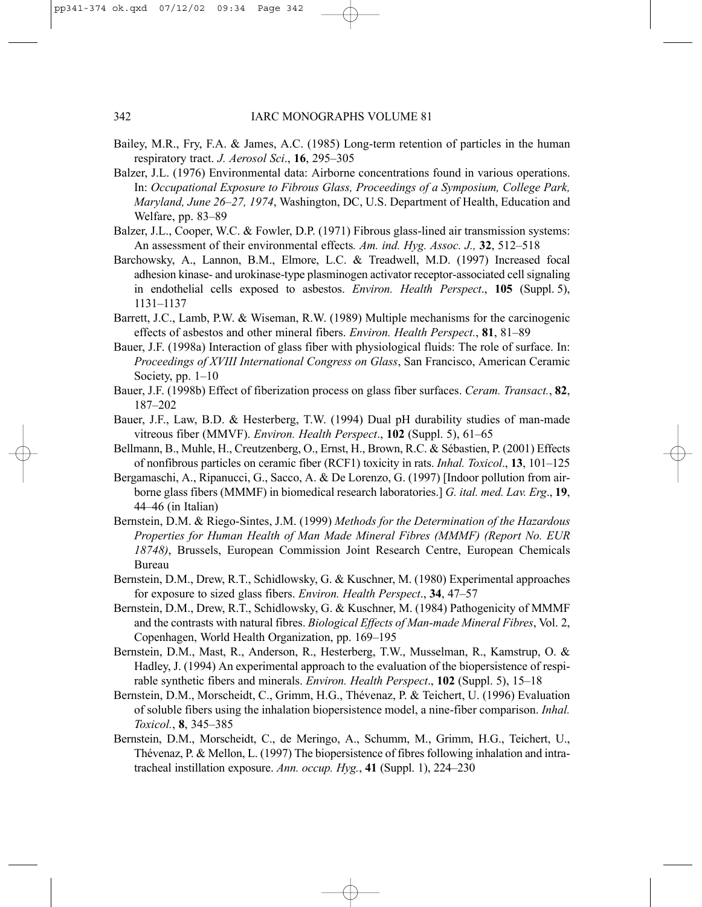Bailey, M.R., Fry, F.A. & James, A.C. (1985) Long-term retention of particles in the human respiratory tract. *J. Aerosol Sci*., **16**, 295–305

Balzer, J.L. (1976) Environmental data: Airborne concentrations found in various operations. In: *Occupational Exposure to Fibrous Glass, Proceedings of a Symposium, College Park, Maryland, June 26–27, 1974*, Washington, DC, U.S. Department of Health, Education and Welfare, pp. 83–89

Balzer, J.L., Cooper, W.C. & Fowler, D.P. (1971) Fibrous glass-lined air transmission systems: An assessment of their environmental effects*. Am. ind. Hyg. Assoc. J.,* **32**, 512–518

Barchowsky, A., Lannon, B.M., Elmore, L.C. & Treadwell, M.D. (1997) Increased focal adhesion kinase- and urokinase-type plasminogen activator receptor-associated cell signaling in endothelial cells exposed to asbestos. *Environ. Health Perspect*., **105** (Suppl. 5), 1131–1137

Barrett, J.C., Lamb, P.W. & Wiseman, R.W. (1989) Multiple mechanisms for the carcinogenic effects of asbestos and other mineral fibers. *Environ. Health Perspect.*, **81**, 81–89

Bauer, J.F. (1998a) Interaction of glass fiber with physiological fluids: The role of surface. In: *Proceedings of XVIII International Congress on Glass*, San Francisco, American Ceramic Society, pp. 1–10

Bauer, J.F. (1998b) Effect of fiberization process on glass fiber surfaces. *Ceram. Transact.*, **82**, 187–202

Bauer, J.F., Law, B.D. & Hesterberg, T.W. (1994) Dual pH durability studies of man-made vitreous fiber (MMVF). *Environ. Health Perspect*., **102** (Suppl. 5), 61–65

Bellmann, B., Muhle, H., Creutzenberg, O., Ernst, H., Brown, R.C. & Sébastien, P. (2001) Effects of nonfibrous particles on ceramic fiber (RCF1) toxicity in rats. *Inhal. Toxicol*., **13**, 101–125

Bergamaschi, A., Ripanucci, G., Sacco, A. & De Lorenzo, G. (1997) [Indoor pollution from airborne glass fibers (MMMF) in biomedical research laboratories.] *G. ital. med. Lav. Erg*., **19**, 44–46 (in Italian)

Bernstein, D.M. & Riego-Sintes, J.M. (1999) *Methods for the Determination of the Hazardous Properties for Human Health of Man Made Mineral Fibres (MMMF) (Report No. EUR 18748)*, Brussels, European Commission Joint Research Centre, European Chemicals Bureau

Bernstein, D.M., Drew, R.T., Schidlowsky, G. & Kuschner, M. (1980) Experimental approaches for exposure to sized glass fibers. *Environ. Health Perspect*., **34**, 47–57

Bernstein, D.M., Drew, R.T., Schidlowsky, G. & Kuschner, M. (1984) Pathogenicity of MMMF and the contrasts with natural fibres. *Biological Effects of Man-made Mineral Fibres*, Vol. 2, Copenhagen, World Health Organization, pp. 169–195

Bernstein, D.M., Mast, R., Anderson, R., Hesterberg, T.W., Musselman, R., Kamstrup, O. & Hadley, J. (1994) An experimental approach to the evaluation of the biopersistence of respirable synthetic fibers and minerals. *Environ. Health Perspect*., **102** (Suppl. 5), 15–18

Bernstein, D.M., Morscheidt, C., Grimm, H.G., Thévenaz, P. & Teichert, U. (1996) Evaluation of soluble fibers using the inhalation biopersistence model, a nine-fiber comparison. *Inhal. Toxicol.*, **8**, 345–385

Bernstein, D.M., Morscheidt, C., de Meringo, A., Schumm, M., Grimm, H.G., Teichert, U., Thévenaz, P. & Mellon, L. (1997) The biopersistence of fibres following inhalation and intratracheal instillation exposure. *Ann. occup. Hyg.*, **41** (Suppl. 1), 224–230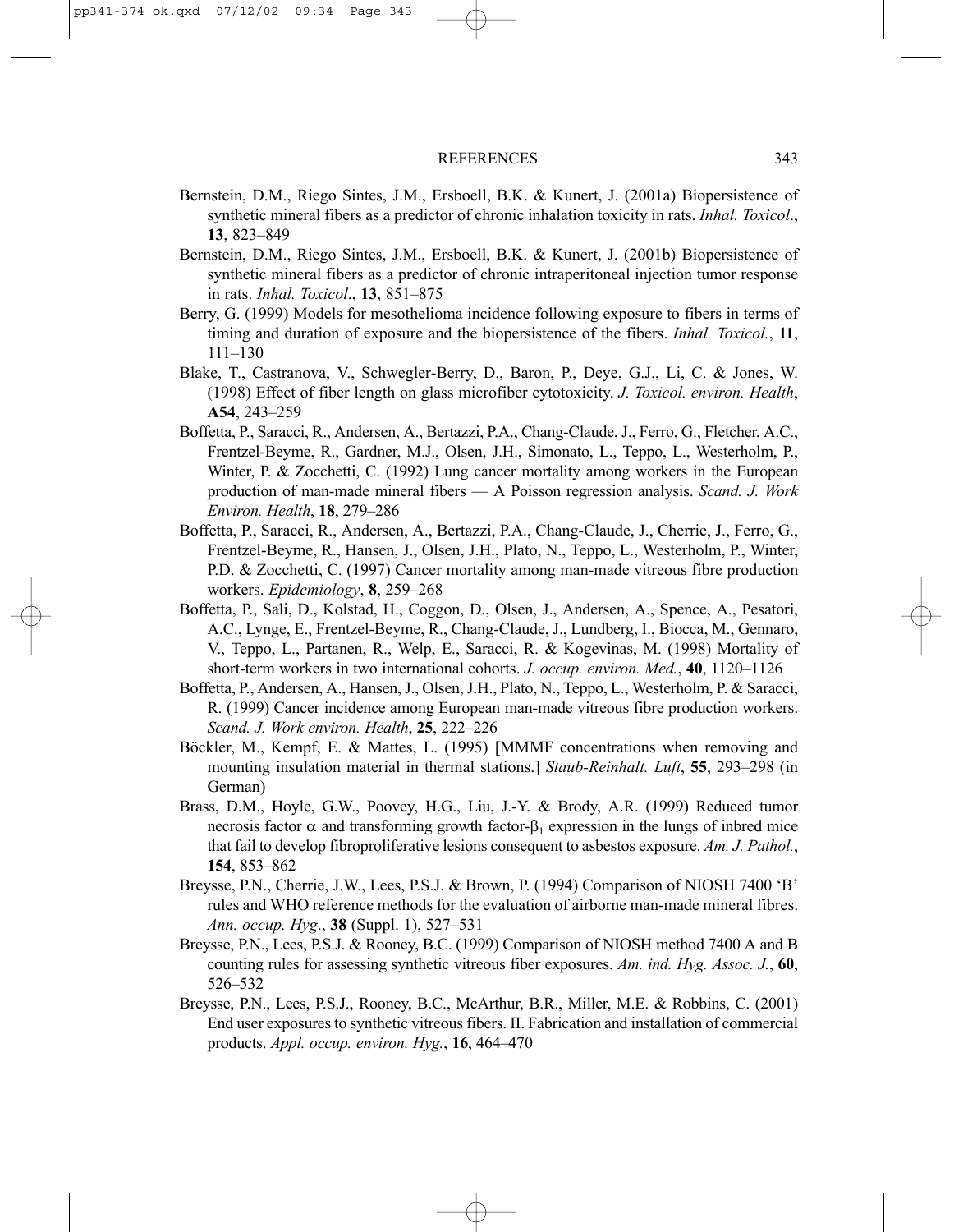Bernstein, D.M., Riego Sintes, J.M., Ersboell, B.K. & Kunert, J. (2001a) Biopersistence of synthetic mineral fibers as a predictor of chronic inhalation toxicity in rats. *Inhal. Toxicol*., **13**, 823–849

Bernstein, D.M., Riego Sintes, J.M., Ersboell, B.K. & Kunert, J. (2001b) Biopersistence of synthetic mineral fibers as a predictor of chronic intraperitoneal injection tumor response in rats. *Inhal. Toxicol*., **13**, 851–875

Berry, G. (1999) Models for mesothelioma incidence following exposure to fibers in terms of timing and duration of exposure and the biopersistence of the fibers. *Inhal. Toxicol.*, **11**, 111–130

Blake, T., Castranova, V., Schwegler-Berry, D., Baron, P., Deye, G.J., Li, C. & Jones, W. (1998) Effect of fiber length on glass microfiber cytotoxicity. *J. Toxicol. environ. Health*, **A54**, 243–259

Boffetta, P., Saracci, R., Andersen, A., Bertazzi, P.A., Chang-Claude, J., Ferro, G., Fletcher, A.C., Frentzel-Beyme, R., Gardner, M.J., Olsen, J.H., Simonato, L., Teppo, L., Westerholm, P., Winter, P. & Zocchetti, C. (1992) Lung cancer mortality among workers in the European production of man-made mineral fibers — A Poisson regression analysis. *Scand. J. Work Environ. Health*, **18**, 279–286

Boffetta, P., Saracci, R., Andersen, A., Bertazzi, P.A., Chang-Claude, J., Cherrie, J., Ferro, G., Frentzel-Beyme, R., Hansen, J., Olsen, J.H., Plato, N., Teppo, L., Westerholm, P., Winter, P.D. & Zocchetti, C. (1997) Cancer mortality among man-made vitreous fibre production workers. *Epidemiology*, **8**, 259–268

Boffetta, P., Sali, D., Kolstad, H., Coggon, D., Olsen, J., Andersen, A., Spence, A., Pesatori, A.C., Lynge, E., Frentzel-Beyme, R., Chang-Claude, J., Lundberg, I., Biocca, M., Gennaro, V., Teppo, L., Partanen, R., Welp, E., Saracci, R. & Kogevinas, M. (1998) Mortality of short-term workers in two international cohorts. *J. occup. environ. Med.*, **40**, 1120–1126

Boffetta, P., Andersen, A., Hansen, J., Olsen, J.H., Plato, N., Teppo, L., Westerholm, P. & Saracci, R. (1999) Cancer incidence among European man-made vitreous fibre production workers. *Scand. J. Work environ. Health*, **25**, 222–226

Böckler, M., Kempf, E. & Mattes, L. (1995) [MMMF concentrations when removing and mounting insulation material in thermal stations.] *Staub-Reinhalt. Luft*, **55**, 293–298 (in German)

Brass, D.M., Hoyle, G.W., Poovey, H.G., Liu, J.-Y. & Brody, A.R. (1999) Reduced tumor necrosis factor $\alpha$ and transforming growth factor-$\beta_1$ expression in the lungs of inbred mice that fail to develop fibroproliferative lesions consequent to asbestos exposure. *Am. J. Pathol.*, **154**, 853–862

Breysse, P.N., Cherrie, J.W., Lees, P.S.J. & Brown, P. (1994) Comparison of NIOSH 7400 'B' rules and WHO reference methods for the evaluation of airborne man-made mineral fibres. *Ann. occup. Hyg*., **38** (Suppl. 1), 527–531

Breysse, P.N., Lees, P.S.J. & Rooney, B.C. (1999) Comparison of NIOSH method 7400 A and B counting rules for assessing synthetic vitreous fiber exposures. *Am. ind. Hyg. Assoc. J.*, **60**, 526–532

Breysse, P.N., Lees, P.S.J., Rooney, B.C., McArthur, B.R., Miller, M.E. & Robbins, C. (2001) End user exposures to synthetic vitreous fibers. II. Fabrication and installation of commercial products. *Appl. occup. environ. Hyg.*, **16**, 464–470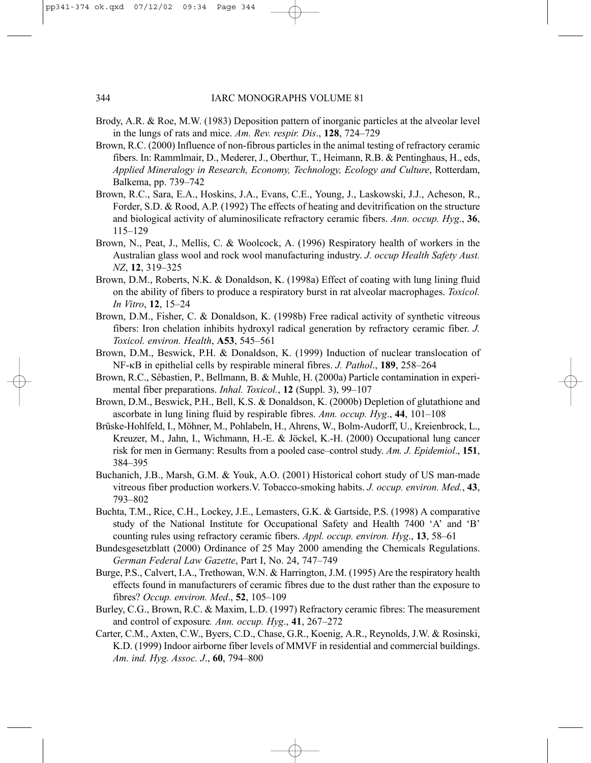Brody, A.R. & Roe, M.W. (1983) Deposition pattern of inorganic particles at the alveolar level in the lungs of rats and mice. *Am. Rev. respir. Dis*., **128**, 724–729

Brown, R.C. (2000) Influence of non-fibrous particles in the animal testing of refractory ceramic fibers. In: Rammlmair, D., Mederer, J., Oberthur, T., Heimann, R.B. & Pentinghaus, H., eds, *Applied Mineralogy in Research, Economy, Technology, Ecology and Culture*, Rotterdam, Balkema, pp. 739–742

Brown, R.C., Sara, E.A., Hoskins, J.A., Evans, C.E., Young, J., Laskowski, J.J., Acheson, R., Forder, S.D. & Rood, A.P. (1992) The effects of heating and devitrification on the structure and biological activity of aluminosilicate refractory ceramic fibers. *Ann. occup. Hyg*., **36**, 115–129

Brown, N., Peat, J., Mellis, C. & Woolcock, A. (1996) Respiratory health of workers in the Australian glass wool and rock wool manufacturing industry. *J. occup Health Safety Aust. NZ*, **12**, 319–325

Brown, D.M., Roberts, N.K. & Donaldson, K. (1998a) Effect of coating with lung lining fluid on the ability of fibers to produce a respiratory burst in rat alveolar macrophages. *Toxicol. In Vitro*, **12**, 15–24

Brown, D.M., Fisher, C. & Donaldson, K. (1998b) Free radical activity of synthetic vitreous fibers: Iron chelation inhibits hydroxyl radical generation by refractory ceramic fiber. *J. Toxicol. environ. Health*, **A53**, 545–561

Brown, D.M., Beswick, P.H. & Donaldson, K. (1999) Induction of nuclear translocation of NF-κB in epithelial cells by respirable mineral fibres. *J. Pathol*., **189**, 258–264

Brown, R.C., Sébastien, P., Bellmann, B. & Muhle, H. (2000a) Particle contamination in experimental fiber preparations. *Inhal. Toxicol.*, **12** (Suppl. 3), 99–107

Brown, D.M., Beswick, P.H., Bell, K.S. & Donaldson, K. (2000b) Depletion of glutathione and ascorbate in lung lining fluid by respirable fibres. *Ann. occup. Hyg*., **44**, 101–108

Brüske-Hohlfeld, I., Möhner, M., Pohlabeln, H., Ahrens, W., Bolm-Audorff, U., Kreienbrock, L., Kreuzer, M., Jahn, I., Wichmann, H.-E. & Jöckel, K.-H. (2000) Occupational lung cancer risk for men in Germany: Results from a pooled case–control study. *Am. J. Epidemiol*., **151**, 384–395

Buchanich, J.B., Marsh, G.M. & Youk, A.O. (2001) Historical cohort study of US man-made vitreous fiber production workers.V. Tobacco-smoking habits. *J. occup. environ. Med.*, **43**, 793–802

Buchta, T.M., Rice, C.H., Lockey, J.E., Lemasters, G.K. & Gartside, P.S. (1998) A comparative study of the National Institute for Occupational Safety and Health 7400 'A' and 'B' counting rules using refractory ceramic fibers. *Appl. occup. environ. Hyg*., **13**, 58–61

Bundesgesetzblatt (2000) Ordinance of 25 May 2000 amending the Chemicals Regulations. *German Federal Law Gazette*, Part I, No. 24, 747–749

Burge, P.S., Calvert, I.A., Trethowan, W.N. & Harrington, J.M. (1995) Are the respiratory health effects found in manufacturers of ceramic fibres due to the dust rather than the exposure to fibres? *Occup. environ. Med*., **52**, 105–109

Burley, C.G., Brown, R.C. & Maxim, L.D. (1997) Refractory ceramic fibres: The measurement and control of exposure*. Ann. occup. Hyg*., **41**, 267–272

Carter, C.M., Axten, C.W., Byers, C.D., Chase, G.R., Koenig, A.R., Reynolds, J.W. & Rosinski, K.D. (1999) Indoor airborne fiber levels of MMVF in residential and commercial buildings. *Am. ind. Hyg. Assoc. J*., **60**, 794–800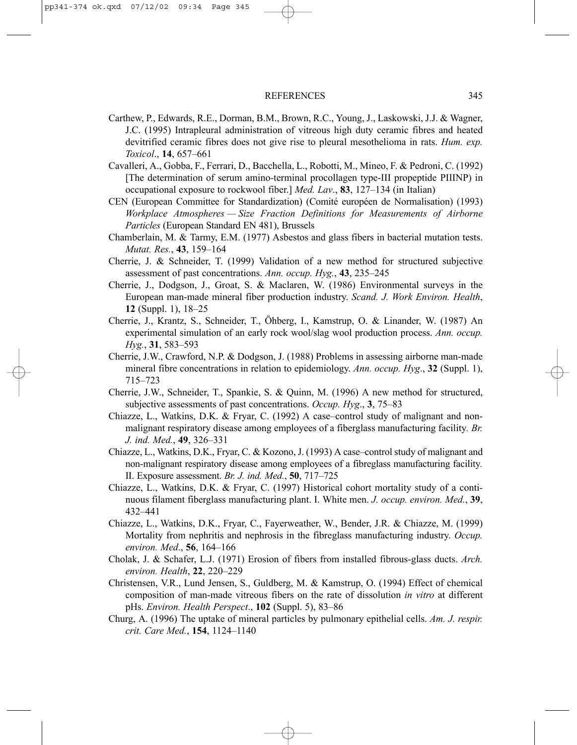Carthew, P., Edwards, R.E., Dorman, B.M., Brown, R.C., Young, J., Laskowski, J.J. & Wagner, J.C. (1995) Intrapleural administration of vitreous high duty ceramic fibres and heated devitrified ceramic fibres does not give rise to pleural mesothelioma in rats. *Hum. exp. Toxicol*., **14**, 657–661

Cavalleri, A., Gobba, F., Ferrari, D., Bacchella, L., Robotti, M., Mineo, F. & Pedroni, C. (1992) [The determination of serum amino-terminal procollagen type-III propeptide PIIINP) in occupational exposure to rockwool fiber.] *Med. Lav*., **83**, 127–134 (in Italian)

CEN (European Committee for Standardization) (Comité européen de Normalisation) (1993) *Workplace Atmospheres — Size Fraction Definitions for Measurements of Airborne Particles* (European Standard EN 481), Brussels

Chamberlain, M. & Tarmy, E.M. (1977) Asbestos and glass fibers in bacterial mutation tests. *Mutat. Res.*, **43**, 159–164

Cherrie, J. & Schneider, T. (1999) Validation of a new method for structured subjective assessment of past concentrations. *Ann. occup. Hyg.*, **43**, 235–245

Cherrie, J., Dodgson, J., Groat, S. & Maclaren, W. (1986) Environmental surveys in the European man-made mineral fiber production industry. *Scand. J. Work Environ. Health*, **12** (Suppl. 1), 18–25

Cherrie, J., Krantz, S., Schneider, T., Öhberg, I., Kamstrup, O. & Linander, W. (1987) An experimental simulation of an early rock wool/slag wool production process. *Ann. occup. Hyg.*, **31**, 583–593

Cherrie, J.W., Crawford, N.P. & Dodgson, J. (1988) Problems in assessing airborne man-made mineral fibre concentrations in relation to epidemiology. *Ann. occup. Hyg*., **32** (Suppl. 1), 715–723

Cherrie, J.W., Schneider, T., Spankie, S. & Quinn, M. (1996) A new method for structured, subjective assessments of past concentrations. *Occup. Hyg*., **3**, 75–83

Chiazze, L., Watkins, D.K. & Fryar, C. (1992) A case–control study of malignant and non-malignant respiratory disease among employees of a fiberglass manufacturing facility. *Br. J. ind. Med.*, **49**, 326–331

Chiazze, L., Watkins, D.K., Fryar, C. & Kozono, J. (1993) A case–control study of malignant and non-malignant respiratory disease among employees of a fibreglass manufacturing facility. II. Exposure assessment. *Br. J. ind. Med.*, **50**, 717–725

Chiazze, L., Watkins, D.K. & Fryar, C. (1997) Historical cohort mortality study of a continuous filament fiberglass manufacturing plant. I. White men. *J. occup. environ. Med.*, **39**, 432–441

Chiazze, L., Watkins, D.K., Fryar, C., Fayerweather, W., Bender, J.R. & Chiazze, M. (1999) Mortality from nephritis and nephrosis in the fibreglass manufacturing industry. *Occup. environ. Med*., **56**, 164–166

Cholak, J. & Schafer, L.J. (1971) Erosion of fibers from installed fibrous-glass ducts. *Arch. environ. Health*, **22**, 220–229

Christensen, V.R., Lund Jensen, S., Guldberg, M. & Kamstrup, O. (1994) Effect of chemical composition of man-made vitreous fibers on the rate of dissolution *in vitro* at different pHs. *Environ. Health Perspect*., **102** (Suppl. 5), 83–86

Churg, A. (1996) The uptake of mineral particles by pulmonary epithelial cells. *Am. J. respir. crit. Care Med.*, **154**, 1124–1140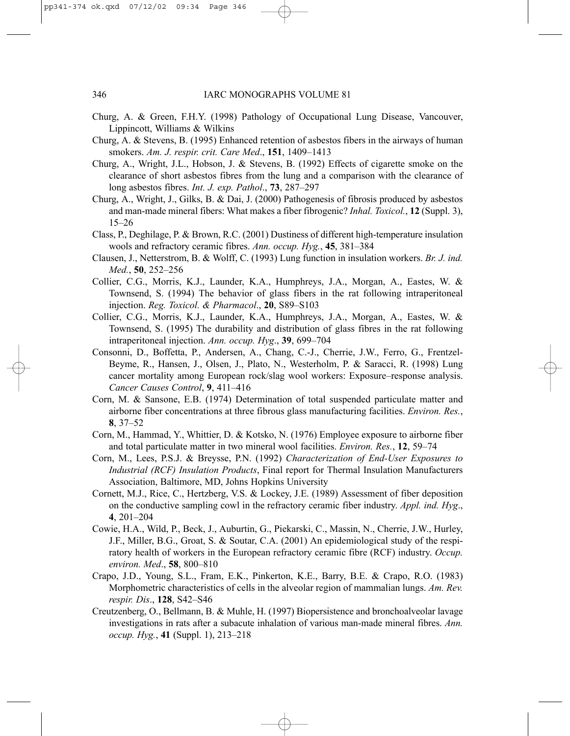Churg, A. & Green, F.H.Y. (1998) Pathology of Occupational Lung Disease, Vancouver, Lippincott, Williams & Wilkins

Churg, A. & Stevens, B. (1995) Enhanced retention of asbestos fibers in the airways of human smokers. *Am. J. respir. crit. Care Med*., **151**, 1409–1413

Churg, A., Wright, J.L., Hobson, J. & Stevens, B. (1992) Effects of cigarette smoke on the clearance of short asbestos fibres from the lung and a comparison with the clearance of long asbestos fibres. *Int. J. exp. Pathol*., **73**, 287–297

Churg, A., Wright, J., Gilks, B. & Dai, J. (2000) Pathogenesis of fibrosis produced by asbestos and man-made mineral fibers: What makes a fiber fibrogenic? *Inhal. Toxicol.*, **12** (Suppl. 3), 15–26

Class, P., Deghilage, P. & Brown, R.C. (2001) Dustiness of different high-temperature insulation wools and refractory ceramic fibres. *Ann. occup. Hyg.*, **45**, 381–384

Clausen, J., Netterstrom, B. & Wolff, C. (1993) Lung function in insulation workers. *Br. J. ind. Med.*, **50**, 252–256

Collier, C.G., Morris, K.J., Launder, K.A., Humphreys, J.A., Morgan, A., Eastes, W. & Townsend, S. (1994) The behavior of glass fibers in the rat following intraperitoneal injection. *Reg. Toxicol. & Pharmacol*., **20**, S89–S103

Collier, C.G., Morris, K.J., Launder, K.A., Humphreys, J.A., Morgan, A., Eastes, W. & Townsend, S. (1995) The durability and distribution of glass fibres in the rat following intraperitoneal injection. *Ann. occup. Hyg*., **39**, 699–704

Consonni, D., Boffetta, P., Andersen, A., Chang, C.-J., Cherrie, J.W., Ferro, G., Frentzel-Beyme, R., Hansen, J., Olsen, J., Plato, N., Westerholm, P. & Saracci, R. (1998) Lung cancer mortality among European rock/slag wool workers: Exposure–response analysis. *Cancer Causes Control*, **9**, 411–416

Corn, M. & Sansone, E.B. (1974) Determination of total suspended particulate matter and airborne fiber concentrations at three fibrous glass manufacturing facilities. *Environ. Res.*, **8**, 37–52

Corn, M., Hammad, Y., Whittier, D. & Kotsko, N. (1976) Employee exposure to airborne fiber and total particulate matter in two mineral wool facilities. *Environ. Res.*, **12**, 59–74

Corn, M., Lees, P.S.J. & Breysse, P.N. (1992) *Characterization of End-User Exposures to Industrial (RCF) Insulation Products*, Final report for Thermal Insulation Manufacturers Association, Baltimore, MD, Johns Hopkins University

Cornett, M.J., Rice, C., Hertzberg, V.S. & Lockey, J.E. (1989) Assessment of fiber deposition on the conductive sampling cowl in the refractory ceramic fiber industry. *Appl. ind. Hyg*., **4**, 201–204

Cowie, H.A., Wild, P., Beck, J., Auburtin, G., Piekarski, C., Massin, N., Cherrie, J.W., Hurley, J.F., Miller, B.G., Groat, S. & Soutar, C.A. (2001) An epidemiological study of the respiratory health of workers in the European refractory ceramic fibre (RCF) industry. *Occup. environ. Med*., **58**, 800–810

Crapo, J.D., Young, S.L., Fram, E.K., Pinkerton, K.E., Barry, B.E. & Crapo, R.O. (1983) Morphometric characteristics of cells in the alveolar region of mammalian lungs. *Am. Rev. respir. Dis*., **128**, S42–S46

Creutzenberg, O., Bellmann, B. & Muhle, H. (1997) Biopersistence and bronchoalveolar lavage investigations in rats after a subacute inhalation of various man-made mineral fibres. *Ann. occup. Hyg.*, **41** (Suppl. 1), 213–218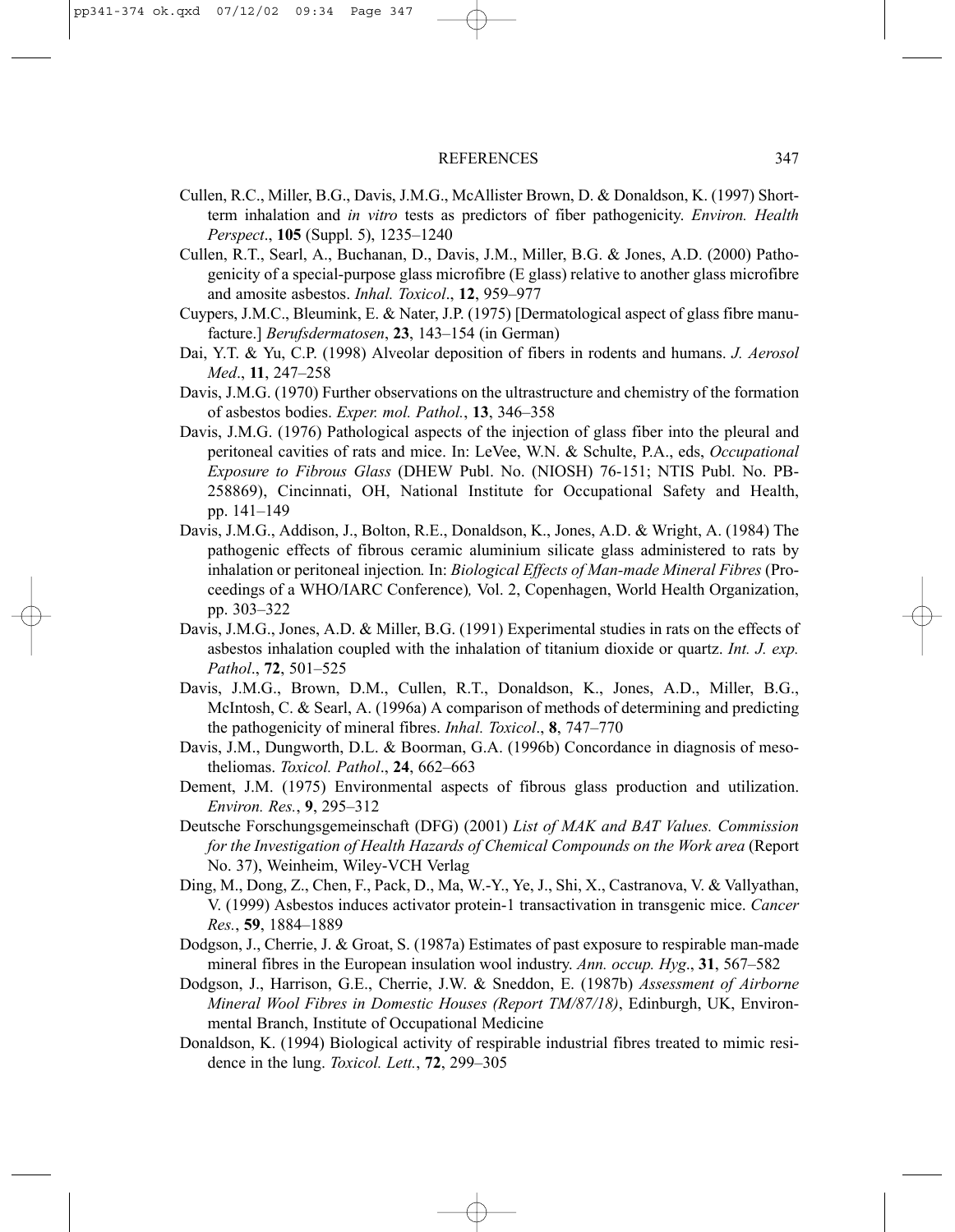Cullen, R.C., Miller, B.G., Davis, J.M.G., McAllister Brown, D. & Donaldson, K. (1997) Short-term inhalation and *in vitro* tests as predictors of fiber pathogenicity. *Environ. Health Perspect*., **105** (Suppl. 5), 1235–1240

Cullen, R.T., Searl, A., Buchanan, D., Davis, J.M., Miller, B.G. & Jones, A.D. (2000) Pathogenicity of a special-purpose glass microfibre (E glass) relative to another glass microfibre and amosite asbestos. *Inhal. Toxicol*., **12**, 959–977

Cuypers, J.M.C., Bleumink, E. & Nater, J.P. (1975) [Dermatological aspect of glass fibre manufacture.] *Berufsdermatosen*, **23**, 143–154 (in German)

Dai, Y.T. & Yu, C.P. (1998) Alveolar deposition of fibers in rodents and humans. *J. Aerosol Med*., **11**, 247–258

Davis, J.M.G. (1970) Further observations on the ultrastructure and chemistry of the formation of asbestos bodies. *Exper. mol. Pathol.*, **13**, 346–358

Davis, J.M.G. (1976) Pathological aspects of the injection of glass fiber into the pleural and peritoneal cavities of rats and mice. In: LeVee, W.N. & Schulte, P.A., eds, *Occupational Exposure to Fibrous Glass* (DHEW Publ. No. (NIOSH) 76-151; NTIS Publ. No. PB-258869), Cincinnati, OH, National Institute for Occupational Safety and Health, pp. 141–149

Davis, J.M.G., Addison, J., Bolton, R.E., Donaldson, K., Jones, A.D. & Wright, A. (1984) The pathogenic effects of fibrous ceramic aluminium silicate glass administered to rats by inhalation or peritoneal injection. In: *Biological Effects of Man-made Mineral Fibres* (Proceedings of a WHO/IARC Conference), Vol. 2, Copenhagen, World Health Organization, pp. 303–322

Davis, J.M.G., Jones, A.D. & Miller, B.G. (1991) Experimental studies in rats on the effects of asbestos inhalation coupled with the inhalation of titanium dioxide or quartz. *Int. J. exp. Pathol*., **72**, 501–525

Davis, J.M.G., Brown, D.M., Cullen, R.T., Donaldson, K., Jones, A.D., Miller, B.G., McIntosh, C. & Searl, A. (1996a) A comparison of methods of determining and predicting the pathogenicity of mineral fibres. *Inhal. Toxicol*., **8**, 747–770

Davis, J.M., Dungworth, D.L. & Boorman, G.A. (1996b) Concordance in diagnosis of mesotheliomas. *Toxicol. Pathol*., **24**, 662–663

Dement, J.M. (1975) Environmental aspects of fibrous glass production and utilization. *Environ. Res.*, **9**, 295–312

Deutsche Forschungsgemeinschaft (DFG) (2001) *List of MAK and BAT Values. Commission for the Investigation of Health Hazards of Chemical Compounds on the Work area* (Report No. 37), Weinheim, Wiley-VCH Verlag

Ding, M., Dong, Z., Chen, F., Pack, D., Ma, W.-Y., Ye, J., Shi, X., Castranova, V. & Vallyathan, V. (1999) Asbestos induces activator protein-1 transactivation in transgenic mice. *Cancer Res.*, **59**, 1884–1889

Dodgson, J., Cherrie, J. & Groat, S. (1987a) Estimates of past exposure to respirable man-made mineral fibres in the European insulation wool industry. *Ann. occup. Hyg*., **31**, 567–582

Dodgson, J., Harrison, G.E., Cherrie, J.W. & Sneddon, E. (1987b) *Assessment of Airborne Mineral Wool Fibres in Domestic Houses (Report TM/87/18)*, Edinburgh, UK, Environmental Branch, Institute of Occupational Medicine

Donaldson, K. (1994) Biological activity of respirable industrial fibres treated to mimic residence in the lung. *Toxicol. Lett.*, **72**, 299–305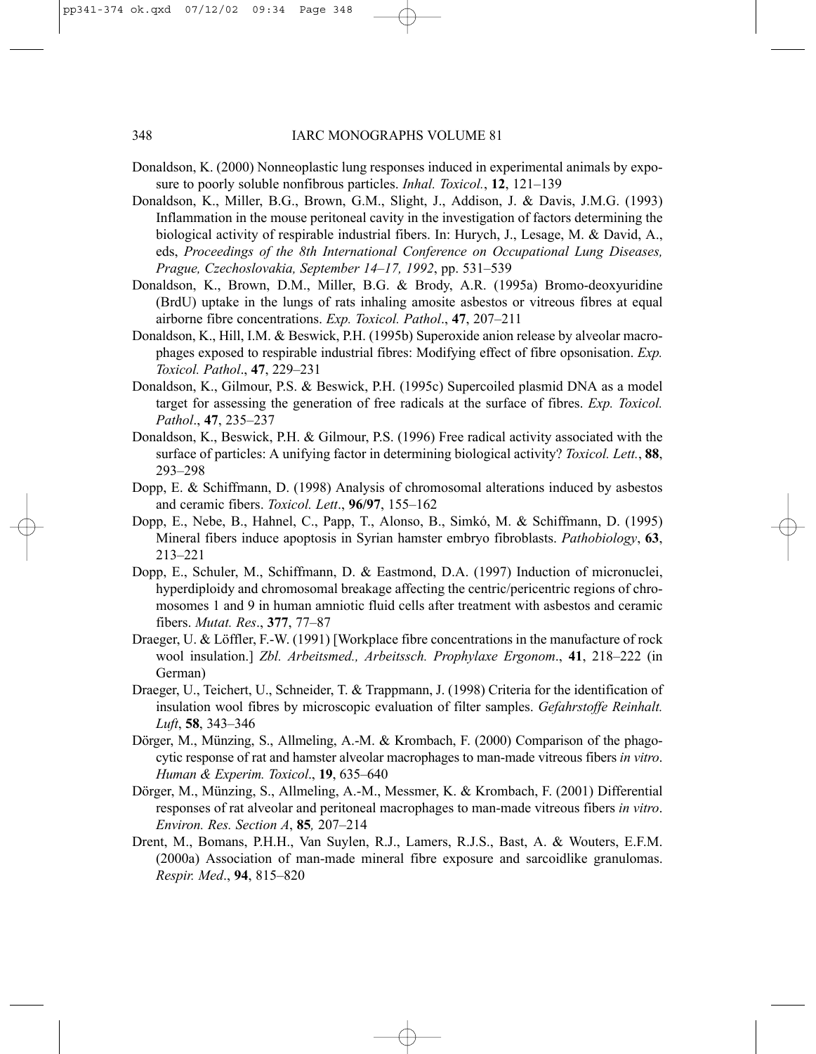Donaldson, K. (2000) Nonneoplastic lung responses induced in experimental animals by exposure to poorly soluble nonfibrous particles. *Inhal. Toxicol.*, **12**, 121–139

Donaldson, K., Miller, B.G., Brown, G.M., Slight, J., Addison, J. & Davis, J.M.G. (1993) Inflammation in the mouse peritoneal cavity in the investigation of factors determining the biological activity of respirable industrial fibers. In: Hurych, J., Lesage, M. & David, A., eds, *Proceedings of the 8th International Conference on Occupational Lung Diseases, Prague, Czechoslovakia, September 14–17, 1992*, pp. 531–539

Donaldson, K., Brown, D.M., Miller, B.G. & Brody, A.R. (1995a) Bromo-deoxyuridine (BrdU) uptake in the lungs of rats inhaling amosite asbestos or vitreous fibres at equal airborne fibre concentrations. *Exp. Toxicol. Pathol*., **47**, 207–211

Donaldson, K., Hill, I.M. & Beswick, P.H. (1995b) Superoxide anion release by alveolar macrophages exposed to respirable industrial fibres: Modifying effect of fibre opsonisation. *Exp. Toxicol. Pathol*., **47**, 229–231

Donaldson, K., Gilmour, P.S. & Beswick, P.H. (1995c) Supercoiled plasmid DNA as a model target for assessing the generation of free radicals at the surface of fibres. *Exp. Toxicol. Pathol*., **47**, 235–237

Donaldson, K., Beswick, P.H. & Gilmour, P.S. (1996) Free radical activity associated with the surface of particles: A unifying factor in determining biological activity? *Toxicol. Lett.*, **88**, 293–298

Dopp, E. & Schiffmann, D. (1998) Analysis of chromosomal alterations induced by asbestos and ceramic fibers. *Toxicol. Lett*., **96/97**, 155–162

Dopp, E., Nebe, B., Hahnel, C., Papp, T., Alonso, B., Simkó, M. & Schiffmann, D. (1995) Mineral fibers induce apoptosis in Syrian hamster embryo fibroblasts. *Pathobiology*, **63**, 213–221

Dopp, E., Schuler, M., Schiffmann, D. & Eastmond, D.A. (1997) Induction of micronuclei, hyperdiploidy and chromosomal breakage affecting the centric/pericentric regions of chromosomes 1 and 9 in human amniotic fluid cells after treatment with asbestos and ceramic fibers. *Mutat. Res*., **377**, 77–87

Draeger, U. & Löffler, F.-W. (1991) [Workplace fibre concentrations in the manufacture of rock wool insulation.] *Zbl. Arbeitsmed., Arbeitssch. Prophylaxe Ergonom*., **41**, 218–222 (in German)

Draeger, U., Teichert, U., Schneider, T. & Trappmann, J. (1998) Criteria for the identification of insulation wool fibres by microscopic evaluation of filter samples. *Gefahrstoffe Reinhalt. Luft*, **58**, 343–346

Dörger, M., Münzing, S., Allmeling, A.-M. & Krombach, F. (2000) Comparison of the phagocytic response of rat and hamster alveolar macrophages to man-made vitreous fibers *in vitro*. *Human & Experim. Toxicol*., **19**, 635–640

Dörger, M., Münzing, S., Allmeling, A.-M., Messmer, K. & Krombach, F. (2001) Differential responses of rat alveolar and peritoneal macrophages to man-made vitreous fibers *in vitro*. *Environ. Res. Section A*, **85***,* 207–214

Drent, M., Bomans, P.H.H., Van Suylen, R.J., Lamers, R.J.S., Bast, A. & Wouters, E.F.M. (2000a) Association of man-made mineral fibre exposure and sarcoidlike granulomas. *Respir. Med*., **94**, 815–820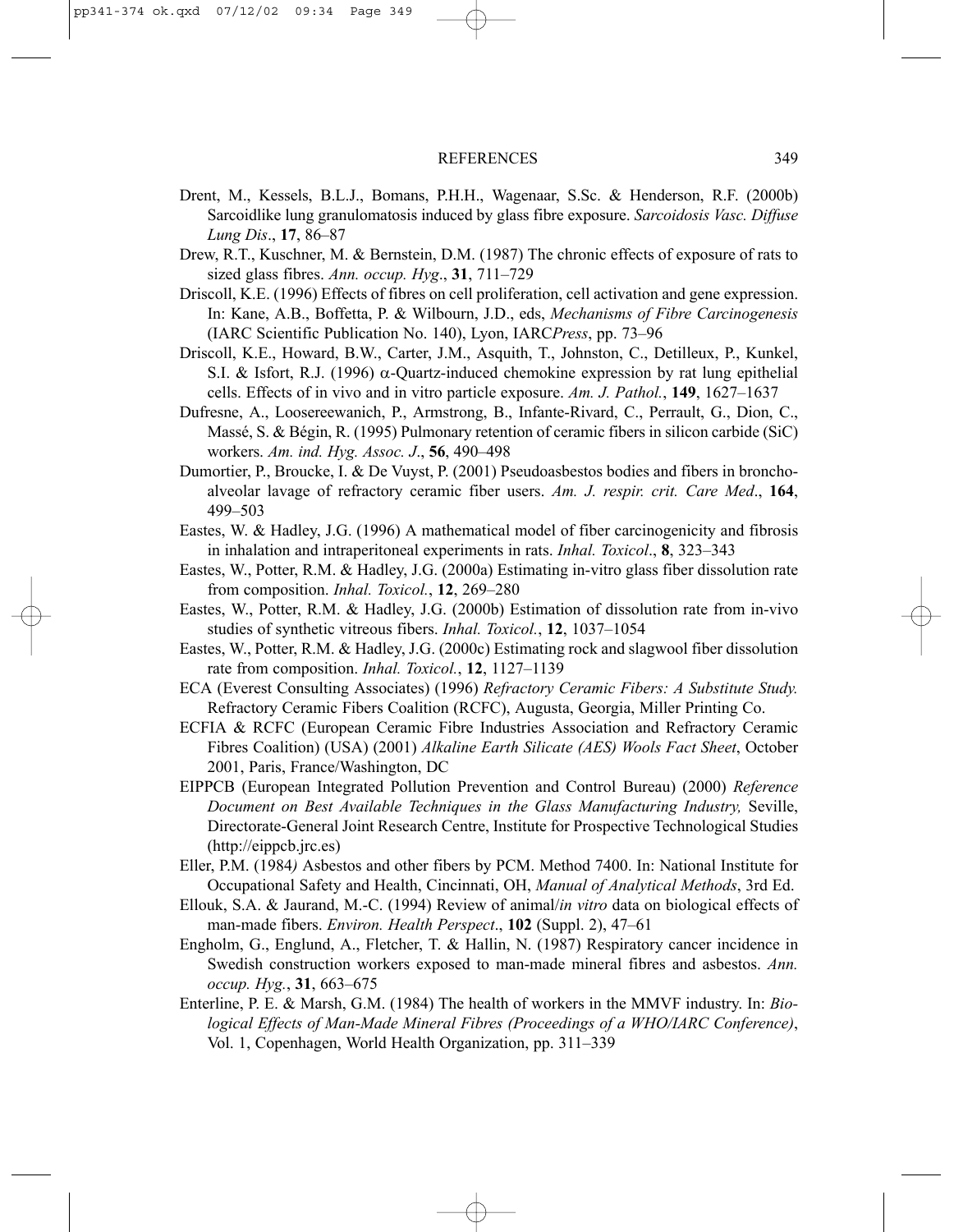Drent, M., Kessels, B.L.J., Bomans, P.H.H., Wagenaar, S.Sc. & Henderson, R.F. (2000b) Sarcoidlike lung granulomatosis induced by glass fibre exposure. *Sarcoidosis Vasc. Diffuse Lung Dis*., **17**, 86–87

Drew, R.T., Kuschner, M. & Bernstein, D.M. (1987) The chronic effects of exposure of rats to sized glass fibres. *Ann. occup. Hyg*., **31**, 711–729

Driscoll, K.E. (1996) Effects of fibres on cell proliferation, cell activation and gene expression. In: Kane, A.B., Boffetta, P. & Wilbourn, J.D., eds, *Mechanisms of Fibre Carcinogenesis* (IARC Scientific Publication No. 140), Lyon, IARC*Press*, pp. 73–96

Driscoll, K.E., Howard, B.W., Carter, J.M., Asquith, T., Johnston, C., Detilleux, P., Kunkel, S.I. & Isfort, R.J. (1996) $\alpha$-Quartz-induced chemokine expression by rat lung epithelial cells. Effects of in vivo and in vitro particle exposure. *Am. J. Pathol.*, **149**, 1627–1637

Dufresne, A., Loosereewanich, P., Armstrong, B., Infante-Rivard, C., Perrault, G., Dion, C., Massé, S. & Bégin, R. (1995) Pulmonary retention of ceramic fibers in silicon carbide (SiC) workers. *Am. ind. Hyg. Assoc. J*., **56**, 490–498

Dumortier, P., Broucke, I. & De Vuyst, P. (2001) Pseudoasbestos bodies and fibers in bronchoalveolar lavage of refractory ceramic fiber users. *Am. J. respir. crit. Care Med*., **164**, 499–503

Eastes, W. & Hadley, J.G. (1996) A mathematical model of fiber carcinogenicity and fibrosis in inhalation and intraperitoneal experiments in rats. *Inhal. Toxicol*., **8**, 323–343

Eastes, W., Potter, R.M. & Hadley, J.G. (2000a) Estimating in-vitro glass fiber dissolution rate from composition. *Inhal. Toxicol.*, **12**, 269–280

Eastes, W., Potter, R.M. & Hadley, J.G. (2000b) Estimation of dissolution rate from in-vivo studies of synthetic vitreous fibers. *Inhal. Toxicol.*, **12**, 1037–1054

Eastes, W., Potter, R.M. & Hadley, J.G. (2000c) Estimating rock and slagwool fiber dissolution rate from composition. *Inhal. Toxicol.*, **12**, 1127–1139

ECA (Everest Consulting Associates) (1996) *Refractory Ceramic Fibers: A Substitute Study.* Refractory Ceramic Fibers Coalition (RCFC), Augusta, Georgia, Miller Printing Co.

ECFIA & RCFC (European Ceramic Fibre Industries Association and Refractory Ceramic Fibres Coalition) (USA) (2001) *Alkaline Earth Silicate (AES) Wools Fact Sheet*, October 2001, Paris, France/Washington, DC

EIPPCB (European Integrated Pollution Prevention and Control Bureau) (2000) *Reference Document on Best Available Techniques in the Glass Manufacturing Industry,* Seville, Directorate-General Joint Research Centre, Institute for Prospective Technological Studies (http://eippcb.jrc.es)

Eller, P.M. (1984*)* Asbestos and other fibers by PCM. Method 7400. In: National Institute for Occupational Safety and Health, Cincinnati, OH, *Manual of Analytical Methods*, 3rd Ed.

Ellouk, S.A. & Jaurand, M.-C. (1994) Review of animal/*in vitro* data on biological effects of man-made fibers. *Environ. Health Perspect*., **102** (Suppl. 2), 47–61

Engholm, G., Englund, A., Fletcher, T. & Hallin, N. (1987) Respiratory cancer incidence in Swedish construction workers exposed to man-made mineral fibres and asbestos. *Ann. occup. Hyg.*, **31**, 663–675

Enterline, P. E. & Marsh, G.M. (1984) The health of workers in the MMVF industry. In: *Biological Effects of Man-Made Mineral Fibres (Proceedings of a WHO/IARC Conference)*, Vol. 1, Copenhagen, World Health Organization, pp. 311–339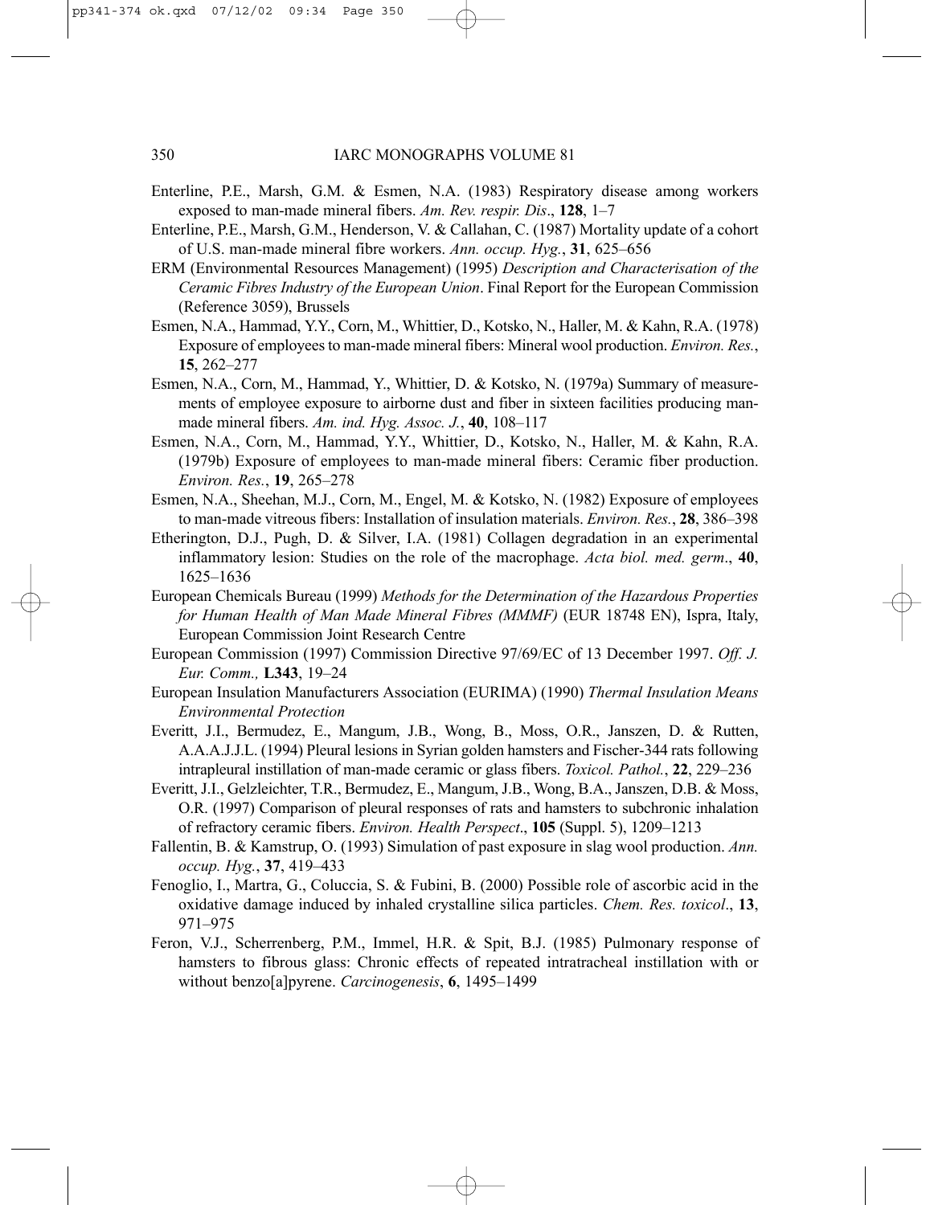Enterline, P.E., Marsh, G.M. & Esmen, N.A. (1983) Respiratory disease among workers exposed to man-made mineral fibers. *Am. Rev. respir. Dis*., **128**, 1–7

Enterline, P.E., Marsh, G.M., Henderson, V. & Callahan, C. (1987) Mortality update of a cohort of U.S. man-made mineral fibre workers. *Ann. occup. Hyg.*, **31**, 625–656

ERM (Environmental Resources Management) (1995) *Description and Characterisation of the Ceramic Fibres Industry of the European Union*. Final Report for the European Commission (Reference 3059), Brussels

Esmen, N.A., Hammad, Y.Y., Corn, M., Whittier, D., Kotsko, N., Haller, M. & Kahn, R.A. (1978) Exposure of employees to man-made mineral fibers: Mineral wool production. *Environ. Res.*, **15**, 262–277

Esmen, N.A., Corn, M., Hammad, Y., Whittier, D. & Kotsko, N. (1979a) Summary of measurements of employee exposure to airborne dust and fiber in sixteen facilities producing man-made mineral fibers. *Am. ind. Hyg. Assoc. J.*, **40**, 108–117

Esmen, N.A., Corn, M., Hammad, Y.Y., Whittier, D., Kotsko, N., Haller, M. & Kahn, R.A. (1979b) Exposure of employees to man-made mineral fibers: Ceramic fiber production. *Environ. Res.*, **19**, 265–278

Esmen, N.A., Sheehan, M.J., Corn, M., Engel, M. & Kotsko, N. (1982) Exposure of employees to man-made vitreous fibers: Installation of insulation materials. *Environ. Res.*, **28**, 386–398

Etherington, D.J., Pugh, D. & Silver, I.A. (1981) Collagen degradation in an experimental inflammatory lesion: Studies on the role of the macrophage. *Acta biol. med. germ*., **40**, 1625–1636

European Chemicals Bureau (1999) *Methods for the Determination of the Hazardous Properties for Human Health of Man Made Mineral Fibres (MMMF)* (EUR 18748 EN), Ispra, Italy, European Commission Joint Research Centre

European Commission (1997) Commission Directive 97/69/EC of 13 December 1997. *Off. J. Eur. Comm.,* **L343**, 19–24

European Insulation Manufacturers Association (EURIMA) (1990) *Thermal Insulation Means Environmental Protection*

Everitt, J.I., Bermudez, E., Mangum, J.B., Wong, B., Moss, O.R., Janszen, D. & Rutten, A.A.A.J.J.L. (1994) Pleural lesions in Syrian golden hamsters and Fischer-344 rats following intrapleural instillation of man-made ceramic or glass fibers. *Toxicol. Pathol.*, **22**, 229–236

Everitt, J.I., Gelzleichter, T.R., Bermudez, E., Mangum, J.B., Wong, B.A., Janszen, D.B. & Moss, O.R. (1997) Comparison of pleural responses of rats and hamsters to subchronic inhalation of refractory ceramic fibers. *Environ. Health Perspect*., **105** (Suppl. 5), 1209–1213

Fallentin, B. & Kamstrup, O. (1993) Simulation of past exposure in slag wool production. *Ann. occup. Hyg.*, **37**, 419–433

Fenoglio, I., Martra, G., Coluccia, S. & Fubini, B. (2000) Possible role of ascorbic acid in the oxidative damage induced by inhaled crystalline silica particles. *Chem. Res. toxicol*., **13**, 971–975

Feron, V.J., Scherrenberg, P.M., Immel, H.R. & Spit, B.J. (1985) Pulmonary response of hamsters to fibrous glass: Chronic effects of repeated intratracheal instillation with or without benzo[a]pyrene. *Carcinogenesis*, **6**, 1495–1499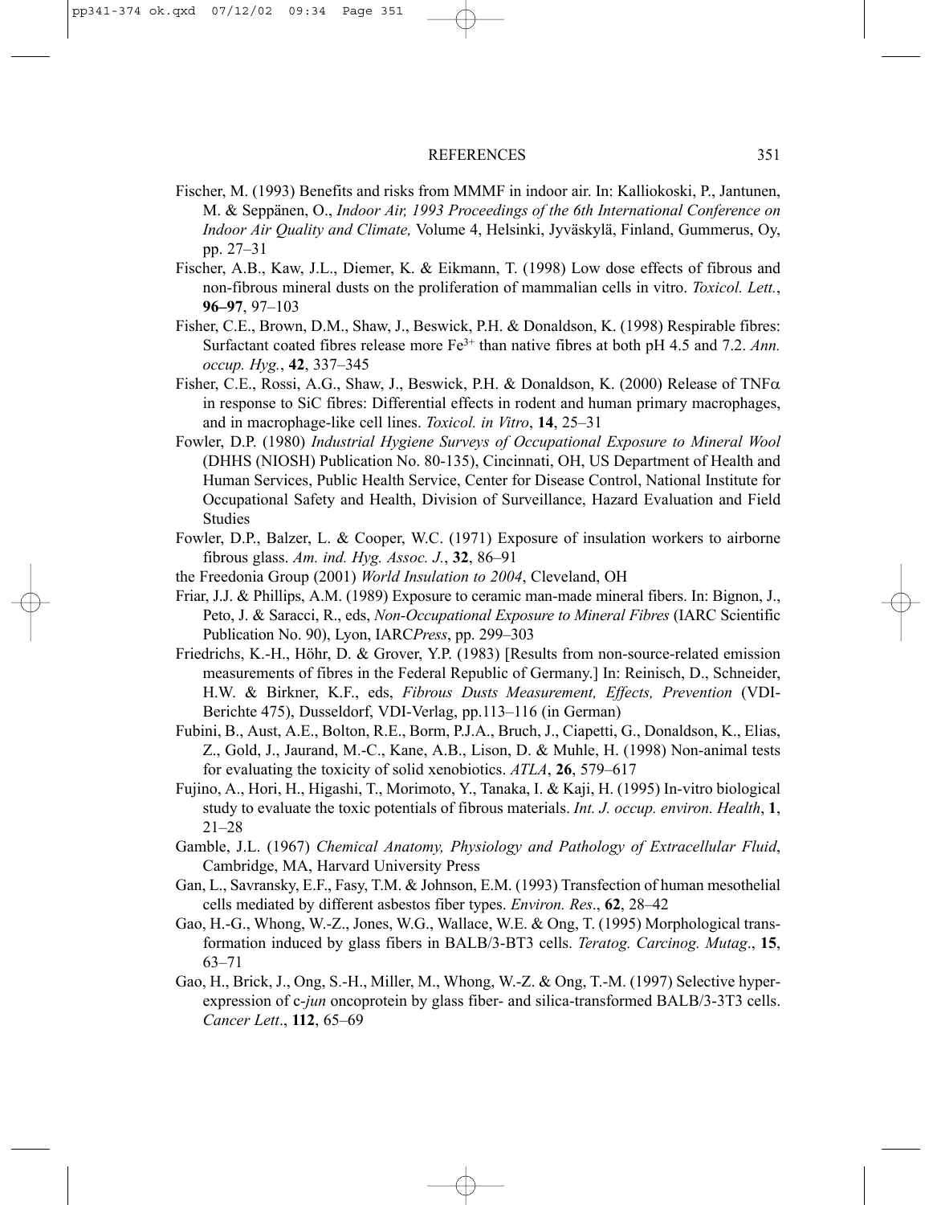Fischer, M. (1993) Benefits and risks from MMMF in indoor air. In: Kalliokoski, P., Jantunen, M. & Seppänen, O., *Indoor Air, 1993 Proceedings of the 6th International Conference on Indoor Air Quality and Climate,* Volume 4, Helsinki, Jyväskylä, Finland, Gummerus, Oy, pp. 27–31

Fischer, A.B., Kaw, J.L., Diemer, K. & Eikmann, T. (1998) Low dose effects of fibrous and non-fibrous mineral dusts on the proliferation of mammalian cells in vitro. *Toxicol. Lett.*, **96–97**, 97–103

Fisher, C.E., Brown, D.M., Shaw, J., Beswick, P.H. & Donaldson, K. (1998) Respirable fibres: Surfactant coated fibres release more $Fe^{3+}$ than native fibres at both pH 4.5 and 7.2. *Ann. occup. Hyg.*, **42**, 337–345

Fisher, C.E., Rossi, A.G., Shaw, J., Beswick, P.H. & Donaldson, K. (2000) Release of TNF$\alpha$ in response to SiC fibres: Differential effects in rodent and human primary macrophages, and in macrophage-like cell lines. *Toxicol. in Vitro*, **14**, 25–31

Fowler, D.P. (1980) *Industrial Hygiene Surveys of Occupational Exposure to Mineral Wool* (DHHS (NIOSH) Publication No. 80-135), Cincinnati, OH, US Department of Health and Human Services, Public Health Service, Center for Disease Control, National Institute for Occupational Safety and Health, Division of Surveillance, Hazard Evaluation and Field Studies

Fowler, D.P., Balzer, L. & Cooper, W.C. (1971) Exposure of insulation workers to airborne fibrous glass. *Am. ind. Hyg. Assoc. J.*, **32**, 86–91

the Freedonia Group (2001) *World Insulation to 2004*, Cleveland, OH

Friar, J.J. & Phillips, A.M. (1989) Exposure to ceramic man-made mineral fibers. In: Bignon, J., Peto, J. & Saracci, R., eds, *Non-Occupational Exposure to Mineral Fibres* (IARC Scientific Publication No. 90), Lyon, IARC*Press*, pp. 299–303

Friedrichs, K.-H., Höhr, D. & Grover, Y.P. (1983) [Results from non-source-related emission measurements of fibres in the Federal Republic of Germany.] In: Reinisch, D., Schneider, H.W. & Birkner, K.F., eds, *Fibrous Dusts Measurement, Effects, Prevention* (VDI-Berichte 475), Dusseldorf, VDI-Verlag, pp.113–116 (in German)

Fubini, B., Aust, A.E., Bolton, R.E., Borm, P.J.A., Bruch, J., Ciapetti, G., Donaldson, K., Elias, Z., Gold, J., Jaurand, M.-C., Kane, A.B., Lison, D. & Muhle, H. (1998) Non-animal tests for evaluating the toxicity of solid xenobiotics. *ATLA*, **26**, 579–617

Fujino, A., Hori, H., Higashi, T., Morimoto, Y., Tanaka, I. & Kaji, H. (1995) In-vitro biological study to evaluate the toxic potentials of fibrous materials. *Int. J. occup. environ. Health*, **1**, 21–28

Gamble, J.L. (1967) *Chemical Anatomy, Physiology and Pathology of Extracellular Fluid*, Cambridge, MA, Harvard University Press

Gan, L., Savransky, E.F., Fasy, T.M. & Johnson, E.M. (1993) Transfection of human mesothelial cells mediated by different asbestos fiber types. *Environ. Res*., **62**, 28–42

Gao, H.-G., Whong, W.-Z., Jones, W.G., Wallace, W.E. & Ong, T. (1995) Morphological transformation induced by glass fibers in BALB/3-BT3 cells. *Teratog. Carcinog. Mutag*., **15**, 63–71

Gao, H., Brick, J., Ong, S.-H., Miller, M., Whong, W.-Z. & Ong, T.-M. (1997) Selective hyper-expression of c-*jun* oncoprotein by glass fiber- and silica-transformed BALB/3-3T3 cells. *Cancer Lett*., **112**, 65–69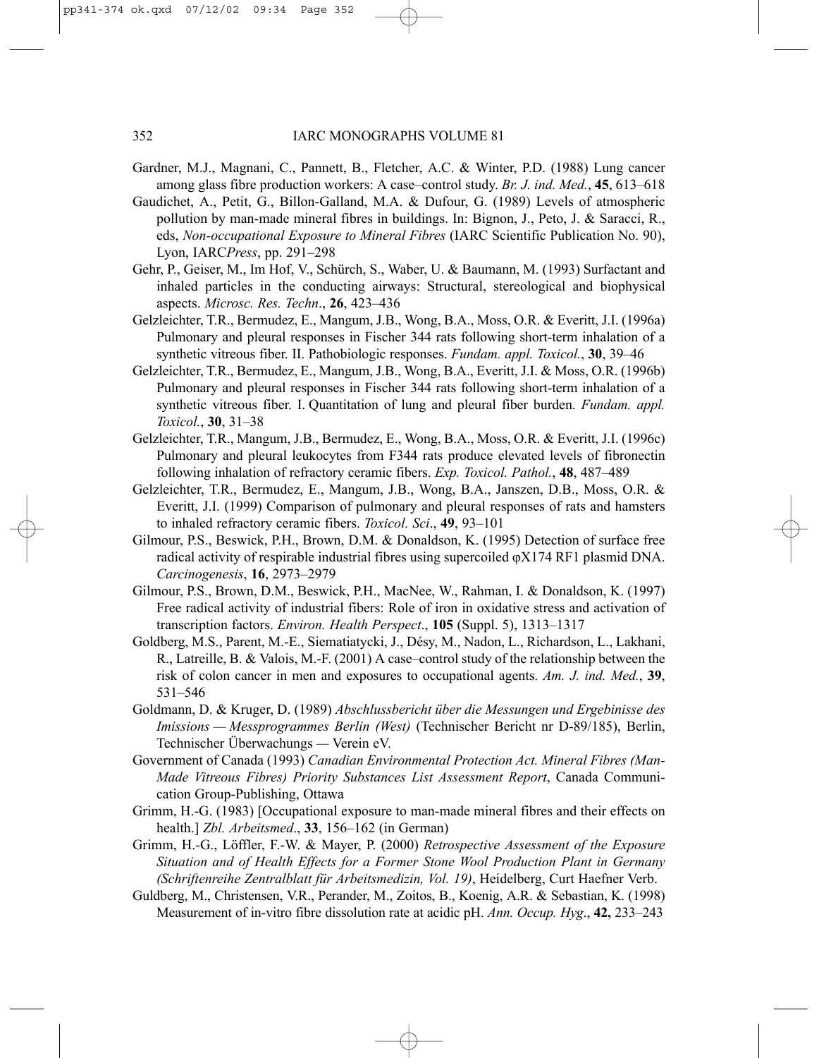Gardner, M.J., Magnani, C., Pannett, B., Fletcher, A.C. & Winter, P.D. (1988) Lung cancer among glass fibre production workers: A case–control study. *Br. J. ind. Med.*, **45**, 613–618

Gaudichet, A., Petit, G., Billon-Galland, M.A. & Dufour, G. (1989) Levels of atmospheric pollution by man-made mineral fibres in buildings. In: Bignon, J., Peto, J. & Saracci, R., eds, *Non-occupational Exposure to Mineral Fibres* (IARC Scientific Publication No. 90), Lyon, IARC*Press*, pp. 291–298

Gehr, P., Geiser, M., Im Hof, V., Schürch, S., Waber, U. & Baumann, M. (1993) Surfactant and inhaled particles in the conducting airways: Structural, stereological and biophysical aspects. *Microsc. Res. Techn*., **26**, 423–436

Gelzleichter, T.R., Bermudez, E., Mangum, J.B., Wong, B.A., Moss, O.R. & Everitt, J.I. (1996a) Pulmonary and pleural responses in Fischer 344 rats following short-term inhalation of a synthetic vitreous fiber. II. Pathobiologic responses. *Fundam. appl. Toxicol.*, **30**, 39–46

Gelzleichter, T.R., Bermudez, E., Mangum, J.B., Wong, B.A., Everitt, J.I. & Moss, O.R. (1996b) Pulmonary and pleural responses in Fischer 344 rats following short-term inhalation of a synthetic vitreous fiber. I. Quantitation of lung and pleural fiber burden. *Fundam. appl. Toxicol.*, **30**, 31–38

Gelzleichter, T.R., Mangum, J.B., Bermudez, E., Wong, B.A., Moss, O.R. & Everitt, J.I. (1996c) Pulmonary and pleural leukocytes from F344 rats produce elevated levels of fibronectin following inhalation of refractory ceramic fibers. *Exp. Toxicol. Pathol.*, **48**, 487–489

Gelzleichter, T.R., Bermudez, E., Mangum, J.B., Wong, B.A., Janszen, D.B., Moss, O.R. & Everitt, J.I. (1999) Comparison of pulmonary and pleural responses of rats and hamsters to inhaled refractory ceramic fibers. *Toxicol. Sci*., **49**, 93–101

Gilmour, P.S., Beswick, P.H., Brown, D.M. & Donaldson, K. (1995) Detection of surface free radical activity of respirable industrial fibres using supercoiled φX174 RF1 plasmid DNA. *Carcinogenesis*, **16**, 2973–2979

Gilmour, P.S., Brown, D.M., Beswick, P.H., MacNee, W., Rahman, I. & Donaldson, K. (1997) Free radical activity of industrial fibers: Role of iron in oxidative stress and activation of transcription factors. *Environ. Health Perspect*., **105** (Suppl. 5), 1313–1317

Goldberg, M.S., Parent, M.-E., Siematiatycki, J., Désy, M., Nadon, L., Richardson, L., Lakhani, R., Latreille, B. & Valois, M.-F. (2001) A case–control study of the relationship between the risk of colon cancer in men and exposures to occupational agents. *Am. J. ind. Med.*, **39**, 531–546

Goldmann, D. & Kruger, D. (1989) *Abschlussbericht über die Messungen und Ergebinisse des Imissions — Messprogrammes Berlin (West)* (Technischer Bericht nr D-89/185), Berlin, Technischer Überwachungs — Verein eV.

Government of Canada (1993) *Canadian Environmental Protection Act. Mineral Fibres (Man-Made Vitreous Fibres) Priority Substances List Assessment Report*, Canada Communication Group-Publishing, Ottawa

Grimm, H.-G. (1983) [Occupational exposure to man-made mineral fibres and their effects on health.] *Zbl. Arbeitsmed*., **33**, 156–162 (in German)

Grimm, H.-G., Löffler, F.-W. & Mayer, P. (2000) *Retrospective Assessment of the Exposure Situation and of Health Effects for a Former Stone Wool Production Plant in Germany (Schriftenreihe Zentralblatt für Arbeitsmedizin, Vol. 19)*, Heidelberg, Curt Haefner Verb.

Guldberg, M., Christensen, V.R., Perander, M., Zoitos, B., Koenig, A.R. & Sebastian, K. (1998) Measurement of in-vitro fibre dissolution rate at acidic pH. *Ann. Occup. Hyg*., **42,** 233–243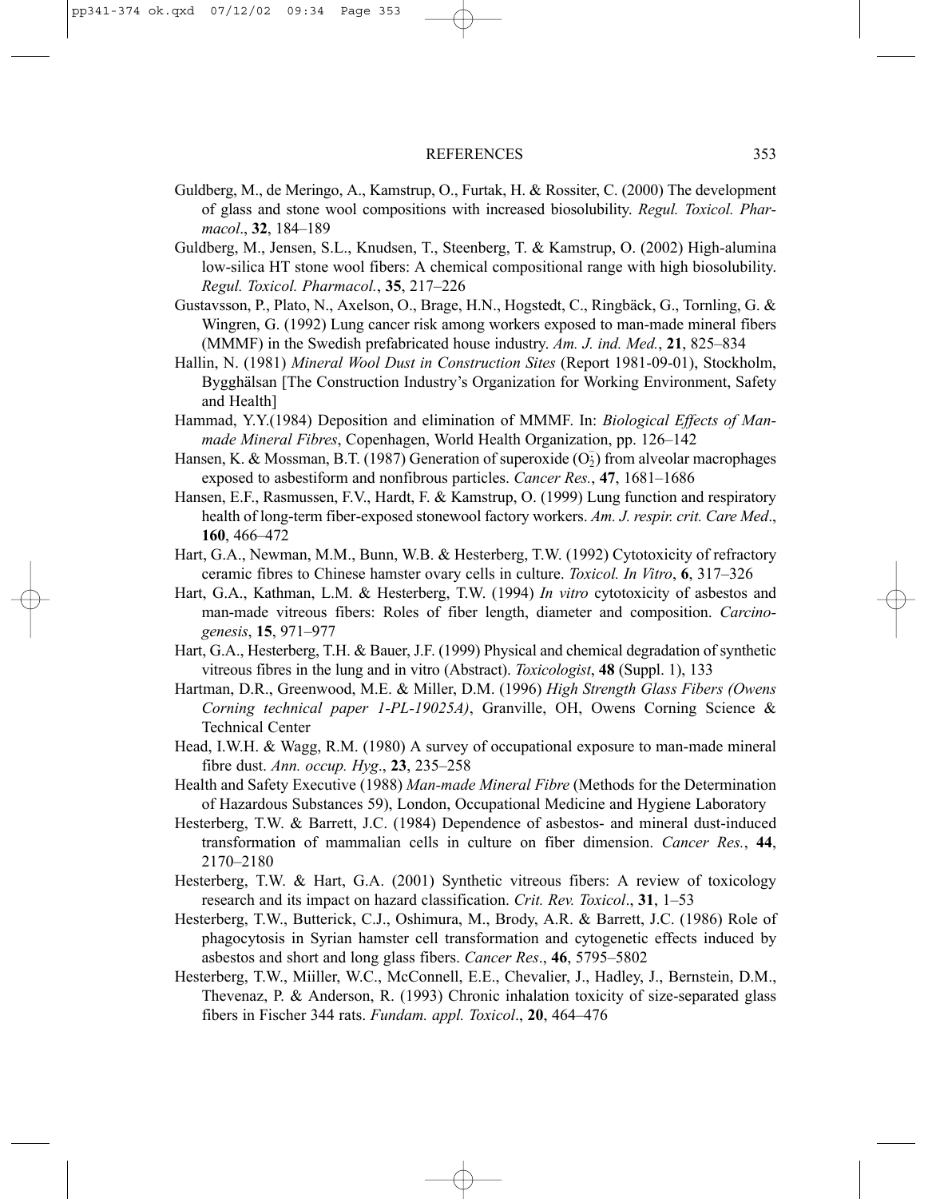Guldberg, M., de Meringo, A., Kamstrup, O., Furtak, H. & Rossiter, C. (2000) The development of glass and stone wool compositions with increased biosolubility. *Regul. Toxicol. Pharmacol*., **32**, 184–189

Guldberg, M., Jensen, S.L., Knudsen, T., Steenberg, T. & Kamstrup, O. (2002) High-alumina low-silica HT stone wool fibers: A chemical compositional range with high biosolubility. *Regul. Toxicol. Pharmacol.*, **35**, 217–226

Gustavsson, P., Plato, N., Axelson, O., Brage, H.N., Hogstedt, C., Ringbäck, G., Tornling, G. & Wingren, G. (1992) Lung cancer risk among workers exposed to man-made mineral fibers (MMMF) in the Swedish prefabricated house industry. *Am. J. ind. Med.*, **21**, 825–834

Hallin, N. (1981) *Mineral Wool Dust in Construction Sites* (Report 1981-09-01), Stockholm, Bygghälsan [The Construction Industry's Organization for Working Environment, Safety and Health]

Hammad, Y.Y.(1984) Deposition and elimination of MMMF. In: *Biological Effects of Man-made Mineral Fibres*, Copenhagen, World Health Organization, pp. 126–142

Hansen, K. & Mossman, B.T. (1987) Generation of superoxide ($O_2^-$) from alveolar macrophages exposed to asbestiform and nonfibrous particles. *Cancer Res.*, **47**, 1681–1686

Hansen, E.F., Rasmussen, F.V., Hardt, F. & Kamstrup, O. (1999) Lung function and respiratory health of long-term fiber-exposed stonewool factory workers. *Am. J. respir. crit. Care Med*., **160**, 466–472

Hart, G.A., Newman, M.M., Bunn, W.B. & Hesterberg, T.W. (1992) Cytotoxicity of refractory ceramic fibres to Chinese hamster ovary cells in culture. *Toxicol. In Vitro*, **6**, 317–326

Hart, G.A., Kathman, L.M. & Hesterberg, T.W. (1994) *In vitro* cytotoxicity of asbestos and man-made vitreous fibers: Roles of fiber length, diameter and composition. *Carcinogenesis*, **15**, 971–977

Hart, G.A., Hesterberg, T.H. & Bauer, J.F. (1999) Physical and chemical degradation of synthetic vitreous fibres in the lung and in vitro (Abstract). *Toxicologist*, **48** (Suppl. 1), 133

Hartman, D.R., Greenwood, M.E. & Miller, D.M. (1996) *High Strength Glass Fibers (Owens Corning technical paper 1-PL-19025A)*, Granville, OH, Owens Corning Science & Technical Center

Head, I.W.H. & Wagg, R.M. (1980) A survey of occupational exposure to man-made mineral fibre dust. *Ann. occup. Hyg*., **23**, 235–258

Health and Safety Executive (1988) *Man-made Mineral Fibre* (Methods for the Determination of Hazardous Substances 59), London, Occupational Medicine and Hygiene Laboratory

Hesterberg, T.W. & Barrett, J.C. (1984) Dependence of asbestos- and mineral dust-induced transformation of mammalian cells in culture on fiber dimension. *Cancer Res.*, **44**, 2170–2180

Hesterberg, T.W. & Hart, G.A. (2001) Synthetic vitreous fibers: A review of toxicology research and its impact on hazard classification. *Crit. Rev. Toxicol*., **31**, 1–53

Hesterberg, T.W., Butterick, C.J., Oshimura, M., Brody, A.R. & Barrett, J.C. (1986) Role of phagocytosis in Syrian hamster cell transformation and cytogenetic effects induced by asbestos and short and long glass fibers. *Cancer Res*., **46**, 5795–5802

Hesterberg, T.W., Miiller, W.C., McConnell, E.E., Chevalier, J., Hadley, J., Bernstein, D.M., Thevenaz, P. & Anderson, R. (1993) Chronic inhalation toxicity of size-separated glass fibers in Fischer 344 rats. *Fundam. appl. Toxicol*., **20**, 464–476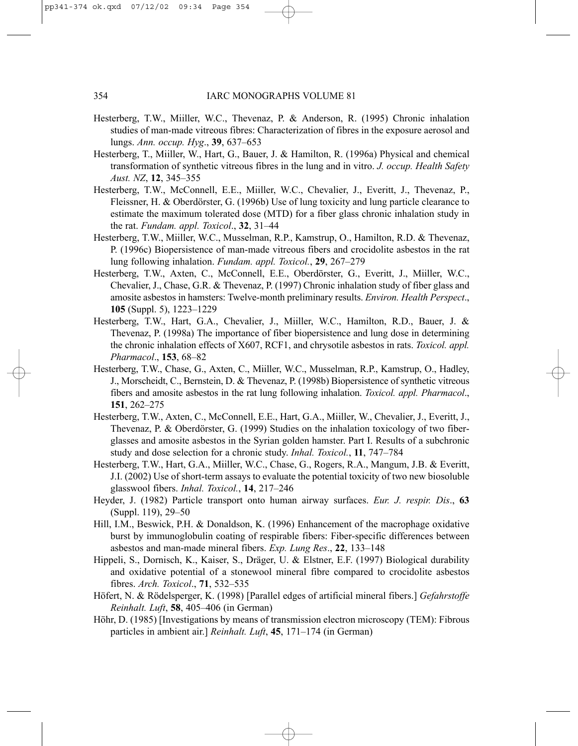Hesterberg, T.W., Miiller, W.C., Thevenaz, P. & Anderson, R. (1995) Chronic inhalation studies of man-made vitreous fibres: Characterization of fibres in the exposure aerosol and lungs. *Ann. occup. Hyg*., **39**, 637–653

Hesterberg, T., Miiller, W., Hart, G., Bauer, J. & Hamilton, R. (1996a) Physical and chemical transformation of synthetic vitreous fibres in the lung and in vitro. *J. occup. Health Safety Aust. NZ*, **12**, 345–355

Hesterberg, T.W., McConnell, E.E., Miiller, W.C., Chevalier, J., Everitt, J., Thevenaz, P., Fleissner, H. & Oberdörster, G. (1996b) Use of lung toxicity and lung particle clearance to estimate the maximum tolerated dose (MTD) for a fiber glass chronic inhalation study in the rat. *Fundam. appl. Toxicol*., **32**, 31–44

Hesterberg, T.W., Miiller, W.C., Musselman, R.P., Kamstrup, O., Hamilton, R.D. & Thevenaz, P. (1996c) Biopersistence of man-made vitreous fibers and crocidolite asbestos in the rat lung following inhalation. *Fundam. appl. Toxicol.*, **29**, 267–279

Hesterberg, T.W., Axten, C., McConnell, E.E., Oberdörster, G., Everitt, J., Miiller, W.C., Chevalier, J., Chase, G.R. & Thevenaz, P. (1997) Chronic inhalation study of fiber glass and amosite asbestos in hamsters: Twelve-month preliminary results. *Environ. Health Perspect*., **105** (Suppl. 5), 1223–1229

Hesterberg, T.W., Hart, G.A., Chevalier, J., Miiller, W.C., Hamilton, R.D., Bauer, J. & Thevenaz, P. (1998a) The importance of fiber biopersistence and lung dose in determining the chronic inhalation effects of X607, RCF1, and chrysotile asbestos in rats. *Toxicol. appl. Pharmacol*., **153**, 68–82

Hesterberg, T.W., Chase, G., Axten, C., Miiller, W.C., Musselman, R.P., Kamstrup, O., Hadley, J., Morscheidt, C., Bernstein, D. & Thevenaz, P. (1998b) Biopersistence of synthetic vitreous fibers and amosite asbestos in the rat lung following inhalation. *Toxicol. appl. Pharmacol*., **151**, 262–275

Hesterberg, T.W., Axten, C., McConnell, E.E., Hart, G.A., Miiller, W., Chevalier, J., Everitt, J., Thevenaz, P. & Oberdörster, G. (1999) Studies on the inhalation toxicology of two fiberglasses and amosite asbestos in the Syrian golden hamster. Part I. Results of a subchronic study and dose selection for a chronic study. *Inhal. Toxicol.*, **11**, 747–784

Hesterberg, T.W., Hart, G.A., Miiller, W.C., Chase, G., Rogers, R.A., Mangum, J.B. & Everitt, J.I. (2002) Use of short-term assays to evaluate the potential toxicity of two new biosoluble glasswool fibers. *Inhal. Toxicol.*, **14**, 217–246

Heyder, J. (1982) Particle transport onto human airway surfaces. *Eur. J. respir. Dis*., **63** (Suppl. 119), 29–50

Hill, I.M., Beswick, P.H. & Donaldson, K. (1996) Enhancement of the macrophage oxidative burst by immunoglobulin coating of respirable fibers: Fiber-specific differences between asbestos and man-made mineral fibers. *Exp. Lung Res*., **22**, 133–148

Hippeli, S., Dornisch, K., Kaiser, S., Dräger, U. & Elstner, E.F. (1997) Biological durability and oxidative potential of a stonewool mineral fibre compared to crocidolite asbestos fibres. *Arch. Toxicol*., **71**, 532–535

Höfert, N. & Rödelsperger, K. (1998) [Parallel edges of artificial mineral fibers.] *Gefahrstoffe Reinhalt. Luft*, **58**, 405–406 (in German)

Höhr, D. (1985) [Investigations by means of transmission electron microscopy (TEM): Fibrous particles in ambient air.] *Reinhalt. Luft*, **45**, 171–174 (in German)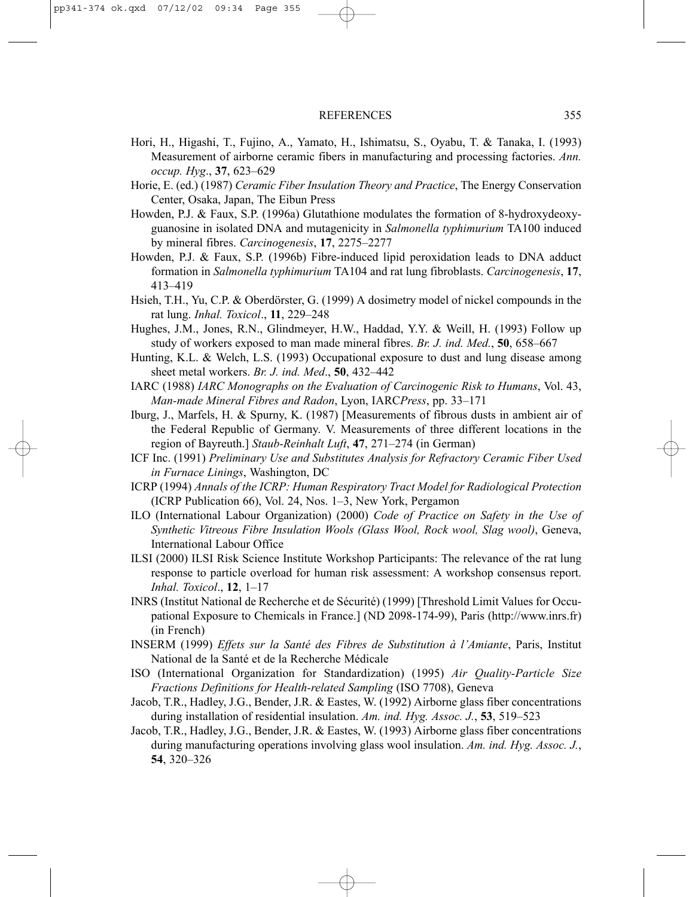Hori, H., Higashi, T., Fujino, A., Yamato, H., Ishimatsu, S., Oyabu, T. & Tanaka, I. (1993) Measurement of airborne ceramic fibers in manufacturing and processing factories. *Ann. occup. Hyg*., **37**, 623–629

Horie, E. (ed.) (1987) *Ceramic Fiber Insulation Theory and Practice*, The Energy Conservation Center, Osaka, Japan, The Eibun Press

Howden, P.J. & Faux, S.P. (1996a) Glutathione modulates the formation of 8-hydroxydeoxyguanosine in isolated DNA and mutagenicity in *Salmonella typhimurium* TA100 induced by mineral fibres. *Carcinogenesis*, **17**, 2275–2277

Howden, P.J. & Faux, S.P. (1996b) Fibre-induced lipid peroxidation leads to DNA adduct formation in *Salmonella typhimurium* TA104 and rat lung fibroblasts. *Carcinogenesis*, **17**, 413–419

Hsieh, T.H., Yu, C.P. & Oberdörster, G. (1999) A dosimetry model of nickel compounds in the rat lung. *Inhal. Toxicol*., **11**, 229–248

Hughes, J.M., Jones, R.N., Glindmeyer, H.W., Haddad, Y.Y. & Weill, H. (1993) Follow up study of workers exposed to man made mineral fibres. *Br. J. ind. Med.*, **50**, 658–667

Hunting, K.L. & Welch, L.S. (1993) Occupational exposure to dust and lung disease among sheet metal workers. *Br. J. ind. Med*., **50**, 432–442

IARC (1988) *IARC Monographs on the Evaluation of Carcinogenic Risk to Humans*, Vol. 43, *Man-made Mineral Fibres and Radon*, Lyon, IARC*Press*, pp. 33–171

Iburg, J., Marfels, H. & Spurny, K. (1987) [Measurements of fibrous dusts in ambient air of the Federal Republic of Germany. V. Measurements of three different locations in the region of Bayreuth.] *Staub-Reinhalt Luft*, **47**, 271–274 (in German)

ICF Inc. (1991) *Preliminary Use and Substitutes Analysis for Refractory Ceramic Fiber Used in Furnace Linings*, Washington, DC

ICRP (1994) *Annals of the ICRP: Human Respiratory Tract Model for Radiological Protection* (ICRP Publication 66), Vol. 24, Nos. 1–3, New York, Pergamon

ILO (International Labour Organization) (2000) *Code of Practice on Safety in the Use of Synthetic Vitreous Fibre Insulation Wools (Glass Wool, Rock wool, Slag wool)*, Geneva, International Labour Office

ILSI (2000) ILSI Risk Science Institute Workshop Participants: The relevance of the rat lung response to particle overload for human risk assessment: A workshop consensus report. *Inhal. Toxicol*., **12**, 1–17

INRS (Institut National de Recherche et de Sécurité) (1999) [Threshold Limit Values for Occupational Exposure to Chemicals in France.] (ND 2098-174-99), Paris (http://www.inrs.fr) (in French)

INSERM (1999) *Effets sur la Santé des Fibres de Substitution à l'Amiante*, Paris, Institut National de la Santé et de la Recherche Médicale

ISO (International Organization for Standardization) (1995) *Air Quality-Particle Size Fractions Definitions for Health-related Sampling* (ISO 7708), Geneva

Jacob, T.R., Hadley, J.G., Bender, J.R. & Eastes, W. (1992) Airborne glass fiber concentrations during installation of residential insulation. *Am. ind. Hyg. Assoc. J.*, **53**, 519–523

Jacob, T.R., Hadley, J.G., Bender, J.R. & Eastes, W. (1993) Airborne glass fiber concentrations during manufacturing operations involving glass wool insulation. *Am. ind. Hyg. Assoc. J.*, **54**, 320–326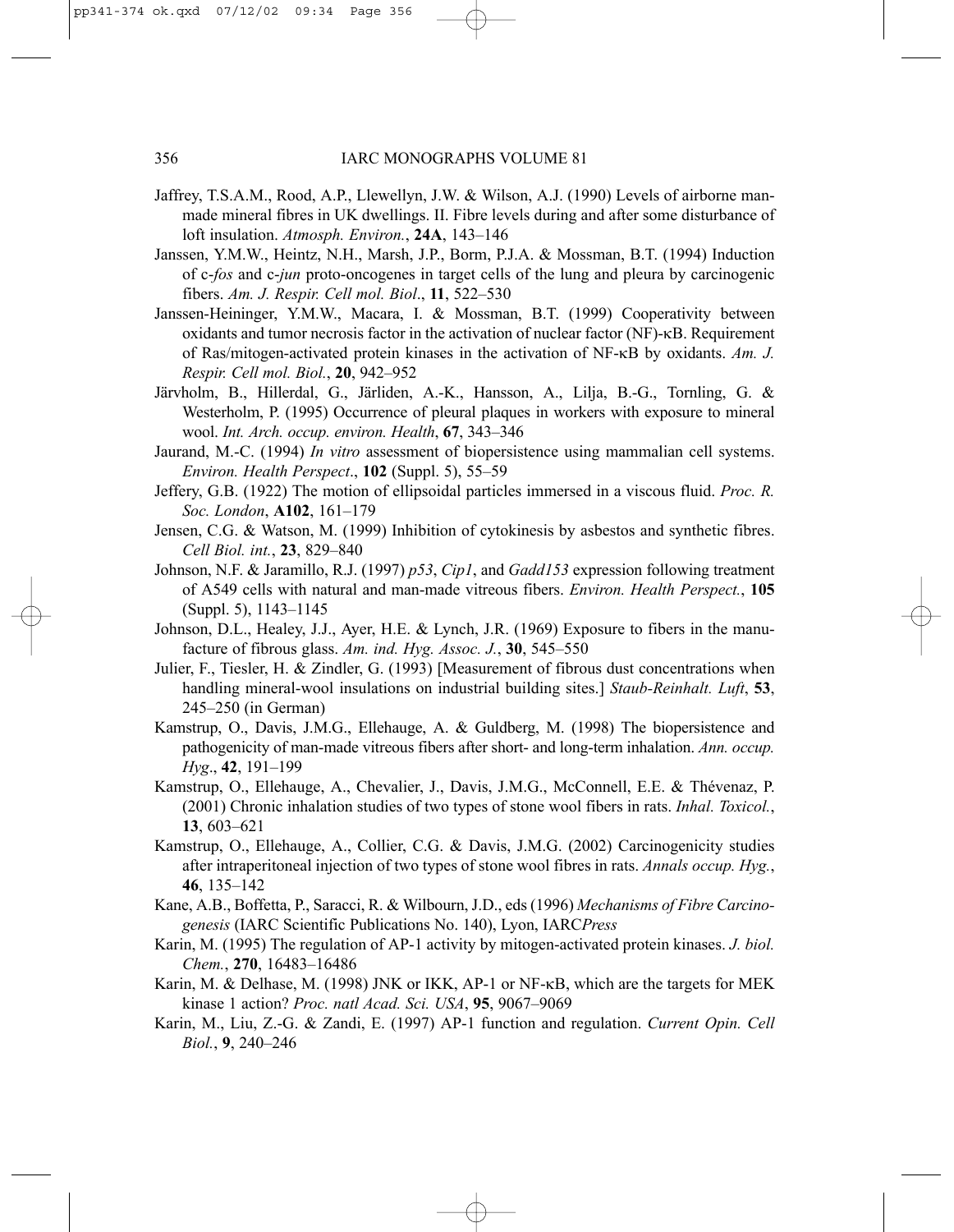Jaffrey, T.S.A.M., Rood, A.P., Llewellyn, J.W. & Wilson, A.J. (1990) Levels of airborne man-made mineral fibres in UK dwellings. II. Fibre levels during and after some disturbance of loft insulation. *Atmosph. Environ.*, **24A**, 143–146

Janssen, Y.M.W., Heintz, N.H., Marsh, J.P., Borm, P.J.A. & Mossman, B.T. (1994) Induction of c-*fos* and c-*jun* proto-oncogenes in target cells of the lung and pleura by carcinogenic fibers. *Am. J. Respir. Cell mol. Biol*., **11**, 522–530

Janssen-Heininger, Y.M.W., Macara, I. & Mossman, B.T. (1999) Cooperativity between oxidants and tumor necrosis factor in the activation of nuclear factor (NF)-κB. Requirement of Ras/mitogen-activated protein kinases in the activation of NF-κB by oxidants. *Am. J. Respir. Cell mol. Biol.*, **20**, 942–952

Järvholm, B., Hillerdal, G., Järliden, A.-K., Hansson, A., Lilja, B.-G., Tornling, G. & Westerholm, P. (1995) Occurrence of pleural plaques in workers with exposure to mineral wool. *Int. Arch. occup. environ. Health*, **67**, 343–346

Jaurand, M.-C. (1994) *In vitro* assessment of biopersistence using mammalian cell systems. *Environ. Health Perspect*., **102** (Suppl. 5), 55–59

Jeffery, G.B. (1922) The motion of ellipsoidal particles immersed in a viscous fluid. *Proc. R. Soc. London*, **A102**, 161–179

Jensen, C.G. & Watson, M. (1999) Inhibition of cytokinesis by asbestos and synthetic fibres. *Cell Biol. int.*, **23**, 829–840

Johnson, N.F. & Jaramillo, R.J. (1997) *p53*, *Cip1*, and *Gadd153* expression following treatment of A549 cells with natural and man-made vitreous fibers. *Environ. Health Perspect.*, **105** (Suppl. 5), 1143–1145

Johnson, D.L., Healey, J.J., Ayer, H.E. & Lynch, J.R. (1969) Exposure to fibers in the manufacture of fibrous glass. *Am. ind. Hyg. Assoc. J.*, **30**, 545–550

Julier, F., Tiesler, H. & Zindler, G. (1993) [Measurement of fibrous dust concentrations when handling mineral-wool insulations on industrial building sites.] *Staub-Reinhalt. Luft*, **53**, 245–250 (in German)

Kamstrup, O., Davis, J.M.G., Ellehauge, A. & Guldberg, M. (1998) The biopersistence and pathogenicity of man-made vitreous fibers after short- and long-term inhalation. *Ann. occup. Hyg*., **42**, 191–199

Kamstrup, O., Ellehauge, A., Chevalier, J., Davis, J.M.G., McConnell, E.E. & Thévenaz, P. (2001) Chronic inhalation studies of two types of stone wool fibers in rats. *Inhal. Toxicol.*, **13**, 603–621

Kamstrup, O., Ellehauge, A., Collier, C.G. & Davis, J.M.G. (2002) Carcinogenicity studies after intraperitoneal injection of two types of stone wool fibres in rats. *Annals occup. Hyg.*, **46**, 135–142

Kane, A.B., Boffetta, P., Saracci, R. & Wilbourn, J.D., eds (1996) *Mechanisms of Fibre Carcinogenesis* (IARC Scientific Publications No. 140), Lyon, IARC*Press*

Karin, M. (1995) The regulation of AP-1 activity by mitogen-activated protein kinases. *J. biol. Chem.*, **270**, 16483–16486

Karin, M. & Delhase, M. (1998) JNK or IKK, AP-1 or NF-κB, which are the targets for MEK kinase 1 action? *Proc. natl Acad. Sci. USA*, **95**, 9067–9069

Karin, M., Liu, Z.-G. & Zandi, E. (1997) AP-1 function and regulation. *Current Opin. Cell Biol.*, **9**, 240–246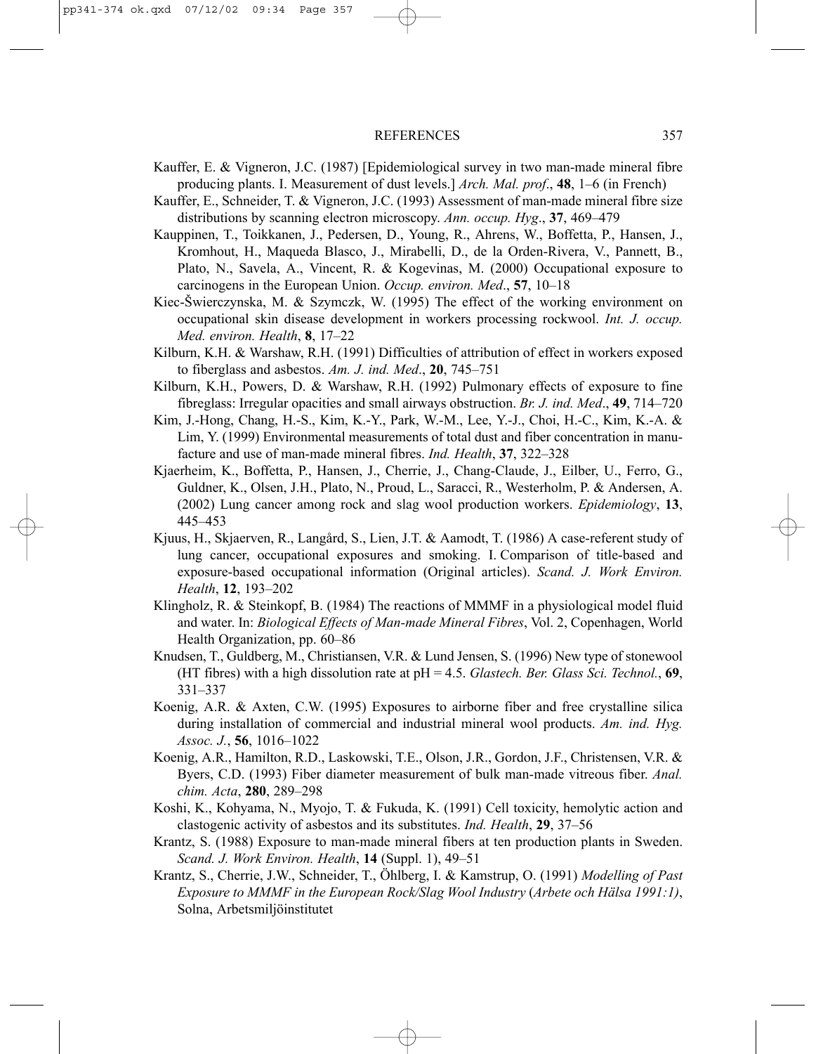Kauffer, E. & Vigneron, J.C. (1987) [Epidemiological survey in two man-made mineral fibre producing plants. I. Measurement of dust levels.] *Arch. Mal. prof*., **48**, 1–6 (in French)

Kauffer, E., Schneider, T. & Vigneron, J.C. (1993) Assessment of man-made mineral fibre size distributions by scanning electron microscopy. *Ann. occup. Hyg*., **37**, 469–479

Kauppinen, T., Toikkanen, J., Pedersen, D., Young, R., Ahrens, W., Boffetta, P., Hansen, J., Kromhout, H., Maqueda Blasco, J., Mirabelli, D., de la Orden-Rivera, V., Pannett, B., Plato, N., Savela, A., Vincent, R. & Kogevinas, M. (2000) Occupational exposure to carcinogens in the European Union. *Occup. environ. Med*., **57**, 10–18

Kiec-Świerczynska, M. & Szymczk, W. (1995) The effect of the working environment on occupational skin disease development in workers processing rockwool. *Int. J. occup. Med. environ. Health*, **8**, 17–22

Kilburn, K.H. & Warshaw, R.H. (1991) Difficulties of attribution of effect in workers exposed to fiberglass and asbestos. *Am. J. ind. Med*., **20**, 745–751

Kilburn, K.H., Powers, D. & Warshaw, R.H. (1992) Pulmonary effects of exposure to fine fibreglass: Irregular opacities and small airways obstruction. *Br. J. ind. Med*., **49**, 714–720

Kim, J.-Hong, Chang, H.-S., Kim, K.-Y., Park, W.-M., Lee, Y.-J., Choi, H.-C., Kim, K.-A. & Lim, Y. (1999) Environmental measurements of total dust and fiber concentration in manufacture and use of man-made mineral fibres. *Ind. Health*, **37**, 322–328

Kjaerheim, K., Boffetta, P., Hansen, J., Cherrie, J., Chang-Claude, J., Eilber, U., Ferro, G., Guldner, K., Olsen, J.H., Plato, N., Proud, L., Saracci, R., Westerholm, P. & Andersen, A. (2002) Lung cancer among rock and slag wool production workers. *Epidemiology*, **13**, 445–453

Kjuus, H., Skjaerven, R., Langård, S., Lien, J.T. & Aamodt, T. (1986) A case-referent study of lung cancer, occupational exposures and smoking. I. Comparison of title-based and exposure-based occupational information (Original articles). *Scand. J. Work Environ. Health*, **12**, 193–202

Klingholz, R. & Steinkopf, B. (1984) The reactions of MMMF in a physiological model fluid and water. In: *Biological Effects of Man-made Mineral Fibres*, Vol. 2, Copenhagen, World Health Organization, pp. 60–86

Knudsen, T., Guldberg, M., Christiansen, V.R. & Lund Jensen, S. (1996) New type of stonewool (HT fibres) with a high dissolution rate at pH = 4.5. *Glastech. Ber. Glass Sci. Technol.*, **69**, 331–337

Koenig, A.R. & Axten, C.W. (1995) Exposures to airborne fiber and free crystalline silica during installation of commercial and industrial mineral wool products. *Am. ind. Hyg. Assoc. J.*, **56**, 1016–1022

Koenig, A.R., Hamilton, R.D., Laskowski, T.E., Olson, J.R., Gordon, J.F., Christensen, V.R. & Byers, C.D. (1993) Fiber diameter measurement of bulk man-made vitreous fiber. *Anal. chim. Acta*, **280**, 289–298

Koshi, K., Kohyama, N., Myojo, T. & Fukuda, K. (1991) Cell toxicity, hemolytic action and clastogenic activity of asbestos and its substitutes. *Ind. Health*, **29**, 37–56

Krantz, S. (1988) Exposure to man-made mineral fibers at ten production plants in Sweden. *Scand. J. Work Environ. Health*, **14** (Suppl. 1), 49–51

Krantz, S., Cherrie, J.W., Schneider, T., Öhlberg, I. & Kamstrup, O. (1991) *Modelling of Past Exposure to MMMF in the European Rock/Slag Wool Industry* (*Arbete och Hälsa 1991:1)*, Solna, Arbetsmiljöinstitutet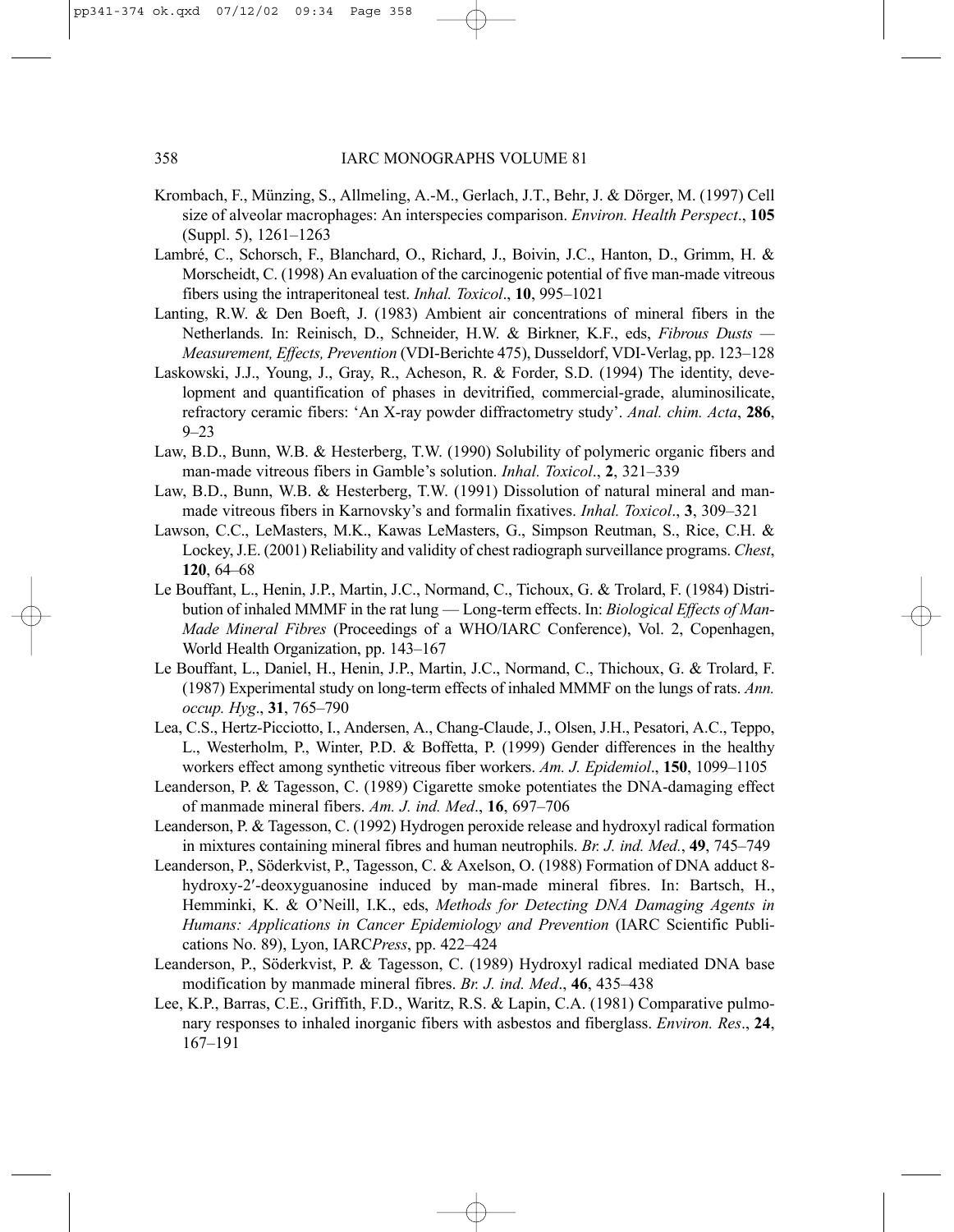Krombach, F., Münzing, S., Allmeling, A.-M., Gerlach, J.T., Behr, J. & Dörger, M. (1997) Cell size of alveolar macrophages: An interspecies comparison. *Environ. Health Perspect*., **105** (Suppl. 5), 1261–1263

Lambré, C., Schorsch, F., Blanchard, O., Richard, J., Boivin, J.C., Hanton, D., Grimm, H. & Morscheidt, C. (1998) An evaluation of the carcinogenic potential of five man-made vitreous fibers using the intraperitoneal test. *Inhal. Toxicol*., **10**, 995–1021

Lanting, R.W. & Den Boeft, J. (1983) Ambient air concentrations of mineral fibers in the Netherlands. In: Reinisch, D., Schneider, H.W. & Birkner, K.F., eds, *Fibrous Dusts — Measurement, Effects, Prevention* (VDI-Berichte 475), Dusseldorf, VDI-Verlag, pp. 123–128

Laskowski, J.J., Young, J., Gray, R., Acheson, R. & Forder, S.D. (1994) The identity, development and quantification of phases in devitrified, commercial-grade, aluminosilicate, refractory ceramic fibers: 'An X-ray powder diffractometry study'. *Anal. chim. Acta*, **286**, 9–23

Law, B.D., Bunn, W.B. & Hesterberg, T.W. (1990) Solubility of polymeric organic fibers and man-made vitreous fibers in Gamble's solution. *Inhal. Toxicol*., **2**, 321–339

Law, B.D., Bunn, W.B. & Hesterberg, T.W. (1991) Dissolution of natural mineral and man-made vitreous fibers in Karnovsky's and formalin fixatives. *Inhal. Toxicol*., **3**, 309–321

Lawson, C.C., LeMasters, M.K., Kawas LeMasters, G., Simpson Reutman, S., Rice, C.H. & Lockey, J.E. (2001) Reliability and validity of chest radiograph surveillance programs. *Chest*, **120**, 64–68

Le Bouffant, L., Henin, J.P., Martin, J.C., Normand, C., Tichoux, G. & Trolard, F. (1984) Distribution of inhaled MMMF in the rat lung — Long-term effects. In: *Biological Effects of Man-Made Mineral Fibres* (Proceedings of a WHO/IARC Conference), Vol. 2, Copenhagen, World Health Organization, pp. 143–167

Le Bouffant, L., Daniel, H., Henin, J.P., Martin, J.C., Normand, C., Thichoux, G. & Trolard, F. (1987) Experimental study on long-term effects of inhaled MMMF on the lungs of rats. *Ann. occup. Hyg*., **31**, 765–790

Lea, C.S., Hertz-Picciotto, I., Andersen, A., Chang-Claude, J., Olsen, J.H., Pesatori, A.C., Teppo, L., Westerholm, P., Winter, P.D. & Boffetta, P. (1999) Gender differences in the healthy workers effect among synthetic vitreous fiber workers. *Am. J. Epidemiol*., **150**, 1099–1105

Leanderson, P. & Tagesson, C. (1989) Cigarette smoke potentiates the DNA-damaging effect of manmade mineral fibers. *Am. J. ind. Med*., **16**, 697–706

Leanderson, P. & Tagesson, C. (1992) Hydrogen peroxide release and hydroxyl radical formation in mixtures containing mineral fibres and human neutrophils. *Br. J. ind. Med.*, **49**, 745–749

Leanderson, P., Söderkvist, P., Tagesson, C. & Axelson, O. (1988) Formation of DNA adduct 8-hydroxy-2′-deoxyguanosine induced by man-made mineral fibres. In: Bartsch, H., Hemminki, K. & O'Neill, I.K., eds, *Methods for Detecting DNA Damaging Agents in Humans: Applications in Cancer Epidemiology and Prevention* (IARC Scientific Publications No. 89), Lyon, IARC*Press*, pp. 422–424

Leanderson, P., Söderkvist, P. & Tagesson, C. (1989) Hydroxyl radical mediated DNA base modification by manmade mineral fibres. *Br. J. ind. Med*., **46**, 435–438

Lee, K.P., Barras, C.E., Griffith, F.D., Waritz, R.S. & Lapin, C.A. (1981) Comparative pulmonary responses to inhaled inorganic fibers with asbestos and fiberglass. *Environ. Res*., **24**, 167–191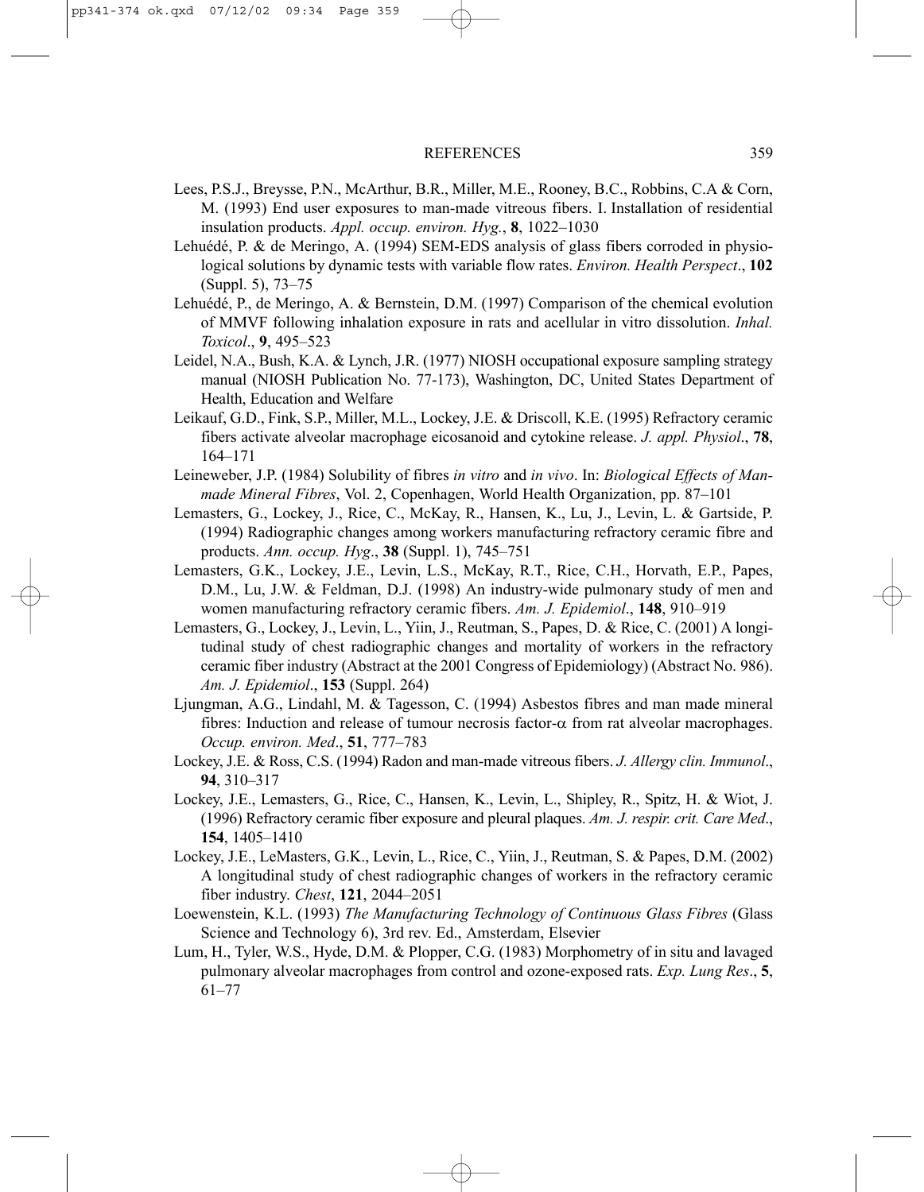Lees, P.S.J., Breysse, P.N., McArthur, B.R., Miller, M.E., Rooney, B.C., Robbins, C.A & Corn, M. (1993) End user exposures to man-made vitreous fibers. I. Installation of residential insulation products. *Appl. occup. environ. Hyg.*, **8**, 1022–1030

Lehuédé, P. & de Meringo, A. (1994) SEM-EDS analysis of glass fibers corroded in physiological solutions by dynamic tests with variable flow rates. *Environ. Health Perspect*., **102** (Suppl. 5), 73–75

Lehuédé, P., de Meringo, A. & Bernstein, D.M. (1997) Comparison of the chemical evolution of MMVF following inhalation exposure in rats and acellular in vitro dissolution. *Inhal. Toxicol*., **9**, 495–523

Leidel, N.A., Bush, K.A. & Lynch, J.R. (1977) NIOSH occupational exposure sampling strategy manual (NIOSH Publication No. 77-173), Washington, DC, United States Department of Health, Education and Welfare

Leikauf, G.D., Fink, S.P., Miller, M.L., Lockey, J.E. & Driscoll, K.E. (1995) Refractory ceramic fibers activate alveolar macrophage eicosanoid and cytokine release. *J. appl. Physiol*., **78**, 164–171

Leineweber, J.P. (1984) Solubility of fibres *in vitro* and *in vivo*. In: *Biological Effects of Man-made Mineral Fibres*, Vol. 2, Copenhagen, World Health Organization, pp. 87–101

Lemasters, G., Lockey, J., Rice, C., McKay, R., Hansen, K., Lu, J., Levin, L. & Gartside, P. (1994) Radiographic changes among workers manufacturing refractory ceramic fibre and products. *Ann. occup. Hyg*., **38** (Suppl. 1), 745–751

Lemasters, G.K., Lockey, J.E., Levin, L.S., McKay, R.T., Rice, C.H., Horvath, E.P., Papes, D.M., Lu, J.W. & Feldman, D.J. (1998) An industry-wide pulmonary study of men and women manufacturing refractory ceramic fibers. *Am. J. Epidemiol*., **148**, 910–919

Lemasters, G., Lockey, J., Levin, L., Yiin, J., Reutman, S., Papes, D. & Rice, C. (2001) A longitudinal study of chest radiographic changes and mortality of workers in the refractory ceramic fiber industry (Abstract at the 2001 Congress of Epidemiology) (Abstract No. 986). *Am. J. Epidemiol*., **153** (Suppl. 264)

Ljungman, A.G., Lindahl, M. & Tagesson, C. (1994) Asbestos fibres and man made mineral fibres: Induction and release of tumour necrosis factor-$\alpha$ from rat alveolar macrophages. *Occup. environ. Med*., **51**, 777–783

Lockey, J.E. & Ross, C.S. (1994) Radon and man-made vitreous fibers. *J. Allergy clin. Immunol*., **94**, 310–317

Lockey, J.E., Lemasters, G., Rice, C., Hansen, K., Levin, L., Shipley, R., Spitz, H. & Wiot, J. (1996) Refractory ceramic fiber exposure and pleural plaques. *Am. J. respir. crit. Care Med*., **154**, 1405–1410

Lockey, J.E., LeMasters, G.K., Levin, L., Rice, C., Yiin, J., Reutman, S. & Papes, D.M. (2002) A longitudinal study of chest radiographic changes of workers in the refractory ceramic fiber industry. *Chest*, **121**, 2044–2051

Loewenstein, K.L. (1993) *The Manufacturing Technology of Continuous Glass Fibres* (Glass Science and Technology 6), 3rd rev. Ed., Amsterdam, Elsevier

Lum, H., Tyler, W.S., Hyde, D.M. & Plopper, C.G. (1983) Morphometry of in situ and lavaged pulmonary alveolar macrophages from control and ozone-exposed rats. *Exp. Lung Res*., **5**, 61–77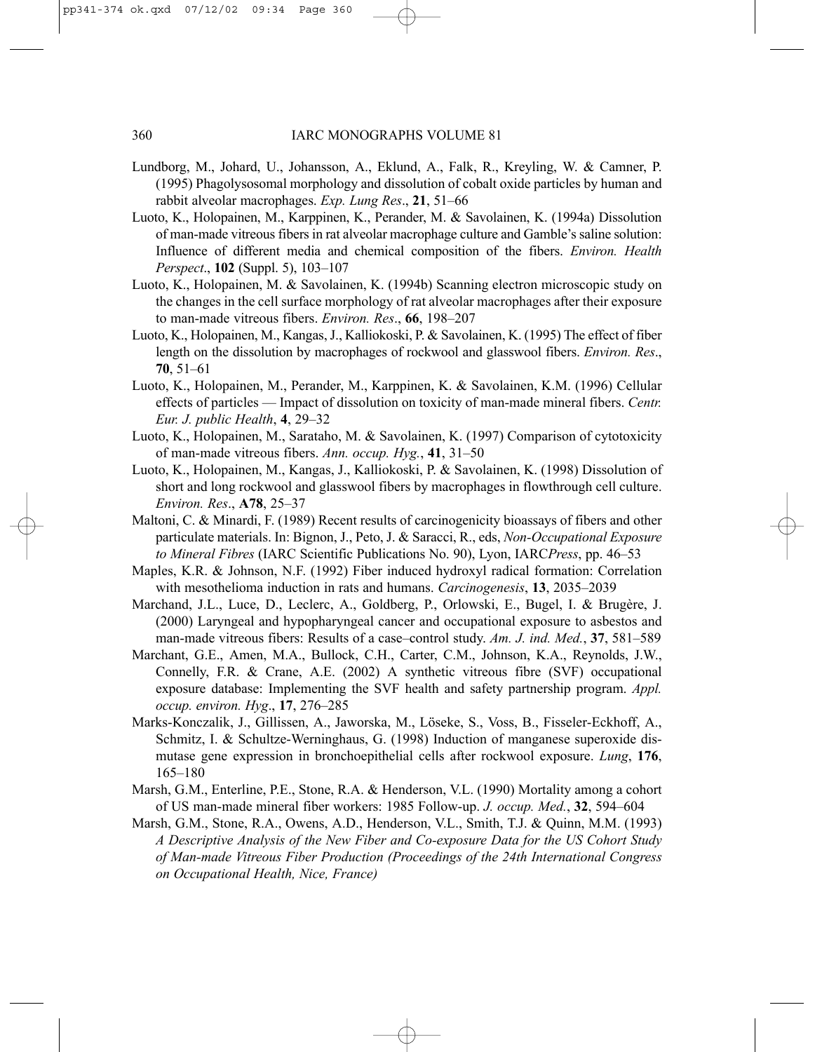Lundborg, M., Johard, U., Johansson, A., Eklund, A., Falk, R., Kreyling, W. & Camner, P. (1995) Phagolysosomal morphology and dissolution of cobalt oxide particles by human and rabbit alveolar macrophages. *Exp. Lung Res*., **21**, 51–66

Luoto, K., Holopainen, M., Karppinen, K., Perander, M. & Savolainen, K. (1994a) Dissolution of man-made vitreous fibers in rat alveolar macrophage culture and Gamble's saline solution: Influence of different media and chemical composition of the fibers. *Environ. Health Perspect*., **102** (Suppl. 5), 103–107

Luoto, K., Holopainen, M. & Savolainen, K. (1994b) Scanning electron microscopic study on the changes in the cell surface morphology of rat alveolar macrophages after their exposure to man-made vitreous fibers. *Environ. Res*., **66**, 198–207

Luoto, K., Holopainen, M., Kangas, J., Kalliokoski, P. & Savolainen, K. (1995) The effect of fiber length on the dissolution by macrophages of rockwool and glasswool fibers. *Environ. Res*., **70**, 51–61

Luoto, K., Holopainen, M., Perander, M., Karppinen, K. & Savolainen, K.M. (1996) Cellular effects of particles — Impact of dissolution on toxicity of man-made mineral fibers. *Centr. Eur. J. public Health*, **4**, 29–32

Luoto, K., Holopainen, M., Sarataho, M. & Savolainen, K. (1997) Comparison of cytotoxicity of man-made vitreous fibers. *Ann. occup. Hyg.*, **41**, 31–50

Luoto, K., Holopainen, M., Kangas, J., Kalliokoski, P. & Savolainen, K. (1998) Dissolution of short and long rockwool and glasswool fibers by macrophages in flowthrough cell culture. *Environ. Res*., **A78**, 25–37

Maltoni, C. & Minardi, F. (1989) Recent results of carcinogenicity bioassays of fibers and other particulate materials. In: Bignon, J., Peto, J. & Saracci, R., eds, *Non-Occupational Exposure to Mineral Fibres* (IARC Scientific Publications No. 90), Lyon, IARC*Press*, pp. 46–53

Maples, K.R. & Johnson, N.F. (1992) Fiber induced hydroxyl radical formation: Correlation with mesothelioma induction in rats and humans. *Carcinogenesis*, **13**, 2035–2039

Marchand, J.L., Luce, D., Leclerc, A., Goldberg, P., Orlowski, E., Bugel, I. & Brugère, J. (2000) Laryngeal and hypopharyngeal cancer and occupational exposure to asbestos and man-made vitreous fibers: Results of a case–control study. *Am. J. ind. Med.*, **37**, 581–589

Marchant, G.E., Amen, M.A., Bullock, C.H., Carter, C.M., Johnson, K.A., Reynolds, J.W., Connelly, F.R. & Crane, A.E. (2002) A synthetic vitreous fibre (SVF) occupational exposure database: Implementing the SVF health and safety partnership program. *Appl. occup. environ. Hyg*., **17**, 276–285

Marks-Konczalik, J., Gillissen, A., Jaworska, M., Löseke, S., Voss, B., Fisseler-Eckhoff, A., Schmitz, I. & Schultze-Werninghaus, G. (1998) Induction of manganese superoxide dismutase gene expression in bronchoepithelial cells after rockwool exposure. *Lung*, **176**, 165–180

Marsh, G.M., Enterline, P.E., Stone, R.A. & Henderson, V.L. (1990) Mortality among a cohort of US man-made mineral fiber workers: 1985 Follow-up. *J. occup. Med.*, **32**, 594–604

Marsh, G.M., Stone, R.A., Owens, A.D., Henderson, V.L., Smith, T.J. & Quinn, M.M. (1993) *A Descriptive Analysis of the New Fiber and Co-exposure Data for the US Cohort Study of Man-made Vitreous Fiber Production (Proceedings of the 24th International Congress on Occupational Health, Nice, France)*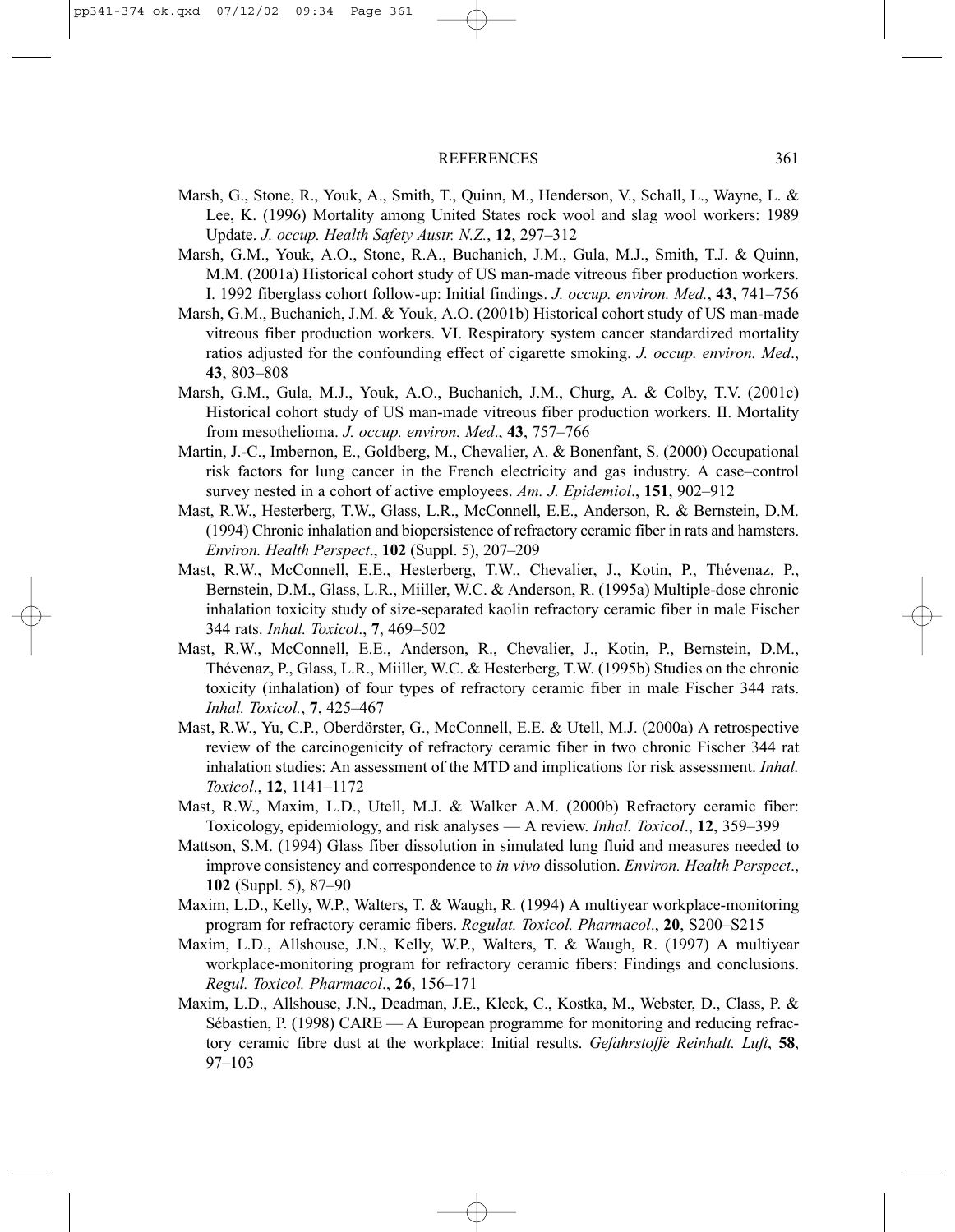Marsh, G., Stone, R., Youk, A., Smith, T., Quinn, M., Henderson, V., Schall, L., Wayne, L. & Lee, K. (1996) Mortality among United States rock wool and slag wool workers: 1989 Update. *J. occup. Health Safety Austr. N.Z.*, **12**, 297–312

Marsh, G.M., Youk, A.O., Stone, R.A., Buchanich, J.M., Gula, M.J., Smith, T.J. & Quinn, M.M. (2001a) Historical cohort study of US man-made vitreous fiber production workers. I. 1992 fiberglass cohort follow-up: Initial findings. *J. occup. environ. Med.*, **43**, 741–756

Marsh, G.M., Buchanich, J.M. & Youk, A.O. (2001b) Historical cohort study of US man-made vitreous fiber production workers. VI. Respiratory system cancer standardized mortality ratios adjusted for the confounding effect of cigarette smoking. *J. occup. environ. Med*., **43**, 803–808

Marsh, G.M., Gula, M.J., Youk, A.O., Buchanich, J.M., Churg, A. & Colby, T.V. (2001c) Historical cohort study of US man-made vitreous fiber production workers. II. Mortality from mesothelioma. *J. occup. environ. Med*., **43**, 757–766

Martin, J.-C., Imbernon, E., Goldberg, M., Chevalier, A. & Bonenfant, S. (2000) Occupational risk factors for lung cancer in the French electricity and gas industry. A case–control survey nested in a cohort of active employees. *Am. J. Epidemiol*., **151**, 902–912

Mast, R.W., Hesterberg, T.W., Glass, L.R., McConnell, E.E., Anderson, R. & Bernstein, D.M. (1994) Chronic inhalation and biopersistence of refractory ceramic fiber in rats and hamsters. *Environ. Health Perspect*., **102** (Suppl. 5), 207–209

Mast, R.W., McConnell, E.E., Hesterberg, T.W., Chevalier, J., Kotin, P., Thévenaz, P., Bernstein, D.M., Glass, L.R., Miiller, W.C. & Anderson, R. (1995a) Multiple-dose chronic inhalation toxicity study of size-separated kaolin refractory ceramic fiber in male Fischer 344 rats. *Inhal. Toxicol*., **7**, 469–502

Mast, R.W., McConnell, E.E., Anderson, R., Chevalier, J., Kotin, P., Bernstein, D.M., Thévenaz, P., Glass, L.R., Miiller, W.C. & Hesterberg, T.W. (1995b) Studies on the chronic toxicity (inhalation) of four types of refractory ceramic fiber in male Fischer 344 rats. *Inhal. Toxicol.*, **7**, 425–467

Mast, R.W., Yu, C.P., Oberdörster, G., McConnell, E.E. & Utell, M.J. (2000a) A retrospective review of the carcinogenicity of refractory ceramic fiber in two chronic Fischer 344 rat inhalation studies: An assessment of the MTD and implications for risk assessment. *Inhal. Toxicol*., **12**, 1141–1172

Mast, R.W., Maxim, L.D., Utell, M.J. & Walker A.M. (2000b) Refractory ceramic fiber: Toxicology, epidemiology, and risk analyses — A review. *Inhal. Toxicol*., **12**, 359–399

Mattson, S.M. (1994) Glass fiber dissolution in simulated lung fluid and measures needed to improve consistency and correspondence to *in vivo* dissolution. *Environ. Health Perspect*., **102** (Suppl. 5), 87–90

Maxim, L.D., Kelly, W.P., Walters, T. & Waugh, R. (1994) A multiyear workplace-monitoring program for refractory ceramic fibers. *Regulat. Toxicol. Pharmacol*., **20**, S200–S215

Maxim, L.D., Allshouse, J.N., Kelly, W.P., Walters, T. & Waugh, R. (1997) A multiyear workplace-monitoring program for refractory ceramic fibers: Findings and conclusions. *Regul. Toxicol. Pharmacol*., **26**, 156–171

Maxim, L.D., Allshouse, J.N., Deadman, J.E., Kleck, C., Kostka, M., Webster, D., Class, P. & Sébastien, P. (1998) CARE — A European programme for monitoring and reducing refractory ceramic fibre dust at the workplace: Initial results. *Gefahrstoffe Reinhalt. Luft*, **58**, 97–103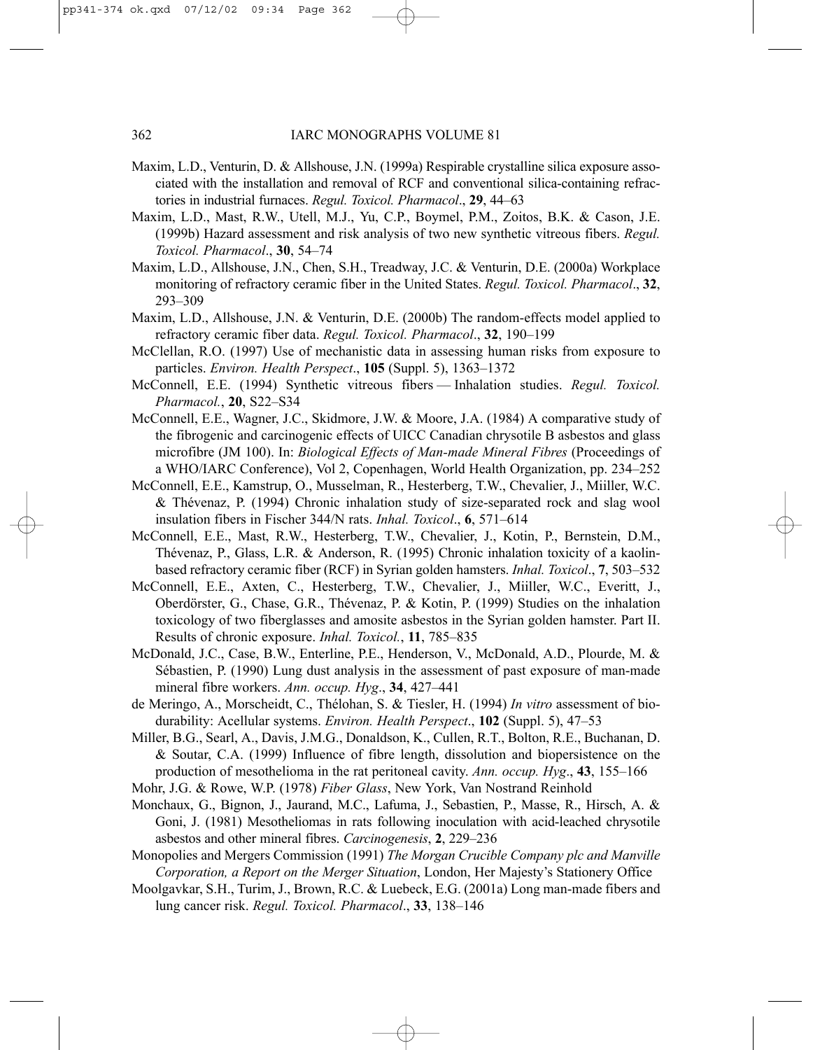Maxim, L.D., Venturin, D. & Allshouse, J.N. (1999a) Respirable crystalline silica exposure associated with the installation and removal of RCF and conventional silica-containing refractories in industrial furnaces. *Regul. Toxicol. Pharmacol*., **29**, 44–63

Maxim, L.D., Mast, R.W., Utell, M.J., Yu, C.P., Boymel, P.M., Zoitos, B.K. & Cason, J.E. (1999b) Hazard assessment and risk analysis of two new synthetic vitreous fibers. *Regul. Toxicol. Pharmacol*., **30**, 54–74

Maxim, L.D., Allshouse, J.N., Chen, S.H., Treadway, J.C. & Venturin, D.E. (2000a) Workplace monitoring of refractory ceramic fiber in the United States. *Regul. Toxicol. Pharmacol*., **32**, 293–309

Maxim, L.D., Allshouse, J.N. & Venturin, D.E. (2000b) The random-effects model applied to refractory ceramic fiber data. *Regul. Toxicol. Pharmacol*., **32**, 190–199

McClellan, R.O. (1997) Use of mechanistic data in assessing human risks from exposure to particles. *Environ. Health Perspect*., **105** (Suppl. 5), 1363–1372

McConnell, E.E. (1994) Synthetic vitreous fibers — Inhalation studies. *Regul. Toxicol. Pharmacol.*, **20**, S22–S34

McConnell, E.E., Wagner, J.C., Skidmore, J.W. & Moore, J.A. (1984) A comparative study of the fibrogenic and carcinogenic effects of UICC Canadian chrysotile B asbestos and glass microfibre (JM 100). In: *Biological Effects of Man-made Mineral Fibres* (Proceedings of a WHO/IARC Conference), Vol 2, Copenhagen, World Health Organization, pp. 234–252

McConnell, E.E., Kamstrup, O., Musselman, R., Hesterberg, T.W., Chevalier, J., Miiller, W.C. & Thévenaz, P. (1994) Chronic inhalation study of size-separated rock and slag wool insulation fibers in Fischer 344/N rats. *Inhal. Toxicol*., **6**, 571–614

McConnell, E.E., Mast, R.W., Hesterberg, T.W., Chevalier, J., Kotin, P., Bernstein, D.M., Thévenaz, P., Glass, L.R. & Anderson, R. (1995) Chronic inhalation toxicity of a kaolin-based refractory ceramic fiber (RCF) in Syrian golden hamsters. *Inhal. Toxicol*., **7**, 503–532

McConnell, E.E., Axten, C., Hesterberg, T.W., Chevalier, J., Miiller, W.C., Everitt, J., Oberdörster, G., Chase, G.R., Thévenaz, P. & Kotin, P. (1999) Studies on the inhalation toxicology of two fiberglasses and amosite asbestos in the Syrian golden hamster. Part II. Results of chronic exposure. *Inhal. Toxicol.*, **11**, 785–835

McDonald, J.C., Case, B.W., Enterline, P.E., Henderson, V., McDonald, A.D., Plourde, M. & Sébastien, P. (1990) Lung dust analysis in the assessment of past exposure of man-made mineral fibre workers. *Ann. occup. Hyg*., **34**, 427–441

de Meringo, A., Morscheidt, C., Thélohan, S. & Tiesler, H. (1994) *In vitro* assessment of biodurability: Acellular systems. *Environ. Health Perspect*., **102** (Suppl. 5), 47–53

Miller, B.G., Searl, A., Davis, J.M.G., Donaldson, K., Cullen, R.T., Bolton, R.E., Buchanan, D. & Soutar, C.A. (1999) Influence of fibre length, dissolution and biopersistence on the production of mesothelioma in the rat peritoneal cavity. *Ann. occup. Hyg*., **43**, 155–166

Mohr, J.G. & Rowe, W.P. (1978) *Fiber Glass*, New York, Van Nostrand Reinhold

Monchaux, G., Bignon, J., Jaurand, M.C., Lafuma, J., Sebastien, P., Masse, R., Hirsch, A. & Goni, J. (1981) Mesotheliomas in rats following inoculation with acid-leached chrysotile asbestos and other mineral fibres. *Carcinogenesis*, **2**, 229–236

Monopolies and Mergers Commission (1991) *The Morgan Crucible Company plc and Manville Corporation, a Report on the Merger Situation*, London, Her Majesty's Stationery Office

Moolgavkar, S.H., Turim, J., Brown, R.C. & Luebeck, E.G. (2001a) Long man-made fibers and lung cancer risk. *Regul. Toxicol. Pharmacol*., **33**, 138–146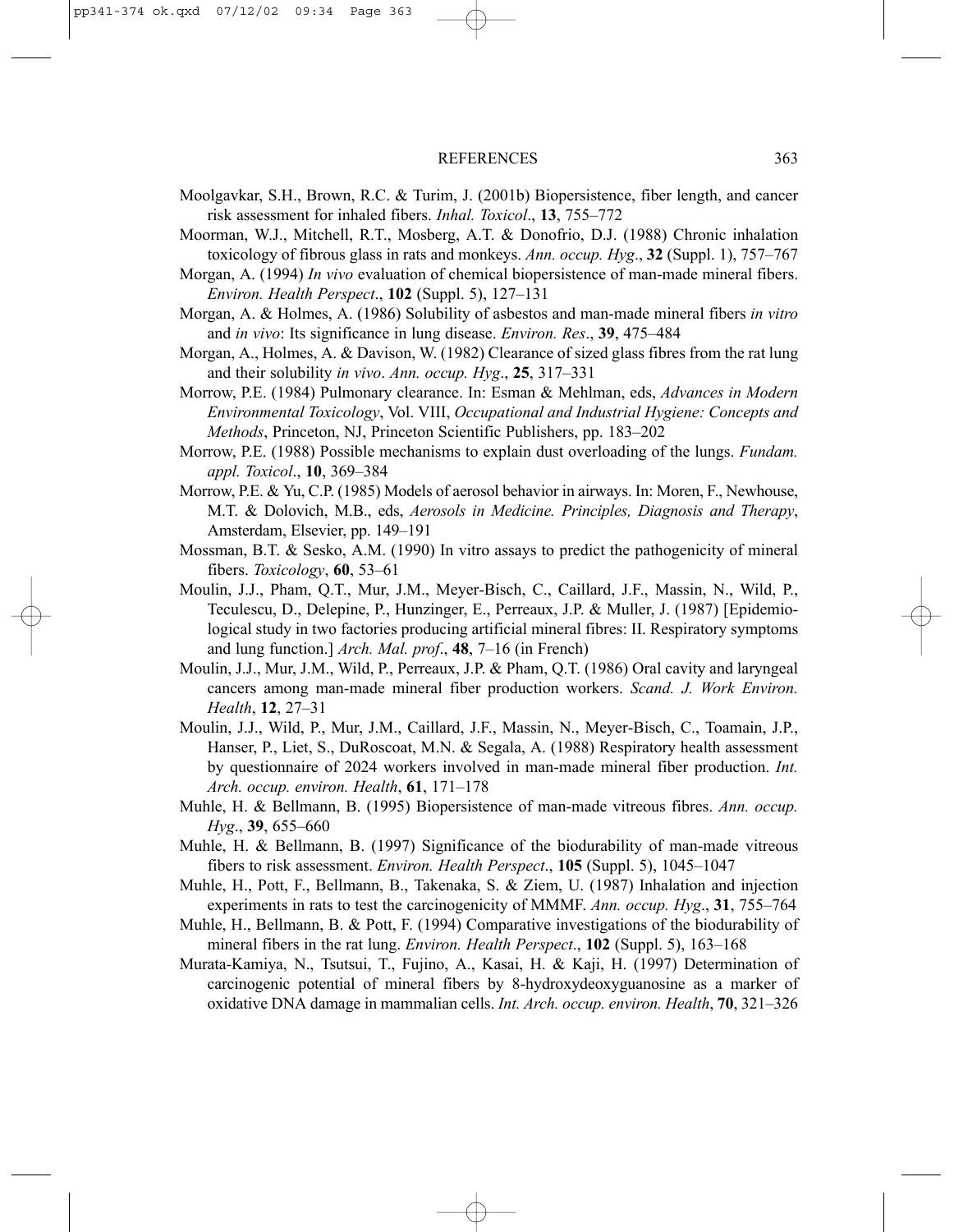Moolgavkar, S.H., Brown, R.C. & Turim, J. (2001b) Biopersistence, fiber length, and cancer risk assessment for inhaled fibers. *Inhal. Toxicol*., **13**, 755–772

Moorman, W.J., Mitchell, R.T., Mosberg, A.T. & Donofrio, D.J. (1988) Chronic inhalation toxicology of fibrous glass in rats and monkeys. *Ann. occup. Hyg*., **32** (Suppl. 1), 757–767

Morgan, A. (1994) *In vivo* evaluation of chemical biopersistence of man-made mineral fibers. *Environ. Health Perspect*., **102** (Suppl. 5), 127–131

Morgan, A. & Holmes, A. (1986) Solubility of asbestos and man-made mineral fibers *in vitro* and *in vivo*: Its significance in lung disease. *Environ. Res*., **39**, 475–484

Morgan, A., Holmes, A. & Davison, W. (1982) Clearance of sized glass fibres from the rat lung and their solubility *in vivo*. *Ann. occup. Hyg*., **25**, 317–331

Morrow, P.E. (1984) Pulmonary clearance. In: Esman & Mehlman, eds, *Advances in Modern Environmental Toxicology*, Vol. VIII, *Occupational and Industrial Hygiene: Concepts and Methods*, Princeton, NJ, Princeton Scientific Publishers, pp. 183–202

Morrow, P.E. (1988) Possible mechanisms to explain dust overloading of the lungs. *Fundam. appl. Toxicol*., **10**, 369–384

Morrow, P.E. & Yu, C.P. (1985) Models of aerosol behavior in airways. In: Moren, F., Newhouse, M.T. & Dolovich, M.B., eds, *Aerosols in Medicine. Principles, Diagnosis and Therapy*, Amsterdam, Elsevier, pp. 149–191

Mossman, B.T. & Sesko, A.M. (1990) In vitro assays to predict the pathogenicity of mineral fibers. *Toxicology*, **60**, 53–61

Moulin, J.J., Pham, Q.T., Mur, J.M., Meyer-Bisch, C., Caillard, J.F., Massin, N., Wild, P., Teculescu, D., Delepine, P., Hunzinger, E., Perreaux, J.P. & Muller, J. (1987) [Epidemiological study in two factories producing artificial mineral fibres: II. Respiratory symptoms and lung function.] *Arch. Mal. prof*., **48**, 7–16 (in French)

Moulin, J.J., Mur, J.M., Wild, P., Perreaux, J.P. & Pham, Q.T. (1986) Oral cavity and laryngeal cancers among man-made mineral fiber production workers. *Scand. J. Work Environ. Health*, **12**, 27–31

Moulin, J.J., Wild, P., Mur, J.M., Caillard, J.F., Massin, N., Meyer-Bisch, C., Toamain, J.P., Hanser, P., Liet, S., DuRoscoat, M.N. & Segala, A. (1988) Respiratory health assessment by questionnaire of 2024 workers involved in man-made mineral fiber production. *Int. Arch. occup. environ. Health*, **61**, 171–178

Muhle, H. & Bellmann, B. (1995) Biopersistence of man-made vitreous fibres. *Ann. occup. Hyg*., **39**, 655–660

Muhle, H. & Bellmann, B. (1997) Significance of the biodurability of man-made vitreous fibers to risk assessment. *Environ. Health Perspect*., **105** (Suppl. 5), 1045–1047

Muhle, H., Pott, F., Bellmann, B., Takenaka, S. & Ziem, U. (1987) Inhalation and injection experiments in rats to test the carcinogenicity of MMMF. *Ann. occup. Hyg*., **31**, 755–764

Muhle, H., Bellmann, B. & Pott, F. (1994) Comparative investigations of the biodurability of mineral fibers in the rat lung. *Environ. Health Perspect*., **102** (Suppl. 5), 163–168

Murata-Kamiya, N., Tsutsui, T., Fujino, A., Kasai, H. & Kaji, H. (1997) Determination of carcinogenic potential of mineral fibers by 8-hydroxydeoxyguanosine as a marker of oxidative DNA damage in mammalian cells. *Int. Arch. occup. environ. Health*, **70**, 321–326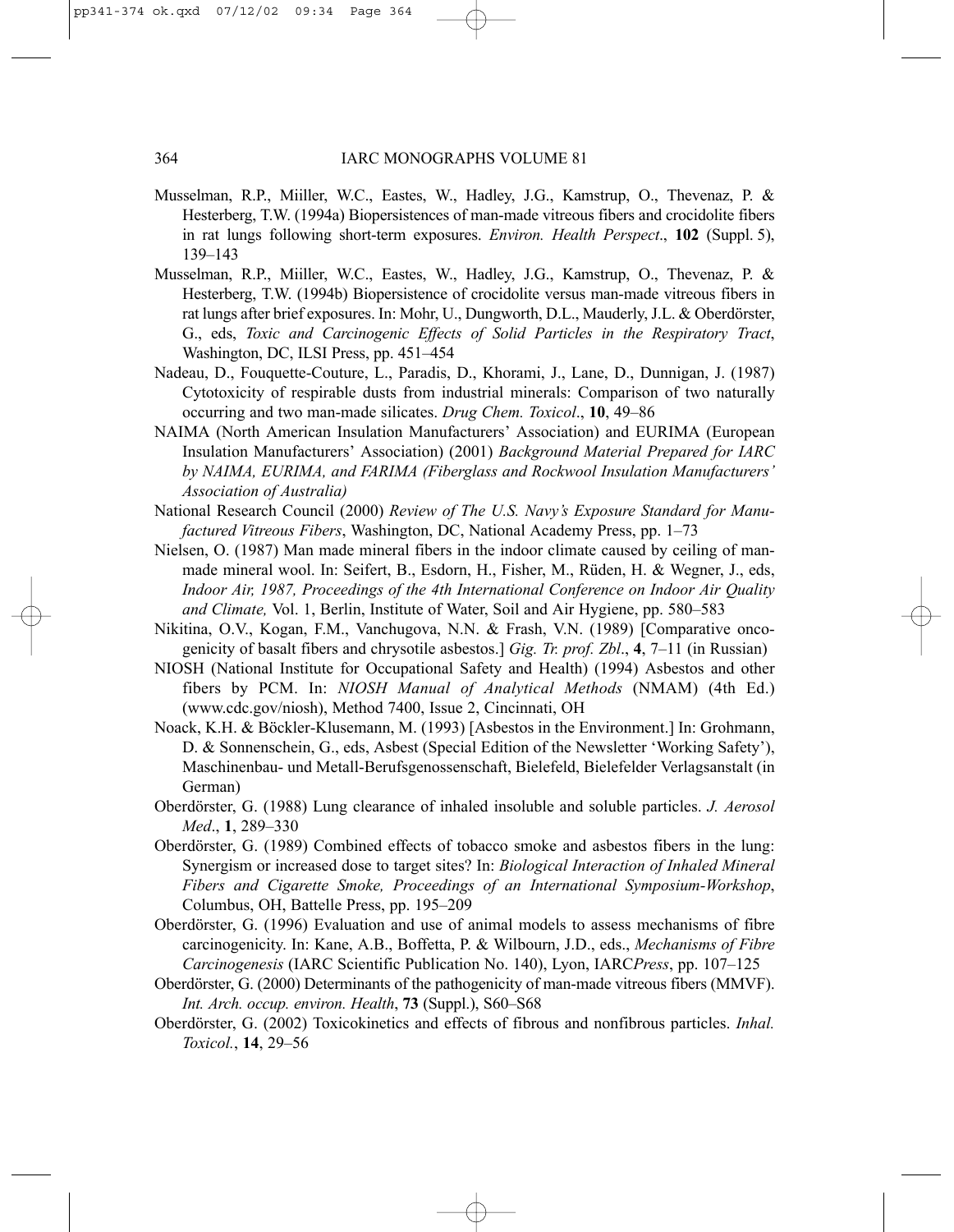Musselman, R.P., Miiller, W.C., Eastes, W., Hadley, J.G., Kamstrup, O., Thevenaz, P. & Hesterberg, T.W. (1994a) Biopersistences of man-made vitreous fibers and crocidolite fibers in rat lungs following short-term exposures. *Environ. Health Perspect*., **102** (Suppl. 5), 139–143

Musselman, R.P., Miiller, W.C., Eastes, W., Hadley, J.G., Kamstrup, O., Thevenaz, P. & Hesterberg, T.W. (1994b) Biopersistence of crocidolite versus man-made vitreous fibers in rat lungs after brief exposures. In: Mohr, U., Dungworth, D.L., Mauderly, J.L. & Oberdörster, G., eds, *Toxic and Carcinogenic Effects of Solid Particles in the Respiratory Tract*, Washington, DC, ILSI Press, pp. 451–454

Nadeau, D., Fouquette-Couture, L., Paradis, D., Khorami, J., Lane, D., Dunnigan, J. (1987) Cytotoxicity of respirable dusts from industrial minerals: Comparison of two naturally occurring and two man-made silicates. *Drug Chem. Toxicol*., **10**, 49–86

NAIMA (North American Insulation Manufacturers' Association) and EURIMA (European Insulation Manufacturers' Association) (2001) *Background Material Prepared for IARC by NAIMA, EURIMA, and FARIMA (Fiberglass and Rockwool Insulation Manufacturers' Association of Australia)*

National Research Council (2000) *Review of The U.S. Navy's Exposure Standard for Manufactured Vitreous Fibers*, Washington, DC, National Academy Press, pp. 1–73

Nielsen, O. (1987) Man made mineral fibers in the indoor climate caused by ceiling of man-made mineral wool. In: Seifert, B., Esdorn, H., Fisher, M., Rüden, H. & Wegner, J., eds, *Indoor Air, 1987, Proceedings of the 4th International Conference on Indoor Air Quality and Climate,* Vol. 1, Berlin, Institute of Water, Soil and Air Hygiene, pp. 580–583

Nikitina, O.V., Kogan, F.M., Vanchugova, N.N. & Frash, V.N. (1989) [Comparative oncogenicity of basalt fibers and chrysotile asbestos.] *Gig. Tr. prof. Zbl*., **4**, 7–11 (in Russian)

NIOSH (National Institute for Occupational Safety and Health) (1994) Asbestos and other fibers by PCM. In: *NIOSH Manual of Analytical Methods* (NMAM) (4th Ed.) (www.cdc.gov/niosh), Method 7400, Issue 2, Cincinnati, OH

Noack, K.H. & Böckler-Klusemann, M. (1993) [Asbestos in the Environment.] In: Grohmann, D. & Sonnenschein, G., eds, Asbest (Special Edition of the Newsletter 'Working Safety'), Maschinenbau- und Metall-Berufsgenossenschaft, Bielefeld, Bielefelder Verlagsanstalt (in German)

Oberdörster, G. (1988) Lung clearance of inhaled insoluble and soluble particles. *J. Aerosol Med*., **1**, 289–330

Oberdörster, G. (1989) Combined effects of tobacco smoke and asbestos fibers in the lung: Synergism or increased dose to target sites? In: *Biological Interaction of Inhaled Mineral Fibers and Cigarette Smoke, Proceedings of an International Symposium-Workshop*, Columbus, OH, Battelle Press, pp. 195–209

Oberdörster, G. (1996) Evaluation and use of animal models to assess mechanisms of fibre carcinogenicity. In: Kane, A.B., Boffetta, P. & Wilbourn, J.D., eds., *Mechanisms of Fibre Carcinogenesis* (IARC Scientific Publication No. 140), Lyon, IARC*Press*, pp. 107–125

Oberdörster, G. (2000) Determinants of the pathogenicity of man-made vitreous fibers (MMVF). *Int. Arch. occup. environ. Health*, **73** (Suppl.), S60–S68

Oberdörster, G. (2002) Toxicokinetics and effects of fibrous and nonfibrous particles. *Inhal. Toxicol.*, **14**, 29–56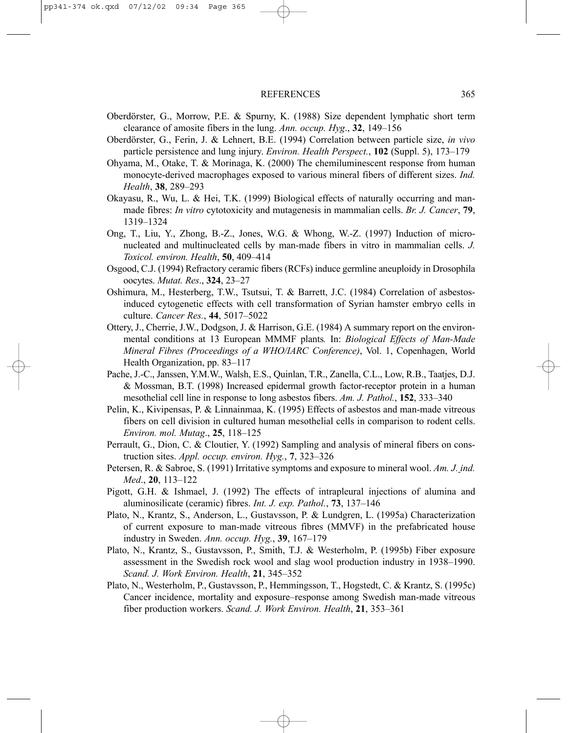Oberdörster, G., Morrow, P.E. & Spurny, K. (1988) Size dependent lymphatic short term clearance of amosite fibers in the lung. *Ann. occup. Hyg*., **32**, 149–156

Oberdörster, G., Ferin, J. & Lehnert, B.E. (1994) Correlation between particle size, *in vivo* particle persistence and lung injury. *Environ. Health Perspect.*, **102** (Suppl. 5), 173–179

Ohyama, M., Otake, T. & Morinaga, K. (2000) The chemiluminescent response from human monocyte-derived macrophages exposed to various mineral fibers of different sizes. *Ind. Health*, **38**, 289–293

Okayasu, R., Wu, L. & Hei, T.K. (1999) Biological effects of naturally occurring and man-made fibres: *In vitro* cytotoxicity and mutagenesis in mammalian cells. *Br. J. Cancer*, **79**, 1319–1324

Ong, T., Liu, Y., Zhong, B.-Z., Jones, W.G. & Whong, W.-Z. (1997) Induction of micronucleated and multinucleated cells by man-made fibers in vitro in mammalian cells. *J. Toxicol. environ. Health*, **50**, 409–414

Osgood, C.J. (1994) Refractory ceramic fibers (RCFs) induce germline aneuploidy in Drosophila oocytes. *Mutat. Res*., **324**, 23–27

Oshimura, M., Hesterberg, T.W., Tsutsui, T. & Barrett, J.C. (1984) Correlation of asbestos-induced cytogenetic effects with cell transformation of Syrian hamster embryo cells in culture. *Cancer Res.*, **44**, 5017–5022

Ottery, J., Cherrie, J.W., Dodgson, J. & Harrison, G.E. (1984) A summary report on the environmental conditions at 13 European MMMF plants*.* In: *Biological Effects of Man-Made Mineral Fibres (Proceedings of a WHO/IARC Conference)*, Vol. 1, Copenhagen, World Health Organization, pp. 83–117

Pache, J.-C., Janssen, Y.M.W., Walsh, E.S., Quinlan, T.R., Zanella, C.L., Low, R.B., Taatjes, D.J. & Mossman, B.T. (1998) Increased epidermal growth factor-receptor protein in a human mesothelial cell line in response to long asbestos fibers. *Am. J. Pathol.*, **152**, 333–340

Pelin, K., Kivipensas, P. & Linnainmaa, K. (1995) Effects of asbestos and man-made vitreous fibers on cell division in cultured human mesothelial cells in comparison to rodent cells. *Environ. mol. Mutag*., **25**, 118–125

Perrault, G., Dion, C. & Cloutier, Y. (1992) Sampling and analysis of mineral fibers on construction sites. *Appl. occup. environ. Hyg.*, **7**, 323–326

Petersen, R. & Sabroe, S. (1991) Irritative symptoms and exposure to mineral wool. *Am. J. ind. Med*., **20**, 113–122

Pigott, G.H. & Ishmael, J. (1992) The effects of intrapleural injections of alumina and aluminosilicate (ceramic) fibres. *Int. J. exp. Pathol.*, **73**, 137–146

Plato, N., Krantz, S., Anderson, L., Gustavsson, P. & Lundgren, L. (1995a) Characterization of current exposure to man-made vitreous fibres (MMVF) in the prefabricated house industry in Sweden. *Ann. occup. Hyg.*, **39**, 167–179

Plato, N., Krantz, S., Gustavsson, P., Smith, T.J. & Westerholm, P. (1995b) Fiber exposure assessment in the Swedish rock wool and slag wool production industry in 1938–1990. *Scand. J. Work Environ. Health*, **21**, 345–352

Plato, N., Westerholm, P., Gustavsson, P., Hemmingsson, T., Hogstedt, C. & Krantz, S. (1995c) Cancer incidence, mortality and exposure–response among Swedish man-made vitreous fiber production workers. *Scand. J. Work Environ. Health*, **21**, 353–361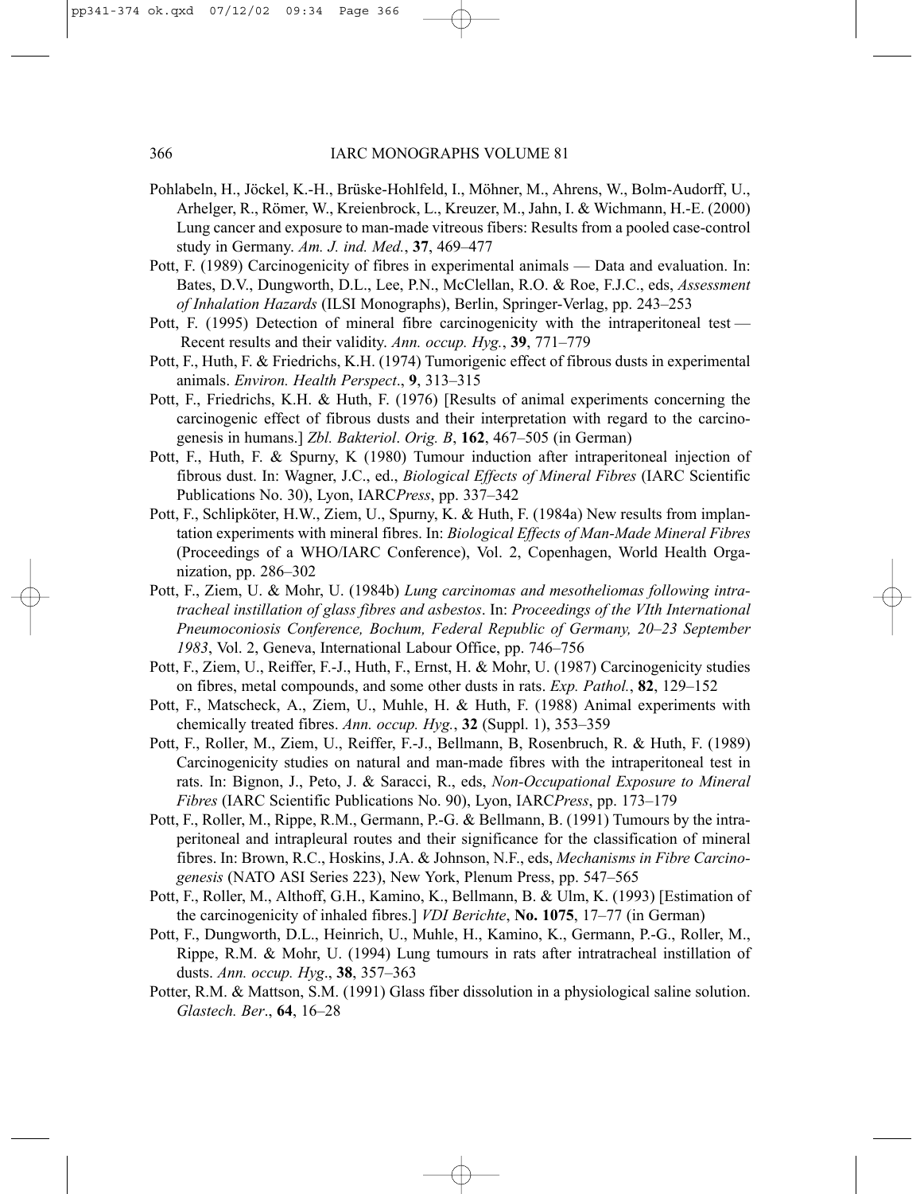Pohlabeln, H., Jöckel, K.-H., Brüske-Hohlfeld, I., Möhner, M., Ahrens, W., Bolm-Audorff, U., Arhelger, R., Römer, W., Kreienbrock, L., Kreuzer, M., Jahn, I. & Wichmann, H.-E. (2000) Lung cancer and exposure to man-made vitreous fibers: Results from a pooled case-control study in Germany. *Am. J. ind. Med.*, **37**, 469–477

Pott, F. (1989) Carcinogenicity of fibres in experimental animals — Data and evaluation. In: Bates, D.V., Dungworth, D.L., Lee, P.N., McClellan, R.O. & Roe, F.J.C., eds, *Assessment of Inhalation Hazards* (ILSI Monographs), Berlin, Springer-Verlag, pp. 243–253

Pott, F. (1995) Detection of mineral fibre carcinogenicity with the intraperitoneal test — Recent results and their validity. *Ann. occup. Hyg.*, **39**, 771–779

Pott, F., Huth, F. & Friedrichs, K.H. (1974) Tumorigenic effect of fibrous dusts in experimental animals. *Environ. Health Perspect*., **9**, 313–315

Pott, F., Friedrichs, K.H. & Huth, F. (1976) [Results of animal experiments concerning the carcinogenic effect of fibrous dusts and their interpretation with regard to the carcinogenesis in humans.] *Zbl. Bakteriol*. *Orig. B*, **162**, 467–505 (in German)

Pott, F., Huth, F. & Spurny, K (1980) Tumour induction after intraperitoneal injection of fibrous dust. In: Wagner, J.C., ed., *Biological Effects of Mineral Fibres* (IARC Scientific Publications No. 30), Lyon, IARC*Press*, pp. 337–342

Pott, F., Schlipköter, H.W., Ziem, U., Spurny, K. & Huth, F. (1984a) New results from implantation experiments with mineral fibres. In: *Biological Effects of Man-Made Mineral Fibres* (Proceedings of a WHO/IARC Conference), Vol. 2, Copenhagen, World Health Organization, pp. 286–302

Pott, F., Ziem, U. & Mohr, U. (1984b) *Lung carcinomas and mesotheliomas following intratracheal instillation of glass fibres and asbestos*. In: *Proceedings of the VIth International Pneumoconiosis Conference, Bochum, Federal Republic of Germany, 20–23 September 1983*, Vol. 2, Geneva, International Labour Office, pp. 746–756

Pott, F., Ziem, U., Reiffer, F.-J., Huth, F., Ernst, H. & Mohr, U. (1987) Carcinogenicity studies on fibres, metal compounds, and some other dusts in rats. *Exp. Pathol.*, **82**, 129–152

Pott, F., Matscheck, A., Ziem, U., Muhle, H. & Huth, F. (1988) Animal experiments with chemically treated fibres. *Ann. occup. Hyg.*, **32** (Suppl. 1), 353–359

Pott, F., Roller, M., Ziem, U., Reiffer, F.-J., Bellmann, B, Rosenbruch, R. & Huth, F. (1989) Carcinogenicity studies on natural and man-made fibres with the intraperitoneal test in rats. In: Bignon, J., Peto, J. & Saracci, R., eds, *Non-Occupational Exposure to Mineral Fibres* (IARC Scientific Publications No. 90), Lyon, IARC*Press*, pp. 173–179

Pott, F., Roller, M., Rippe, R.M., Germann, P.-G. & Bellmann, B. (1991) Tumours by the intraperitoneal and intrapleural routes and their significance for the classification of mineral fibres. In: Brown, R.C., Hoskins, J.A. & Johnson, N.F., eds, *Mechanisms in Fibre Carcinogenesis* (NATO ASI Series 223), New York, Plenum Press, pp. 547–565

Pott, F., Roller, M., Althoff, G.H., Kamino, K., Bellmann, B. & Ulm, K. (1993) [Estimation of the carcinogenicity of inhaled fibres.] *VDI Berichte*, **No. 1075**, 17–77 (in German)

Pott, F., Dungworth, D.L., Heinrich, U., Muhle, H., Kamino, K., Germann, P.-G., Roller, M., Rippe, R.M. & Mohr, U. (1994) Lung tumours in rats after intratracheal instillation of dusts. *Ann. occup. Hyg*., **38**, 357–363

Potter, R.M. & Mattson, S.M. (1991) Glass fiber dissolution in a physiological saline solution. *Glastech. Ber*., **64**, 16–28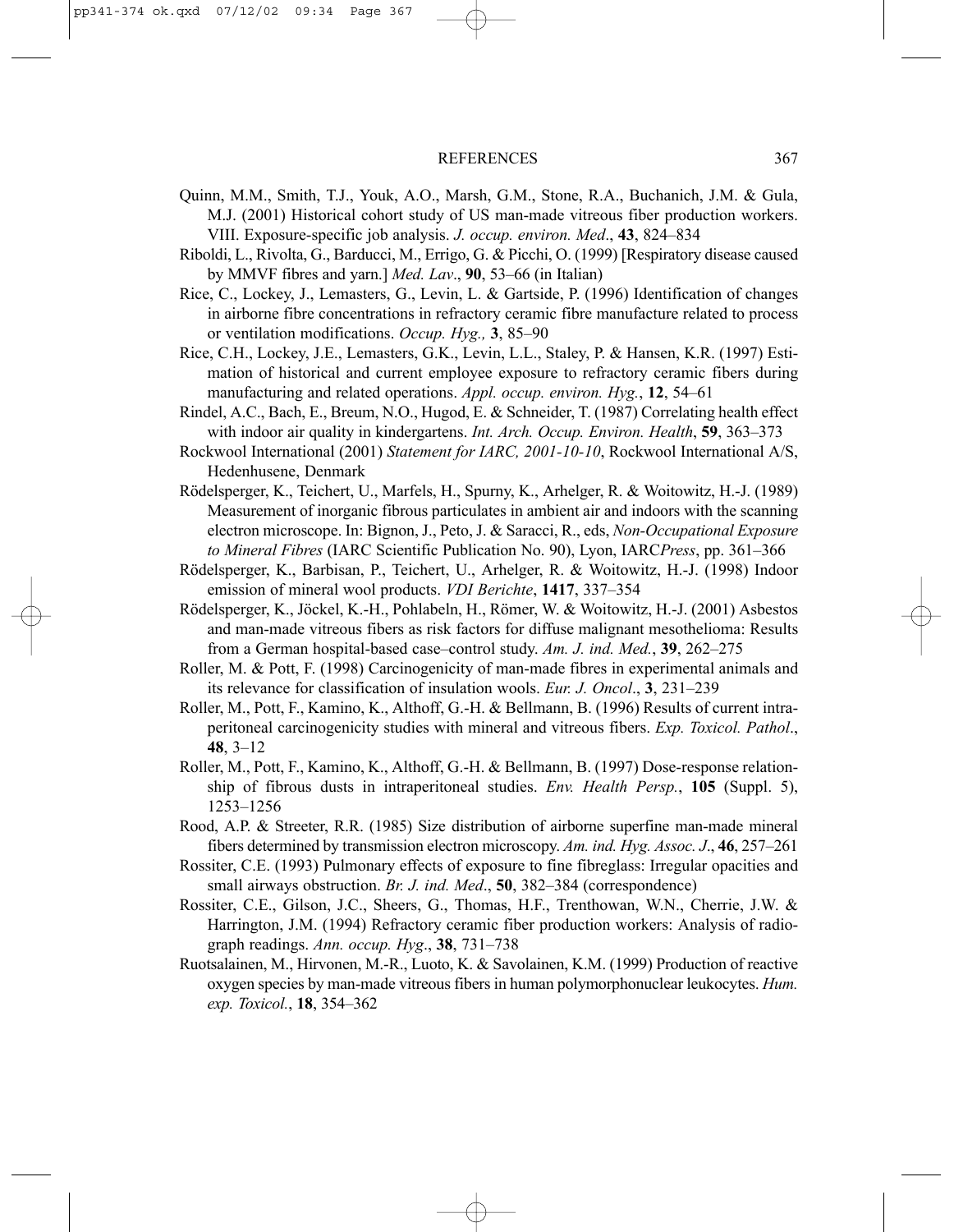Quinn, M.M., Smith, T.J., Youk, A.O., Marsh, G.M., Stone, R.A., Buchanich, J.M. & Gula, M.J. (2001) Historical cohort study of US man-made vitreous fiber production workers. VIII. Exposure-specific job analysis. *J. occup. environ. Med*., **43**, 824–834

Riboldi, L., Rivolta, G., Barducci, M., Errigo, G. & Picchi, O. (1999) [Respiratory disease caused by MMVF fibres and yarn.] *Med. Lav*., **90**, 53–66 (in Italian)

Rice, C., Lockey, J., Lemasters, G., Levin, L. & Gartside, P. (1996) Identification of changes in airborne fibre concentrations in refractory ceramic fibre manufacture related to process or ventilation modifications. *Occup. Hyg.,* **3**, 85–90

Rice, C.H., Lockey, J.E., Lemasters, G.K., Levin, L.L., Staley, P. & Hansen, K.R. (1997) Estimation of historical and current employee exposure to refractory ceramic fibers during manufacturing and related operations. *Appl. occup. environ. Hyg.*, **12**, 54–61

Rindel, A.C., Bach, E., Breum, N.O., Hugod, E. & Schneider, T. (1987) Correlating health effect with indoor air quality in kindergartens. *Int. Arch. Occup. Environ. Health*, **59**, 363–373

Rockwool International (2001) *Statement for IARC, 2001-10-10*, Rockwool International A/S, Hedenhusene, Denmark

Rödelsperger, K., Teichert, U., Marfels, H., Spurny, K., Arhelger, R. & Woitowitz, H.-J. (1989) Measurement of inorganic fibrous particulates in ambient air and indoors with the scanning electron microscope. In: Bignon, J., Peto, J. & Saracci, R., eds, *Non-Occupational Exposure to Mineral Fibres* (IARC Scientific Publication No. 90), Lyon, IARC*Press*, pp. 361–366

Rödelsperger, K., Barbisan, P., Teichert, U., Arhelger, R. & Woitowitz, H.-J. (1998) Indoor emission of mineral wool products. *VDI Berichte*, **1417**, 337–354

Rödelsperger, K., Jöckel, K.-H., Pohlabeln, H., Römer, W. & Woitowitz, H.-J. (2001) Asbestos and man-made vitreous fibers as risk factors for diffuse malignant mesothelioma: Results from a German hospital-based case–control study. *Am. J. ind. Med.*, **39**, 262–275

Roller, M. & Pott, F. (1998) Carcinogenicity of man-made fibres in experimental animals and its relevance for classification of insulation wools. *Eur. J. Oncol*., **3**, 231–239

Roller, M., Pott, F., Kamino, K., Althoff, G.-H. & Bellmann, B. (1996) Results of current intraperitoneal carcinogenicity studies with mineral and vitreous fibers. *Exp. Toxicol. Pathol*., **48**, 3–12

Roller, M., Pott, F., Kamino, K., Althoff, G.-H. & Bellmann, B. (1997) Dose-response relationship of fibrous dusts in intraperitoneal studies. *Env. Health Persp.*, **105** (Suppl. 5), 1253–1256

Rood, A.P. & Streeter, R.R. (1985) Size distribution of airborne superfine man-made mineral fibers determined by transmission electron microscopy. *Am. ind. Hyg. Assoc. J*., **46**, 257–261

Rossiter, C.E. (1993) Pulmonary effects of exposure to fine fibreglass: Irregular opacities and small airways obstruction. *Br. J. ind. Med*., **50**, 382–384 (correspondence)

Rossiter, C.E., Gilson, J.C., Sheers, G., Thomas, H.F., Trenthowan, W.N., Cherrie, J.W. & Harrington, J.M. (1994) Refractory ceramic fiber production workers: Analysis of radiograph readings. *Ann. occup. Hyg*., **38**, 731–738

Ruotsalainen, M., Hirvonen, M.-R., Luoto, K. & Savolainen, K.M. (1999) Production of reactive oxygen species by man-made vitreous fibers in human polymorphonuclear leukocytes. *Hum. exp. Toxicol.*, **18**, 354–362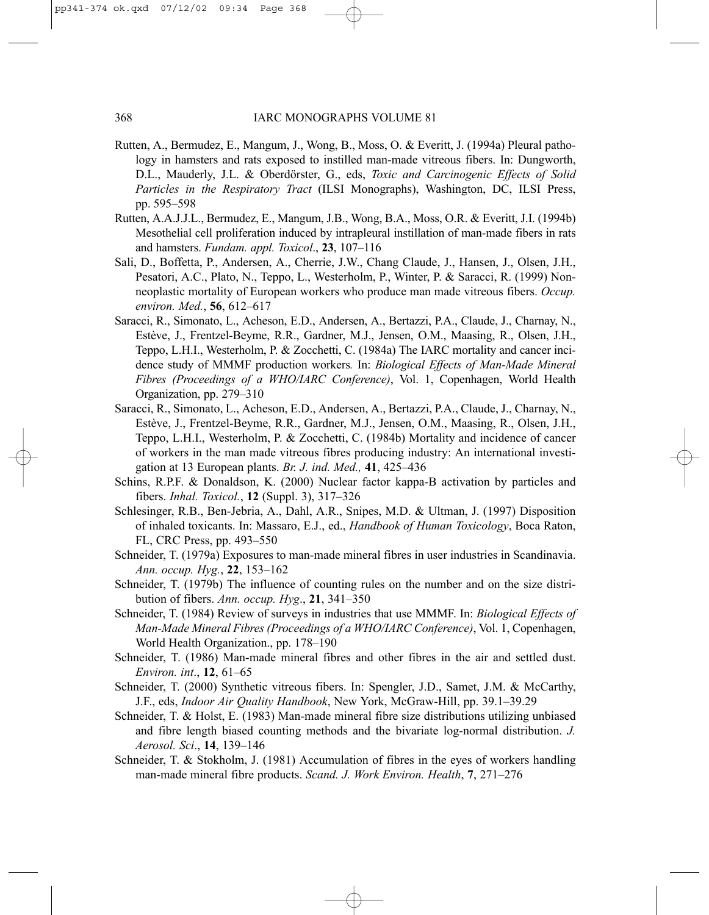Rutten, A., Bermudez, E., Mangum, J., Wong, B., Moss, O. & Everitt, J. (1994a) Pleural pathology in hamsters and rats exposed to instilled man-made vitreous fibers. In: Dungworth, D.L., Mauderly, J.L. & Oberdörster, G., eds, *Toxic and Carcinogenic Effects of Solid Particles in the Respiratory Tract* (ILSI Monographs), Washington, DC, ILSI Press, pp. 595–598

Rutten, A.A.J.J.L., Bermudez, E., Mangum, J.B., Wong, B.A., Moss, O.R. & Everitt, J.I. (1994b) Mesothelial cell proliferation induced by intrapleural instillation of man-made fibers in rats and hamsters. *Fundam. appl. Toxicol*., **23**, 107–116

Sali, D., Boffetta, P., Andersen, A., Cherrie, J.W., Chang Claude, J., Hansen, J., Olsen, J.H., Pesatori, A.C., Plato, N., Teppo, L., Westerholm, P., Winter, P. & Saracci, R. (1999) Non-neoplastic mortality of European workers who produce man made vitreous fibers. *Occup. environ. Med.*, **56**, 612–617

Saracci, R., Simonato, L., Acheson, E.D., Andersen, A., Bertazzi, P.A., Claude, J., Charnay, N., Estève, J., Frentzel-Beyme, R.R., Gardner, M.J., Jensen, O.M., Maasing, R., Olsen, J.H., Teppo, L.H.I., Westerholm, P. & Zocchetti, C. (1984a) The IARC mortality and cancer incidence study of MMMF production workers*.* In: *Biological Effects of Man-Made Mineral Fibres (Proceedings of a WHO/IARC Conference)*, Vol. 1, Copenhagen, World Health Organization, pp. 279–310

Saracci, R., Simonato, L., Acheson, E.D., Andersen, A., Bertazzi, P.A., Claude, J., Charnay, N., Estève, J., Frentzel-Beyme, R.R., Gardner, M.J., Jensen, O.M., Maasing, R., Olsen, J.H., Teppo, L.H.I., Westerholm, P. & Zocchetti, C. (1984b) Mortality and incidence of cancer of workers in the man made vitreous fibres producing industry: An international investigation at 13 European plants. *Br. J. ind. Med.,* **41**, 425–436

Schins, R.P.F. & Donaldson, K. (2000) Nuclear factor kappa-B activation by particles and fibers. *Inhal. Toxicol.*, **12** (Suppl. 3), 317–326

Schlesinger, R.B., Ben-Jebria, A., Dahl, A.R., Snipes, M.D. & Ultman, J. (1997) Disposition of inhaled toxicants. In: Massaro, E.J., ed., *Handbook of Human Toxicology*, Boca Raton, FL, CRC Press, pp. 493–550

Schneider, T. (1979a) Exposures to man-made mineral fibres in user industries in Scandinavia. *Ann. occup. Hyg.*, **22**, 153–162

Schneider, T. (1979b) The influence of counting rules on the number and on the size distribution of fibers. *Ann. occup. Hyg*., **21**, 341–350

Schneider, T. (1984) Review of surveys in industries that use MMMF. In: *Biological Effects of Man-Made Mineral Fibres (Proceedings of a WHO/IARC Conference)*, Vol. 1, Copenhagen, World Health Organization., pp. 178–190

Schneider, T. (1986) Man-made mineral fibres and other fibres in the air and settled dust. *Environ. int*., **12**, 61–65

Schneider, T. (2000) Synthetic vitreous fibers. In: Spengler, J.D., Samet, J.M. & McCarthy, J.F., eds, *Indoor Air Quality Handbook*, New York, McGraw-Hill, pp. 39.1–39.29

Schneider, T. & Holst, E. (1983) Man-made mineral fibre size distributions utilizing unbiased and fibre length biased counting methods and the bivariate log-normal distribution. *J. Aerosol. Sci*., **14**, 139–146

Schneider, T. & Stokholm, J. (1981) Accumulation of fibres in the eyes of workers handling man-made mineral fibre products. *Scand. J. Work Environ. Health*, **7**, 271–276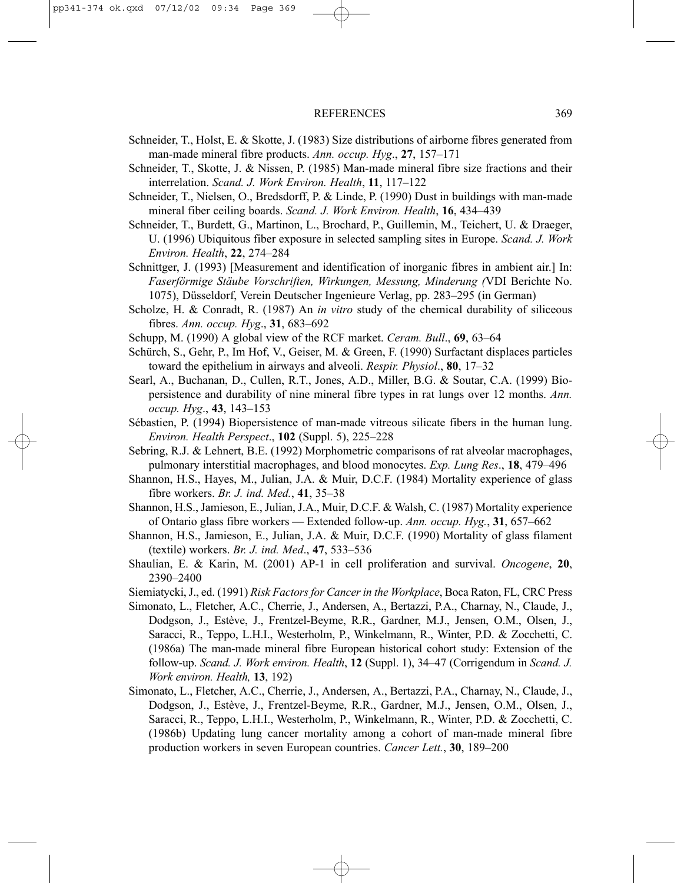Schneider, T., Holst, E. & Skotte, J. (1983) Size distributions of airborne fibres generated from man-made mineral fibre products. *Ann. occup. Hyg*., **27**, 157–171

Schneider, T., Skotte, J. & Nissen, P. (1985) Man-made mineral fibre size fractions and their interrelation. *Scand. J. Work Environ. Health*, **11**, 117–122

Schneider, T., Nielsen, O., Bredsdorff, P. & Linde, P. (1990) Dust in buildings with man-made mineral fiber ceiling boards. *Scand. J. Work Environ. Health*, **16**, 434–439

Schneider, T., Burdett, G., Martinon, L., Brochard, P., Guillemin, M., Teichert, U. & Draeger, U. (1996) Ubiquitous fiber exposure in selected sampling sites in Europe. *Scand. J. Work Environ. Health*, **22**, 274–284

Schnittger, J. (1993) [Measurement and identification of inorganic fibres in ambient air.] In: *Faserförmige Stäube Vorschriften, Wirkungen, Messung, Minderung (*VDI Berichte No. 1075), Düsseldorf, Verein Deutscher Ingenieure Verlag, pp. 283–295 (in German)

Scholze, H. & Conradt, R. (1987) An *in vitro* study of the chemical durability of siliceous fibres. *Ann. occup. Hyg*., **31**, 683–692

Schupp, M. (1990) A global view of the RCF market. *Ceram. Bull*., **69**, 63–64

Schürch, S., Gehr, P., Im Hof, V., Geiser, M. & Green, F. (1990) Surfactant displaces particles toward the epithelium in airways and alveoli. *Respir. Physiol*., **80**, 17–32

Searl, A., Buchanan, D., Cullen, R.T., Jones, A.D., Miller, B.G. & Soutar, C.A. (1999) Biopersistence and durability of nine mineral fibre types in rat lungs over 12 months. *Ann. occup. Hyg*., **43**, 143–153

Sébastien, P. (1994) Biopersistence of man-made vitreous silicate fibers in the human lung. *Environ. Health Perspect*., **102** (Suppl. 5), 225–228

Sebring, R.J. & Lehnert, B.E. (1992) Morphometric comparisons of rat alveolar macrophages, pulmonary interstitial macrophages, and blood monocytes. *Exp. Lung Res*., **18**, 479–496

Shannon, H.S., Hayes, M., Julian, J.A. & Muir, D.C.F. (1984) Mortality experience of glass fibre workers. *Br. J. ind. Med.*, **41**, 35–38

Shannon, H.S., Jamieson, E., Julian, J.A., Muir, D.C.F. & Walsh, C. (1987) Mortality experience of Ontario glass fibre workers — Extended follow-up. *Ann. occup. Hyg.*, **31**, 657–662

Shannon, H.S., Jamieson, E., Julian, J.A. & Muir, D.C.F. (1990) Mortality of glass filament (textile) workers. *Br. J. ind. Med*., **47**, 533–536

Shaulian, E. & Karin, M. (2001) AP-1 in cell proliferation and survival. *Oncogene*, **20**, 2390–2400

Siemiatycki, J., ed. (1991) *Risk Factors for Cancer in the Workplace*, Boca Raton, FL, CRC Press

Simonato, L., Fletcher, A.C., Cherrie, J., Andersen, A., Bertazzi, P.A., Charnay, N., Claude, J., Dodgson, J., Estève, J., Frentzel-Beyme, R.R., Gardner, M.J., Jensen, O.M., Olsen, J., Saracci, R., Teppo, L.H.I., Westerholm, P., Winkelmann, R., Winter, P.D. & Zocchetti, C. (1986a) The man-made mineral fibre European historical cohort study: Extension of the follow-up. *Scand. J. Work environ. Health*, **12** (Suppl. 1), 34–47 (Corrigendum in *Scand. J. Work environ. Health,* **13**, 192)

Simonato, L., Fletcher, A.C., Cherrie, J., Andersen, A., Bertazzi, P.A., Charnay, N., Claude, J., Dodgson, J., Estève, J., Frentzel-Beyme, R.R., Gardner, M.J., Jensen, O.M., Olsen, J., Saracci, R., Teppo, L.H.I., Westerholm, P., Winkelmann, R., Winter, P.D. & Zocchetti, C. (1986b) Updating lung cancer mortality among a cohort of man-made mineral fibre production workers in seven European countries. *Cancer Lett.*, **30**, 189–200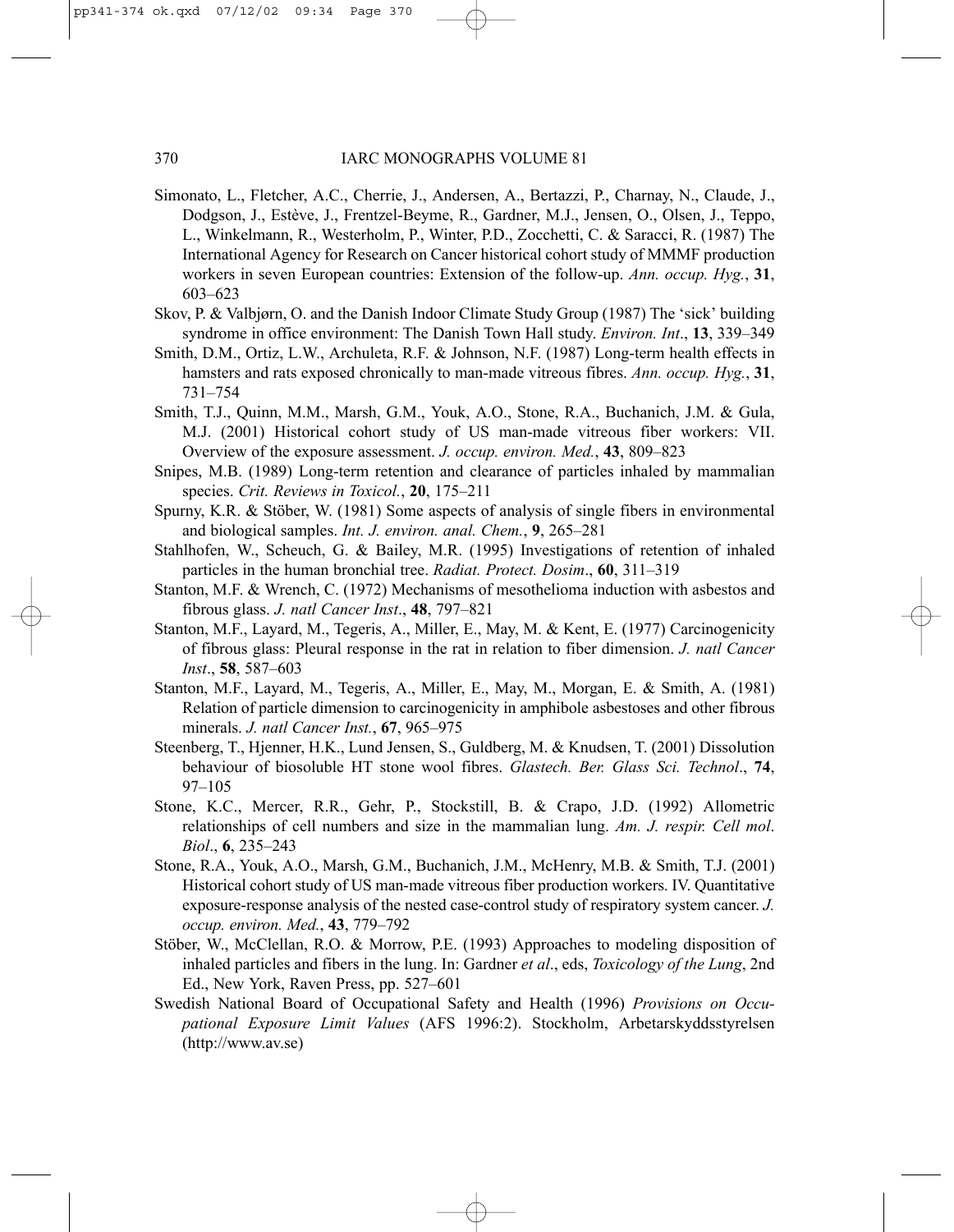Simonato, L., Fletcher, A.C., Cherrie, J., Andersen, A., Bertazzi, P., Charnay, N., Claude, J., Dodgson, J., Estève, J., Frentzel-Beyme, R., Gardner, M.J., Jensen, O., Olsen, J., Teppo, L., Winkelmann, R., Westerholm, P., Winter, P.D., Zocchetti, C. & Saracci, R. (1987) The International Agency for Research on Cancer historical cohort study of MMMF production workers in seven European countries: Extension of the follow-up. *Ann. occup. Hyg.*, **31**, 603–623

Skov, P. & Valbjørn, O. and the Danish Indoor Climate Study Group (1987) The 'sick' building syndrome in office environment: The Danish Town Hall study. *Environ. Int*., **13**, 339–349

Smith, D.M., Ortiz, L.W., Archuleta, R.F. & Johnson, N.F. (1987) Long-term health effects in hamsters and rats exposed chronically to man-made vitreous fibres. *Ann. occup. Hyg.*, **31**, 731–754

Smith, T.J., Quinn, M.M., Marsh, G.M., Youk, A.O., Stone, R.A., Buchanich, J.M. & Gula, M.J. (2001) Historical cohort study of US man-made vitreous fiber workers: VII. Overview of the exposure assessment. *J. occup. environ. Med.*, **43**, 809–823

Snipes, M.B. (1989) Long-term retention and clearance of particles inhaled by mammalian species. *Crit. Reviews in Toxicol.*, **20**, 175–211

Spurny, K.R. & Stöber, W. (1981) Some aspects of analysis of single fibers in environmental and biological samples. *Int. J. environ. anal. Chem.*, **9**, 265–281

Stahlhofen, W., Scheuch, G. & Bailey, M.R. (1995) Investigations of retention of inhaled particles in the human bronchial tree. *Radiat. Protect. Dosim*., **60**, 311–319

Stanton, M.F. & Wrench, C. (1972) Mechanisms of mesothelioma induction with asbestos and fibrous glass. *J. natl Cancer Inst*., **48**, 797–821

Stanton, M.F., Layard, M., Tegeris, A., Miller, E., May, M. & Kent, E. (1977) Carcinogenicity of fibrous glass: Pleural response in the rat in relation to fiber dimension. *J. natl Cancer Inst*., **58**, 587–603

Stanton, M.F., Layard, M., Tegeris, A., Miller, E., May, M., Morgan, E. & Smith, A. (1981) Relation of particle dimension to carcinogenicity in amphibole asbestoses and other fibrous minerals. *J. natl Cancer Inst.*, **67**, 965–975

Steenberg, T., Hjenner, H.K., Lund Jensen, S., Guldberg, M. & Knudsen, T. (2001) Dissolution behaviour of biosoluble HT stone wool fibres. *Glastech. Ber. Glass Sci. Technol*., **74**, 97–105

Stone, K.C., Mercer, R.R., Gehr, P., Stockstill, B. & Crapo, J.D. (1992) Allometric relationships of cell numbers and size in the mammalian lung. *Am. J. respir. Cell mol*. *Biol*., **6**, 235–243

Stone, R.A., Youk, A.O., Marsh, G.M., Buchanich, J.M., McHenry, M.B. & Smith, T.J. (2001) Historical cohort study of US man-made vitreous fiber production workers. IV. Quantitative exposure-response analysis of the nested case-control study of respiratory system cancer. *J. occup. environ. Med.*, **43**, 779–792

Stöber, W., McClellan, R.O. & Morrow, P.E. (1993) Approaches to modeling disposition of inhaled particles and fibers in the lung. In: Gardner *et al*., eds, *Toxicology of the Lung*, 2nd Ed., New York, Raven Press, pp. 527–601

Swedish National Board of Occupational Safety and Health (1996) *Provisions on Occupational Exposure Limit Values* (AFS 1996:2). Stockholm, Arbetarskyddsstyrelsen (http://www.av.se)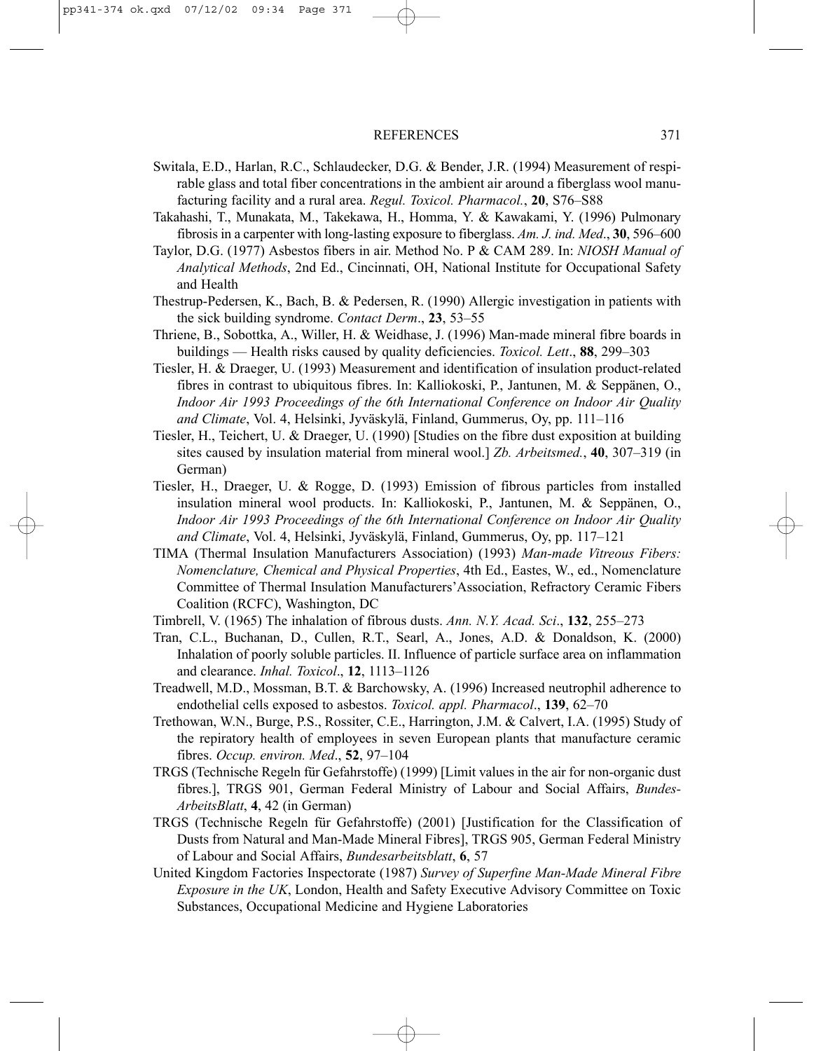Switala, E.D., Harlan, R.C., Schlaudecker, D.G. & Bender, J.R. (1994) Measurement of respirable glass and total fiber concentrations in the ambient air around a fiberglass wool manufacturing facility and a rural area. *Regul. Toxicol. Pharmacol.*, **20**, S76–S88

Takahashi, T., Munakata, M., Takekawa, H., Homma, Y. & Kawakami, Y. (1996) Pulmonary fibrosis in a carpenter with long-lasting exposure to fiberglass. *Am. J. ind. Med*., **30**, 596–600

Taylor, D.G. (1977) Asbestos fibers in air. Method No. P & CAM 289. In: *NIOSH Manual of Analytical Methods*, 2nd Ed., Cincinnati, OH, National Institute for Occupational Safety and Health

Thestrup-Pedersen, K., Bach, B. & Pedersen, R. (1990) Allergic investigation in patients with the sick building syndrome. *Contact Derm*., **23**, 53–55

Thriene, B., Sobottka, A., Willer, H. & Weidhase, J. (1996) Man-made mineral fibre boards in buildings — Health risks caused by quality deficiencies. *Toxicol. Lett*., **88**, 299–303

Tiesler, H. & Draeger, U. (1993) Measurement and identification of insulation product-related fibres in contrast to ubiquitous fibres. In: Kalliokoski, P., Jantunen, M. & Seppänen, O., *Indoor Air 1993 Proceedings of the 6th International Conference on Indoor Air Quality and Climate*, Vol. 4, Helsinki, Jyväskylä, Finland, Gummerus, Oy, pp. 111–116

Tiesler, H., Teichert, U. & Draeger, U. (1990) [Studies on the fibre dust exposition at building sites caused by insulation material from mineral wool.] *Zb. Arbeitsmed.*, **40**, 307–319 (in German)

Tiesler, H., Draeger, U. & Rogge, D. (1993) Emission of fibrous particles from installed insulation mineral wool products. In: Kalliokoski, P., Jantunen, M. & Seppänen, O., *Indoor Air 1993 Proceedings of the 6th International Conference on Indoor Air Quality and Climate*, Vol. 4, Helsinki, Jyväskylä, Finland, Gummerus, Oy, pp. 117–121

TIMA (Thermal Insulation Manufacturers Association) (1993) *Man-made Vitreous Fibers: Nomenclature, Chemical and Physical Properties*, 4th Ed., Eastes, W., ed., Nomenclature Committee of Thermal Insulation Manufacturers'Association, Refractory Ceramic Fibers Coalition (RCFC), Washington, DC

Timbrell, V. (1965) The inhalation of fibrous dusts. *Ann. N.Y. Acad. Sci*., **132**, 255–273

Tran, C.L., Buchanan, D., Cullen, R.T., Searl, A., Jones, A.D. & Donaldson, K. (2000) Inhalation of poorly soluble particles. II. Influence of particle surface area on inflammation and clearance. *Inhal. Toxicol*., **12**, 1113–1126

Treadwell, M.D., Mossman, B.T. & Barchowsky, A. (1996) Increased neutrophil adherence to endothelial cells exposed to asbestos. *Toxicol. appl. Pharmacol*., **139**, 62–70

Trethowan, W.N., Burge, P.S., Rossiter, C.E., Harrington, J.M. & Calvert, I.A. (1995) Study of the repiratory health of employees in seven European plants that manufacture ceramic fibres. *Occup. environ. Med*., **52**, 97–104

TRGS (Technische Regeln für Gefahrstoffe) (1999) [Limit values in the air for non-organic dust fibres.], TRGS 901, German Federal Ministry of Labour and Social Affairs, *Bundes-ArbeitsBlatt*, **4**, 42 (in German)

TRGS (Technische Regeln für Gefahrstoffe) (2001) [Justification for the Classification of Dusts from Natural and Man-Made Mineral Fibres], TRGS 905, German Federal Ministry of Labour and Social Affairs, *Bundesarbeitsblatt*, **6**, 57

United Kingdom Factories Inspectorate (1987) *Survey of Superfine Man-Made Mineral Fibre Exposure in the UK*, London, Health and Safety Executive Advisory Committee on Toxic Substances, Occupational Medicine and Hygiene Laboratories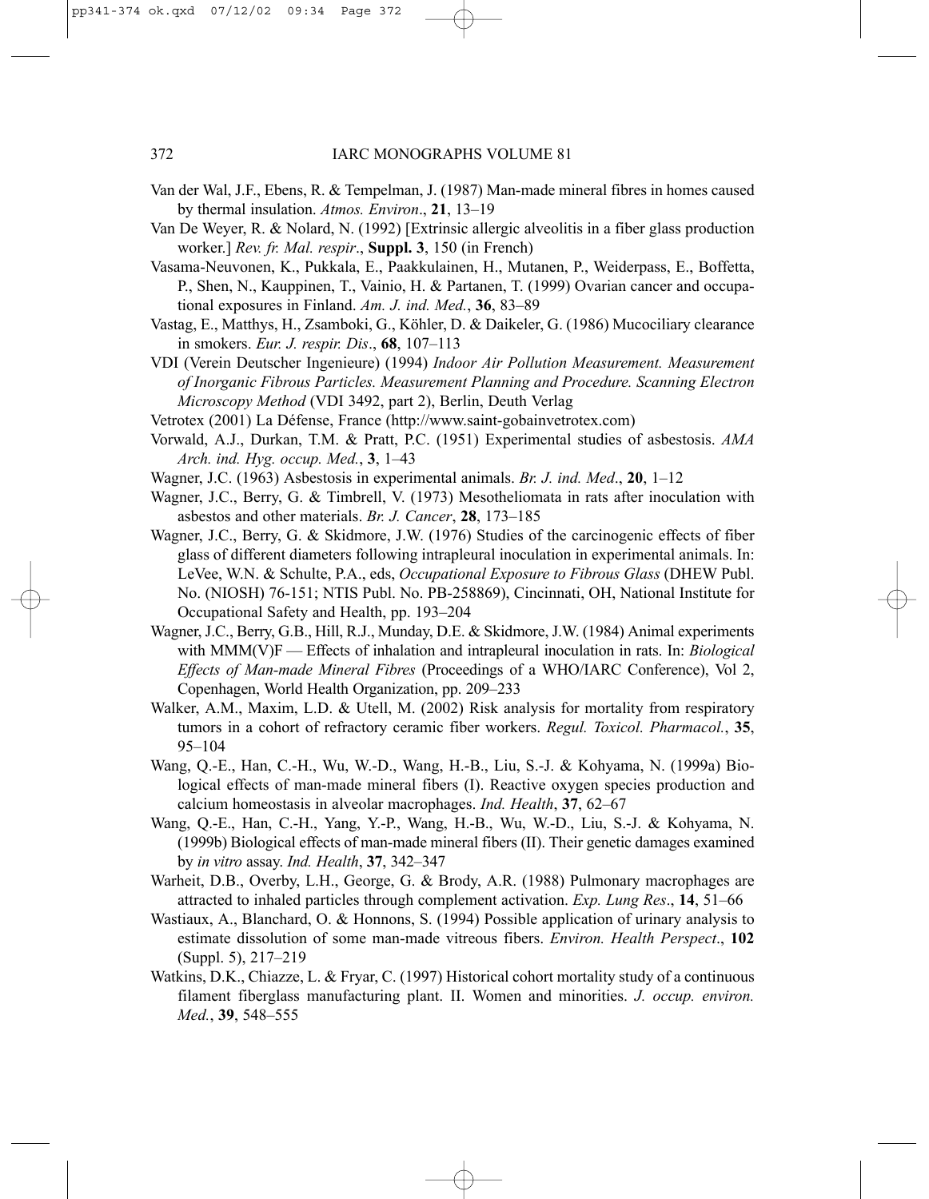Van der Wal, J.F., Ebens, R. & Tempelman, J. (1987) Man-made mineral fibres in homes caused by thermal insulation. *Atmos. Environ*., **21**, 13–19

Van De Weyer, R. & Nolard, N. (1992) [Extrinsic allergic alveolitis in a fiber glass production worker.] *Rev. fr. Mal. respir*., **Suppl. 3**, 150 (in French)

Vasama-Neuvonen, K., Pukkala, E., Paakkulainen, H., Mutanen, P., Weiderpass, E., Boffetta, P., Shen, N., Kauppinen, T., Vainio, H. & Partanen, T. (1999) Ovarian cancer and occupational exposures in Finland. *Am. J. ind. Med.*, **36**, 83–89

Vastag, E., Matthys, H., Zsamboki, G., Köhler, D. & Daikeler, G. (1986) Mucociliary clearance in smokers. *Eur. J. respir. Dis*., **68**, 107–113

VDI (Verein Deutscher Ingenieure) (1994) *Indoor Air Pollution Measurement. Measurement of Inorganic Fibrous Particles. Measurement Planning and Procedure. Scanning Electron Microscopy Method* (VDI 3492, part 2), Berlin, Deuth Verlag

Vetrotex (2001) La Défense, France (http://www.saint-gobainvetrotex.com)

Vorwald, A.J., Durkan, T.M. & Pratt, P.C. (1951) Experimental studies of asbestosis. *AMA Arch. ind. Hyg. occup. Med.*, **3**, 1–43

Wagner, J.C. (1963) Asbestosis in experimental animals. *Br. J. ind. Med*., **20**, 1–12

Wagner, J.C., Berry, G. & Timbrell, V. (1973) Mesotheliomata in rats after inoculation with asbestos and other materials. *Br. J. Cancer*, **28**, 173–185

Wagner, J.C., Berry, G. & Skidmore, J.W. (1976) Studies of the carcinogenic effects of fiber glass of different diameters following intrapleural inoculation in experimental animals. In: LeVee, W.N. & Schulte, P.A., eds, *Occupational Exposure to Fibrous Glass* (DHEW Publ. No. (NIOSH) 76-151; NTIS Publ. No. PB-258869), Cincinnati, OH, National Institute for Occupational Safety and Health, pp. 193–204

Wagner, J.C., Berry, G.B., Hill, R.J., Munday, D.E. & Skidmore, J.W. (1984) Animal experiments with MMM(V)F — Effects of inhalation and intrapleural inoculation in rats. In: *Biological Effects of Man-made Mineral Fibres* (Proceedings of a WHO/IARC Conference), Vol 2, Copenhagen, World Health Organization, pp. 209–233

Walker, A.M., Maxim, L.D. & Utell, M. (2002) Risk analysis for mortality from respiratory tumors in a cohort of refractory ceramic fiber workers. *Regul. Toxicol. Pharmacol.*, **35**, 95–104

Wang, Q.-E., Han, C.-H., Wu, W.-D., Wang, H.-B., Liu, S.-J. & Kohyama, N. (1999a) Biological effects of man-made mineral fibers (I). Reactive oxygen species production and calcium homeostasis in alveolar macrophages. *Ind. Health*, **37**, 62–67

Wang, Q.-E., Han, C.-H., Yang, Y.-P., Wang, H.-B., Wu, W.-D., Liu, S.-J. & Kohyama, N. (1999b) Biological effects of man-made mineral fibers (II). Their genetic damages examined by *in vitro* assay. *Ind. Health*, **37**, 342–347

Warheit, D.B., Overby, L.H., George, G. & Brody, A.R. (1988) Pulmonary macrophages are attracted to inhaled particles through complement activation. *Exp. Lung Res*., **14**, 51–66

Wastiaux, A., Blanchard, O. & Honnons, S. (1994) Possible application of urinary analysis to estimate dissolution of some man-made vitreous fibers. *Environ. Health Perspect*., **102** (Suppl. 5), 217–219

Watkins, D.K., Chiazze, L. & Fryar, C. (1997) Historical cohort mortality study of a continuous filament fiberglass manufacturing plant. II. Women and minorities. *J. occup. environ. Med.*, **39**, 548–555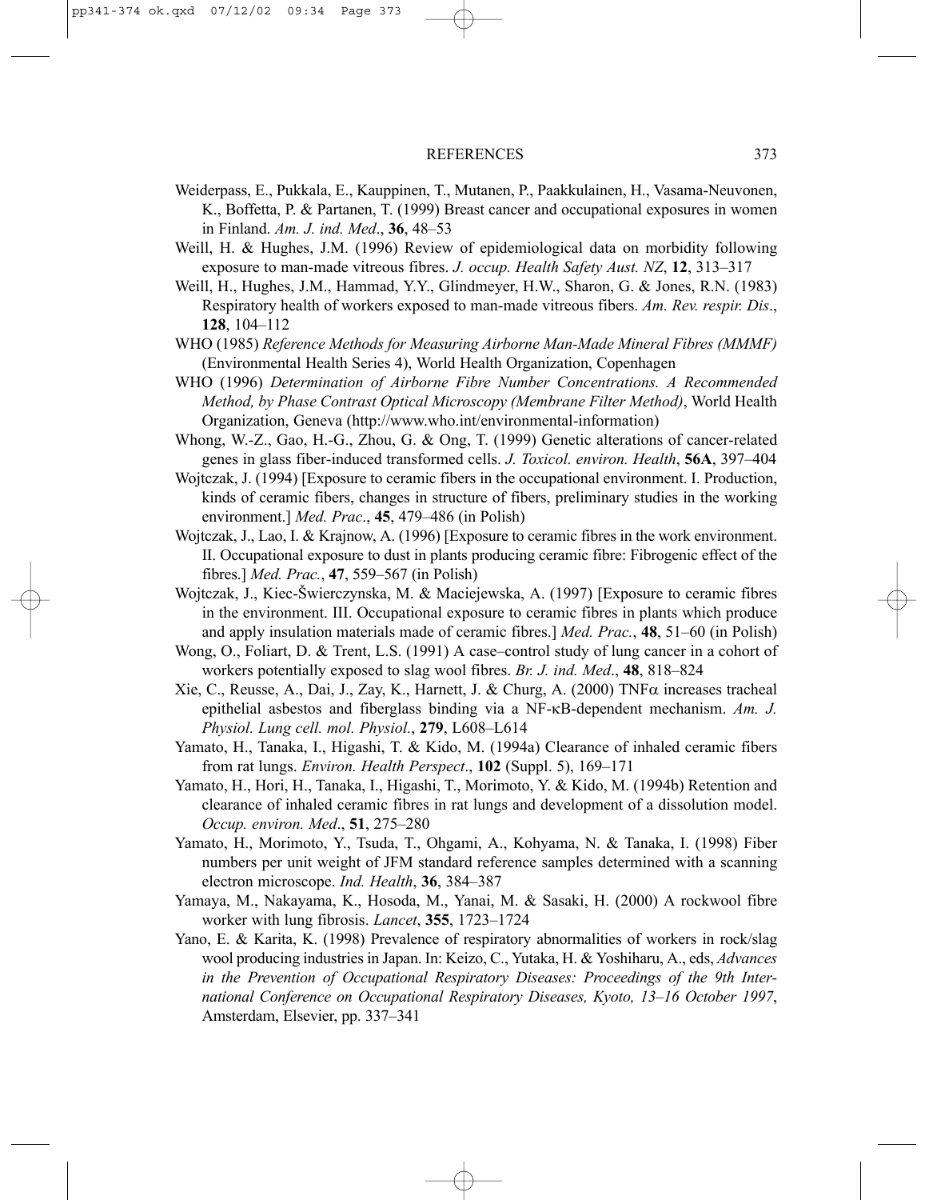Weiderpass, E., Pukkala, E., Kauppinen, T., Mutanen, P., Paakkulainen, H., Vasama-Neuvonen, K., Boffetta, P. & Partanen, T. (1999) Breast cancer and occupational exposures in women in Finland. *Am. J. ind. Med*., **36**, 48–53

Weill, H. & Hughes, J.M. (1996) Review of epidemiological data on morbidity following exposure to man-made vitreous fibres. *J. occup. Health Safety Aust. NZ*, **12**, 313–317

Weill, H., Hughes, J.M., Hammad, Y.Y., Glindmeyer, H.W., Sharon, G. & Jones, R.N. (1983) Respiratory health of workers exposed to man-made vitreous fibers. *Am. Rev. respir. Dis*., **128**, 104–112

WHO (1985) *Reference Methods for Measuring Airborne Man-Made Mineral Fibres (MMMF)* (Environmental Health Series 4), World Health Organization, Copenhagen

WHO (1996) *Determination of Airborne Fibre Number Concentrations. A Recommended Method, by Phase Contrast Optical Microscopy (Membrane Filter Method)*, World Health Organization, Geneva (http://www.who.int/environmental-information)

Whong, W.-Z., Gao, H.-G., Zhou, G. & Ong, T. (1999) Genetic alterations of cancer-related genes in glass fiber-induced transformed cells. *J. Toxicol. environ. Health*, **56A**, 397–404

Wojtczak, J. (1994) [Exposure to ceramic fibers in the occupational environment. I. Production, kinds of ceramic fibers, changes in structure of fibers, preliminary studies in the working environment.] *Med. Prac*., **45**, 479–486 (in Polish)

Wojtczak, J., Lao, I. & Krajnow, A. (1996) [Exposure to ceramic fibres in the work environment. II. Occupational exposure to dust in plants producing ceramic fibre: Fibrogenic effect of the fibres.] *Med. Prac.*, **47**, 559–567 (in Polish)

Wojtczak, J., Kiec-Świerczynska, M. & Maciejewska, A. (1997) [Exposure to ceramic fibres in the environment. III. Occupational exposure to ceramic fibres in plants which produce and apply insulation materials made of ceramic fibres.] *Med. Prac.*, **48**, 51–60 (in Polish)

Wong, O., Foliart, D. & Trent, L.S. (1991) A case–control study of lung cancer in a cohort of workers potentially exposed to slag wool fibres. *Br. J. ind. Med*., **48**, 818–824

Xie, C., Reusse, A., Dai, J., Zay, K., Harnett, J. & Churg, A. (2000) TNF$\alpha$ increases tracheal epithelial asbestos and fiberglass binding via a NF-κB-dependent mechanism. *Am. J. Physiol. Lung cell. mol. Physiol.*, **279**, L608–L614

Yamato, H., Tanaka, I., Higashi, T. & Kido, M. (1994a) Clearance of inhaled ceramic fibers from rat lungs. *Environ. Health Perspect*., **102** (Suppl. 5), 169–171

Yamato, H., Hori, H., Tanaka, I., Higashi, T., Morimoto, Y. & Kido, M. (1994b) Retention and clearance of inhaled ceramic fibres in rat lungs and development of a dissolution model. *Occup. environ. Med*., **51**, 275–280

Yamato, H., Morimoto, Y., Tsuda, T., Ohgami, A., Kohyama, N. & Tanaka, I. (1998) Fiber numbers per unit weight of JFM standard reference samples determined with a scanning electron microscope. *Ind. Health*, **36**, 384–387

Yamaya, M., Nakayama, K., Hosoda, M., Yanai, M. & Sasaki, H. (2000) A rockwool fibre worker with lung fibrosis. *Lancet*, **355**, 1723–1724

Yano, E. & Karita, K. (1998) Prevalence of respiratory abnormalities of workers in rock/slag wool producing industries in Japan. In: Keizo, C., Yutaka, H. & Yoshiharu, A., eds, *Advances in the Prevention of Occupational Respiratory Diseases: Proceedings of the 9th International Conference on Occupational Respiratory Diseases, Kyoto, 13–16 October 1997*, Amsterdam, Elsevier, pp. 337–341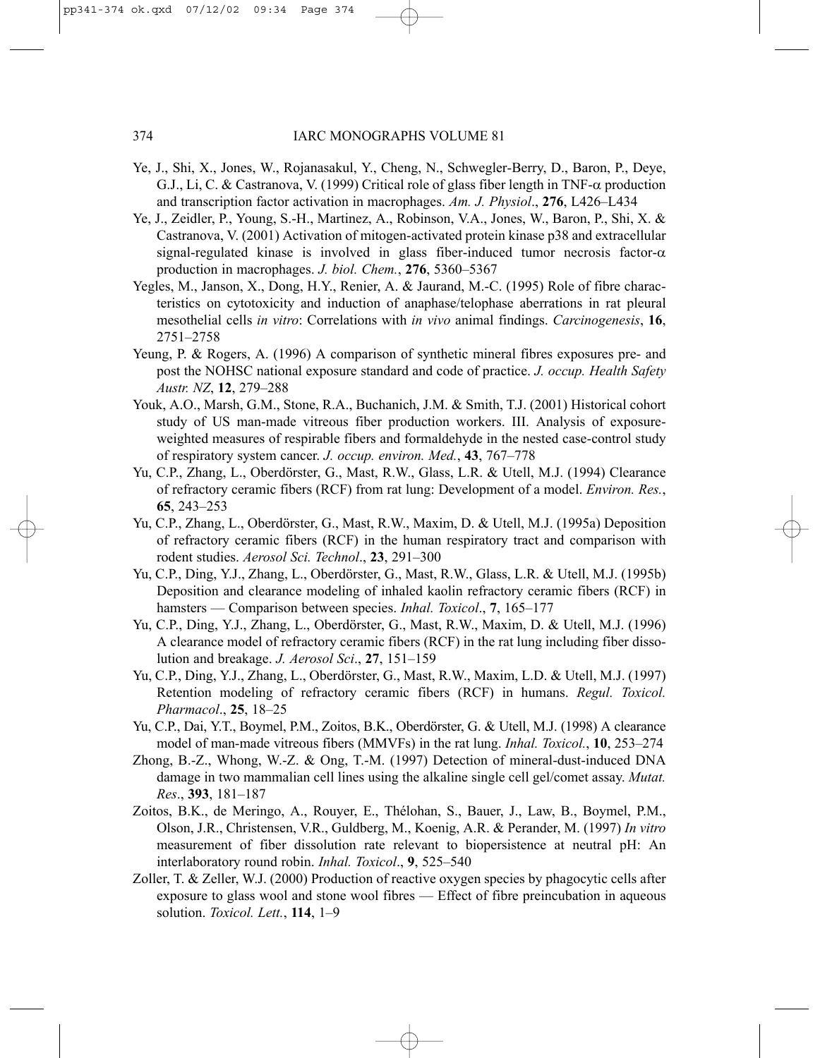Ye, J., Shi, X., Jones, W., Rojanasakul, Y., Cheng, N., Schwegler-Berry, D., Baron, P., Deye, G.J., Li, C. & Castranova, V. (1999) Critical role of glass fiber length in TNF-$\alpha$ production and transcription factor activation in macrophages. *Am. J. Physiol*., **276**, L426–L434

Ye, J., Zeidler, P., Young, S.-H., Martinez, A., Robinson, V.A., Jones, W., Baron, P., Shi, X. & Castranova, V. (2001) Activation of mitogen-activated protein kinase p38 and extracellular signal-regulated kinase is involved in glass fiber-induced tumor necrosis factor-$\alpha$ production in macrophages. *J. biol. Chem.*, **276**, 5360–5367

Yegles, M., Janson, X., Dong, H.Y., Renier, A. & Jaurand, M.-C. (1995) Role of fibre characteristics on cytotoxicity and induction of anaphase/telophase aberrations in rat pleural mesothelial cells *in vitro*: Correlations with *in vivo* animal findings. *Carcinogenesis*, **16**, 2751–2758

Yeung, P. & Rogers, A. (1996) A comparison of synthetic mineral fibres exposures pre- and post the NOHSC national exposure standard and code of practice. *J. occup. Health Safety Austr. NZ*, **12**, 279–288

Youk, A.O., Marsh, G.M., Stone, R.A., Buchanich, J.M. & Smith, T.J. (2001) Historical cohort study of US man-made vitreous fiber production workers. III. Analysis of exposure-weighted measures of respirable fibers and formaldehyde in the nested case-control study of respiratory system cancer. *J. occup. environ. Med.*, **43**, 767–778

Yu, C.P., Zhang, L., Oberdörster, G., Mast, R.W., Glass, L.R. & Utell, M.J. (1994) Clearance of refractory ceramic fibers (RCF) from rat lung: Development of a model. *Environ. Res.*, **65**, 243–253

Yu, C.P., Zhang, L., Oberdörster, G., Mast, R.W., Maxim, D. & Utell, M.J. (1995a) Deposition of refractory ceramic fibers (RCF) in the human respiratory tract and comparison with rodent studies. *Aerosol Sci. Technol*., **23**, 291–300

Yu, C.P., Ding, Y.J., Zhang, L., Oberdörster, G., Mast, R.W., Glass, L.R. & Utell, M.J. (1995b) Deposition and clearance modeling of inhaled kaolin refractory ceramic fibers (RCF) in hamsters — Comparison between species. *Inhal. Toxicol*., **7**, 165–177

Yu, C.P., Ding, Y.J., Zhang, L., Oberdörster, G., Mast, R.W., Maxim, D. & Utell, M.J. (1996) A clearance model of refractory ceramic fibers (RCF) in the rat lung including fiber dissolution and breakage. *J. Aerosol Sci*., **27**, 151–159

Yu, C.P., Ding, Y.J., Zhang, L., Oberdörster, G., Mast, R.W., Maxim, L.D. & Utell, M.J. (1997) Retention modeling of refractory ceramic fibers (RCF) in humans. *Regul. Toxicol. Pharmacol*., **25**, 18–25

Yu, C.P., Dai, Y.T., Boymel, P.M., Zoitos, B.K., Oberdörster, G. & Utell, M.J. (1998) A clearance model of man-made vitreous fibers (MMVFs) in the rat lung. *Inhal. Toxicol.*, **10**, 253–274

Zhong, B.-Z., Whong, W.-Z. & Ong, T.-M. (1997) Detection of mineral-dust-induced DNA damage in two mammalian cell lines using the alkaline single cell gel/comet assay. *Mutat. Res*., **393**, 181–187

Zoitos, B.K., de Meringo, A., Rouyer, E., Thélohan, S., Bauer, J., Law, B., Boymel, P.M., Olson, J.R., Christensen, V.R., Guldberg, M., Koenig, A.R. & Perander, M. (1997) *In vitro* measurement of fiber dissolution rate relevant to biopersistence at neutral pH: An interlaboratory round robin. *Inhal. Toxicol*., **9**, 525–540

Zoller, T. & Zeller, W.J. (2000) Production of reactive oxygen species by phagocytic cells after exposure to glass wool and stone wool fibres — Effect of fibre preincubation in aqueous solution. *Toxicol. Lett.*, **114**, 1–9